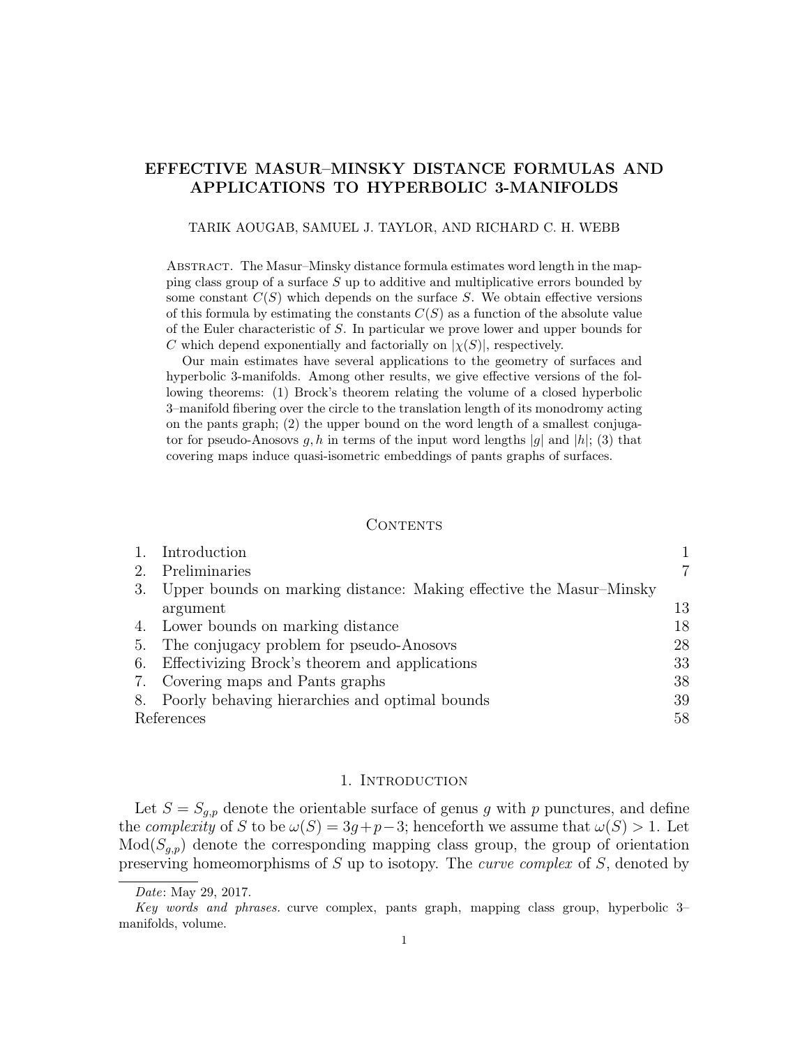# EFFECTIVE MASUR–MINSKY DISTANCE FORMULAS AND APPLICATIONS TO HYPERBOLIC 3-MANIFOLDS

TARIK AOUGAB, SAMUEL J. TAYLOR, AND RICHARD C. H. WEBB

Abstract. The Masur–Minsky distance formula estimates word length in the mapping class group of a surface $S$ up to additive and multiplicative errors bounded by some constant $C(S)$ which depends on the surface $S$. We obtain effective versions of this formula by estimating the constants $C(S)$ as a function of the absolute value of the Euler characteristic of $S$. In particular we prove lower and upper bounds for $C$ which depend exponentially and factorially on $|\chi(S)|$, respectively.

Our main estimates have several applications to the geometry of surfaces and hyperbolic 3-manifolds. Among other results, we give effective versions of the following theorems: (1) Brock's theorem relating the volume of a closed hyperbolic 3–manifold fibering over the circle to the translation length of its monodromy acting on the pants graph; (2) the upper bound on the word length of a smallest conjugator for pseudo-Anosovs $g, h$ in terms of the input word lengths $|g|$ and $|h|$; (3) that covering maps induce quasi-isometric embeddings of pants graphs of surfaces.

## Contents

| | | |
|---|---|---|
| 1. | Introduction | 1 |
| 2. | Preliminaries | 7 |
| 3. | Upper bounds on marking distance: Making effective the Masur–Minsky argument | 13 |
| 4. | Lower bounds on marking distance | 18 |
| 5. | The conjugacy problem for pseudo-Anosovs | 28 |
| 6. | Effectivizing Brock's theorem and applications | 33 |
| 7. | Covering maps and Pants graphs | 38 |
| 8. | Poorly behaving hierarchies and optimal bounds | 39 |
| | References | 58 |

## 1. Introduction

Let $S = S_{g,p}$ denote the orientable surface of genus $g$ with $p$ punctures, and define the *complexity* of $S$ to be $\omega(S) = 3g+p-3$; henceforth we assume that $\omega(S) > 1$. Let $\mathrm{Mod}(S_{g,p})$ denote the corresponding mapping class group, the group of orientation preserving homeomorphisms of $S$ up to isotopy. The *curve complex* of $S$, denoted by

*Date*: May 29, 2017.

*Key words and phrases.* curve complex, pants graph, mapping class group, hyperbolic 3–manifolds, volume.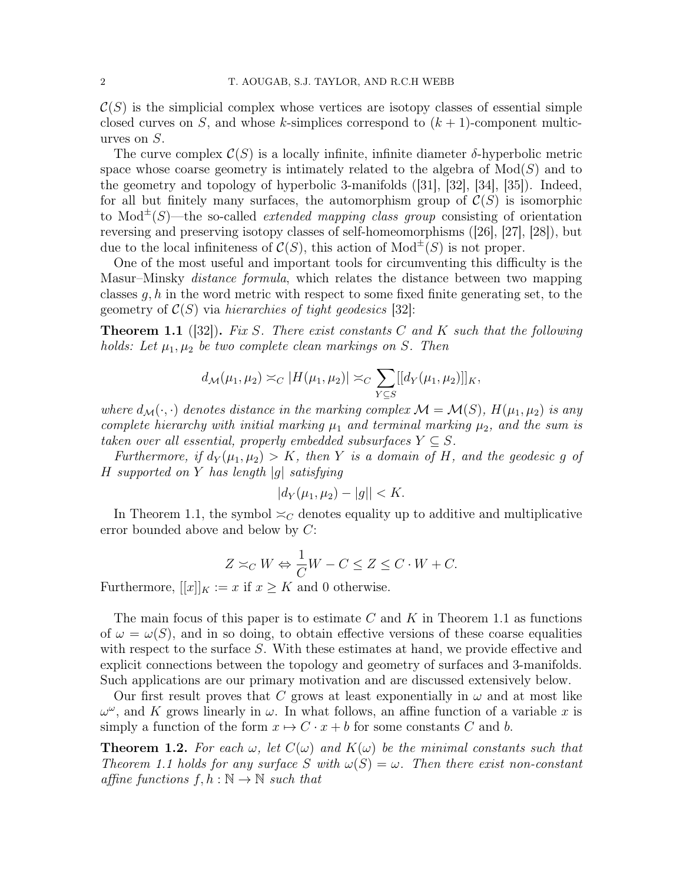$\mathcal{C}(S)$ is the simplicial complex whose vertices are isotopy classes of essential simple closed curves on $S$, and whose $k$-simplices correspond to $(k+1)$-component multicurves on $S$.

The curve complex $\mathcal{C}(S)$ is a locally infinite, infinite diameter $\delta$-hyperbolic metric space whose coarse geometry is intimately related to the algebra of $\mathrm{Mod}(S)$ and to the geometry and topology of hyperbolic 3-manifolds ([31], [32], [34], [35]). Indeed, for all but finitely many surfaces, the automorphism group of $\mathcal{C}(S)$ is isomorphic to $\mathrm{Mod}^{\pm}(S)$—the so-called *extended mapping class group* consisting of orientation reversing and preserving isotopy classes of self-homeomorphisms ([26], [27], [28]), but due to the local infiniteness of $\mathcal{C}(S)$, this action of $\mathrm{Mod}^{\pm}(S)$ is not proper.

One of the most useful and important tools for circumventing this difficulty is the Masur–Minsky *distance formula*, which relates the distance between two mapping classes $g, h$ in the word metric with respect to some fixed finite generating set, to the geometry of $\mathcal{C}(S)$ via *hierarchies of tight geodesics* [32]:

**Theorem 1.1** ([32]). *Fix $S$. There exist constants $C$ and $K$ such that the following holds: Let $\mu_1, \mu_2$ be two complete clean markings on $S$. Then*

$$d_{\mathcal{M}}(\mu_1, \mu_2) \asymp_C |H(\mu_1, \mu_2)| \asymp_C \sum_{Y \subseteq S} [[d_Y(\mu_1, \mu_2)]]_K,$$

*where $d_{\mathcal{M}}(\cdot, \cdot)$ denotes distance in the marking complex $\mathcal{M} = \mathcal{M}(S)$, $H(\mu_1, \mu_2)$ is any complete hierarchy with initial marking $\mu_1$ and terminal marking $\mu_2$, and the sum is taken over all essential, properly embedded subsurfaces $Y \subseteq S$.*

*Furthermore, if $d_Y(\mu_1, \mu_2) > K$, then $Y$ is a domain of $H$, and the geodesic $g$ of $H$ supported on $Y$ has length $|g|$ satisfying*

$$|d_Y(\mu_1, \mu_2) - |g|| < K.$$

In Theorem 1.1, the symbol $\asymp_C$ denotes equality up to additive and multiplicative error bounded above and below by $C$:

$$Z \asymp_C W \Leftrightarrow \frac{1}{C}W - C \leq Z \leq C \cdot W + C.$$

Furthermore, $[[x]]_K := x$ if $x \geq K$ and 0 otherwise.

The main focus of this paper is to estimate $C$ and $K$ in Theorem 1.1 as functions of $\omega = \omega(S)$, and in so doing, to obtain effective versions of these coarse equalities with respect to the surface $S$. With these estimates at hand, we provide effective and explicit connections between the topology and geometry of surfaces and 3-manifolds. Such applications are our primary motivation and are discussed extensively below.

Our first result proves that $C$ grows at least exponentially in $\omega$ and at most like $\omega^{\omega}$, and $K$ grows linearly in $\omega$. In what follows, an affine function of a variable $x$ is simply a function of the form $x \mapsto C \cdot x + b$ for some constants $C$ and $b$.

**Theorem 1.2.** *For each $\omega$, let $C(\omega)$ and $K(\omega)$ be the minimal constants such that Theorem 1.1 holds for any surface $S$ with $\omega(S) = \omega$. Then there exist non-constant affine functions $f, h : \mathbb{N} \to \mathbb{N}$ such that*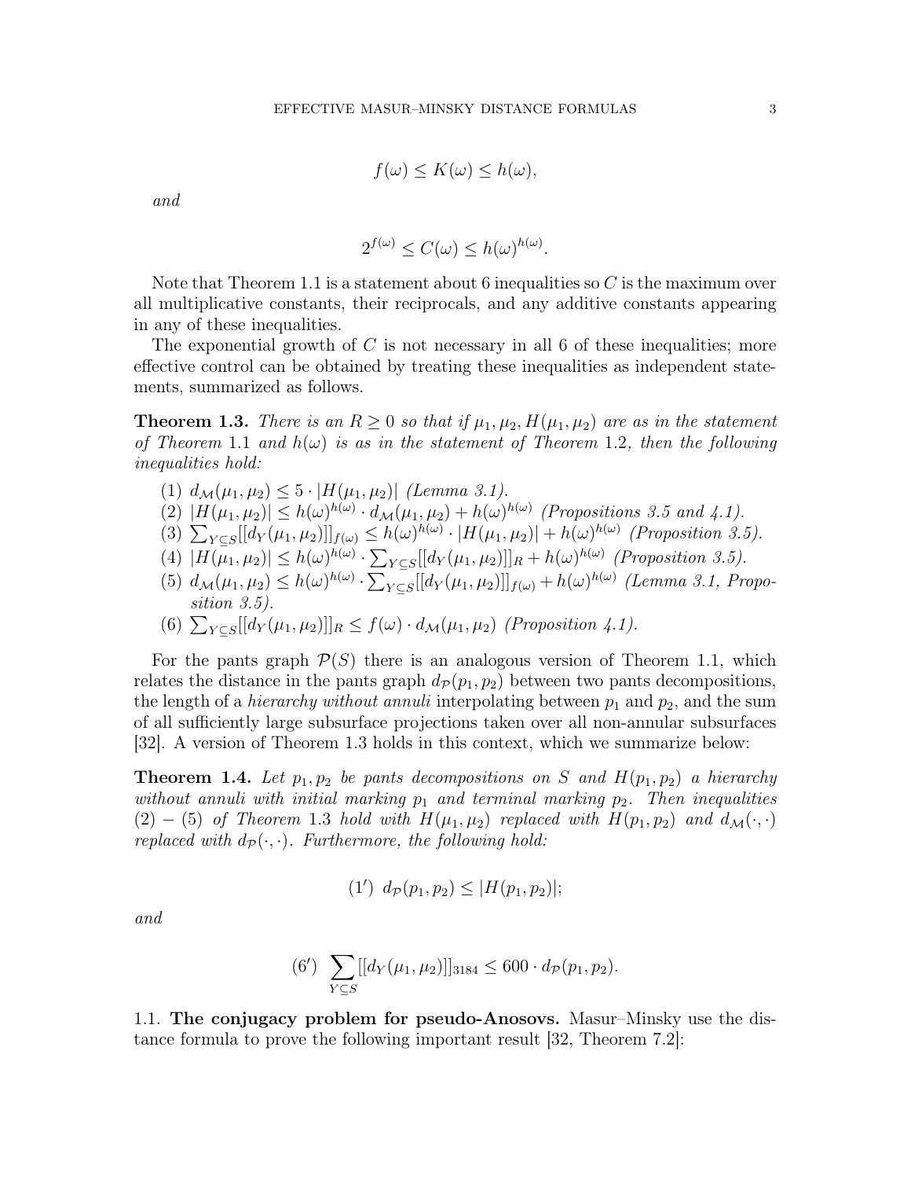$$f(\omega) \leq K(\omega) \leq h(\omega),$$

*and*

$$2^{f(\omega)} \leq C(\omega) \leq h(\omega)^{h(\omega)}.$$

Note that Theorem 1.1 is a statement about 6 inequalities so $C$ is the maximum over all multiplicative constants, their reciprocals, and any additive constants appearing in any of these inequalities.

The exponential growth of $C$ is not necessary in all 6 of these inequalities; more effective control can be obtained by treating these inequalities as independent statements, summarized as follows.

**Theorem 1.3.** *There is an $R \geq 0$ so that if $\mu_1, \mu_2, H(\mu_1, \mu_2)$ are as in the statement of Theorem* 1.1 *and $h(\omega)$ is as in the statement of Theorem* 1.2*, then the following inequalities hold:*

1. $d_{\mathcal{M}}(\mu_1, \mu_2) \leq 5 \cdot |H(\mu_1, \mu_2)|$ *(Lemma 3.1).*
2. $|H(\mu_1, \mu_2)| \leq h(\omega)^{h(\omega)} \cdot d_{\mathcal{M}}(\mu_1, \mu_2) + h(\omega)^{h(\omega)}$ *(Propositions 3.5 and 4.1).*
3. $\sum_{Y \subseteq S} [[d_Y(\mu_1, \mu_2)]]_{f(\omega)} \leq h(\omega)^{h(\omega)} \cdot |H(\mu_1, \mu_2)| + h(\omega)^{h(\omega)}$ *(Proposition 3.5).*
4. $|H(\mu_1, \mu_2)| \leq h(\omega)^{h(\omega)} \cdot \sum_{Y \subseteq S} [[d_Y(\mu_1, \mu_2)]]_R + h(\omega)^{h(\omega)}$ *(Proposition 3.5).*
5. $d_{\mathcal{M}}(\mu_1, \mu_2) \leq h(\omega)^{h(\omega)} \cdot \sum_{Y \subseteq S} [[d_Y(\mu_1, \mu_2)]]_{f(\omega)} + h(\omega)^{h(\omega)}$ *(Lemma 3.1, Proposition 3.5).*
6. $\sum_{Y \subseteq S} [[d_Y(\mu_1, \mu_2)]]_R \leq f(\omega) \cdot d_{\mathcal{M}}(\mu_1, \mu_2)$ *(Proposition 4.1).*

For the pants graph $\mathcal{P}(S)$ there is an analogous version of Theorem 1.1, which relates the distance in the pants graph $d_{\mathcal{P}}(p_1, p_2)$ between two pants decompositions, the length of a *hierarchy without annuli* interpolating between $p_1$ and $p_2$, and the sum of all sufficiently large subsurface projections taken over all non-annular subsurfaces [32]. A version of Theorem 1.3 holds in this context, which we summarize below:

**Theorem 1.4.** *Let $p_1, p_2$ be pants decompositions on $S$ and $H(p_1, p_2)$ a hierarchy without annuli with initial marking $p_1$ and terminal marking $p_2$. Then inequalities* (2) $-$ (5) *of Theorem* 1.3 *hold with $H(\mu_1, \mu_2)$ replaced with $H(p_1, p_2)$ and $d_{\mathcal{M}}(\cdot, \cdot)$ replaced with $d_{\mathcal{P}}(\cdot, \cdot)$. Furthermore, the following hold:*

$$(1') \;\; d_{\mathcal{P}}(p_1, p_2) \leq |H(p_1, p_2)|;$$

*and*

$$(6') \;\; \sum_{Y \subseteq S} [[d_Y(\mu_1, \mu_2)]]_{3184} \leq 600 \cdot d_{\mathcal{P}}(p_1, p_2).$$

1.1. **The conjugacy problem for pseudo-Anosovs.** Masur–Minsky use the distance formula to prove the following important result [32, Theorem 7.2]: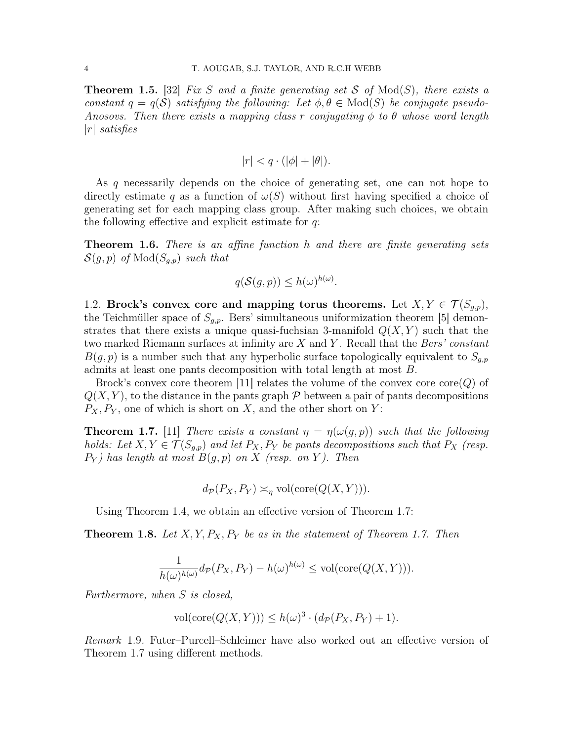**Theorem 1.5.** [32] *Fix $S$ and a finite generating set $\mathcal{S}$ of $\mathrm{Mod}(S)$, there exists a constant $q = q(\mathcal{S})$ satisfying the following: Let $\phi, \theta \in \mathrm{Mod}(S)$ be conjugate pseudo-Anosovs. Then there exists a mapping class $r$ conjugating $\phi$ to $\theta$ whose word length $|r|$ satisfies*

$$|r| < q \cdot (|\phi| + |\theta|).$$

As $q$ necessarily depends on the choice of generating set, one can not hope to directly estimate $q$ as a function of $\omega(S)$ without first having specified a choice of generating set for each mapping class group. After making such choices, we obtain the following effective and explicit estimate for $q$:

**Theorem 1.6.** *There is an affine function $h$ and there are finite generating sets $\mathcal{S}(g,p)$ of $\mathrm{Mod}(S_{g,p})$ such that*

$$q(\mathcal{S}(g,p)) \leq h(\omega)^{h(\omega)}.$$

1.2. **Brock's convex core and mapping torus theorems.** Let $X, Y \in \mathcal{T}(S_{g,p})$, the Teichmüller space of $S_{g,p}$. Bers' simultaneous uniformization theorem [5] demonstrates that there exists a unique quasi-fuchsian 3-manifold $Q(X,Y)$ such that the two marked Riemann surfaces at infinity are $X$ and $Y$. Recall that the *Bers' constant* $B(g,p)$ is a number such that any hyperbolic surface topologically equivalent to $S_{g,p}$ admits at least one pants decomposition with total length at most $B$.

Brock's convex core theorem [11] relates the volume of the convex core $\mathrm{core}(Q)$ of $Q(X,Y)$, to the distance in the pants graph $\mathcal{P}$ between a pair of pants decompositions $P_X, P_Y$, one of which is short on $X$, and the other short on $Y$:

**Theorem 1.7.** [11] *There exists a constant $\eta = \eta(\omega(g,p))$ such that the following holds: Let $X, Y \in \mathcal{T}(S_{g,p})$ and let $P_X, P_Y$ be pants decompositions such that $P_X$ (resp. $P_Y$) has length at most $B(g,p)$ on $X$ (resp. on $Y$). Then*

$$d_{\mathcal{P}}(P_X, P_Y) \asymp_{\eta} \mathrm{vol}(\mathrm{core}(Q(X,Y))).$$

Using Theorem 1.4, we obtain an effective version of Theorem 1.7:

**Theorem 1.8.** *Let $X, Y, P_X, P_Y$ be as in the statement of Theorem 1.7. Then*

$$\frac{1}{h(\omega)^{h(\omega)}} d_{\mathcal{P}}(P_X, P_Y) - h(\omega)^{h(\omega)} \leq \mathrm{vol}(\mathrm{core}(Q(X,Y))).$$

*Furthermore, when $S$ is closed,*

$$\mathrm{vol}(\mathrm{core}(Q(X,Y))) \leq h(\omega)^3 \cdot (d_{\mathcal{P}}(P_X, P_Y) + 1).$$

*Remark* 1.9. Futer–Purcell–Schleimer have also worked out an effective version of Theorem 1.7 using different methods.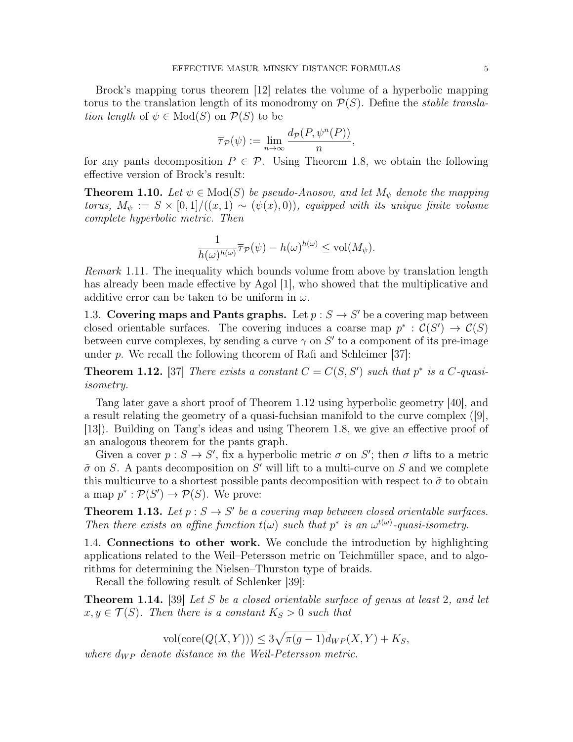Brock's mapping torus theorem [12] relates the volume of a hyperbolic mapping torus to the translation length of its monodromy on $\mathcal{P}(S)$. Define the *stable translation length* of $\psi \in \mathrm{Mod}(S)$ on $\mathcal{P}(S)$ to be

$$\overline{\tau}_{\mathcal{P}}(\psi) := \lim_{n\to\infty} \frac{d_{\mathcal{P}}(P, \psi^n(P))}{n},$$

for any pants decomposition $P \in \mathcal{P}$. Using Theorem 1.8, we obtain the following effective version of Brock's result:

**Theorem 1.10.** *Let $\psi \in \mathrm{Mod}(S)$ be pseudo-Anosov, and let $M_\psi$ denote the mapping torus, $M_\psi := S \times [0,1]/((x,1) \sim (\psi(x),0))$, equipped with its unique finite volume complete hyperbolic metric. Then*

$$\frac{1}{h(\omega)^{h(\omega)}}\overline{\tau}_{\mathcal{P}}(\psi) - h(\omega)^{h(\omega)} \leq \mathrm{vol}(M_\psi).$$

*Remark* 1.11. The inequality which bounds volume from above by translation length has already been made effective by Agol [1], who showed that the multiplicative and additive error can be taken to be uniform in $\omega$.

## 1.3. Covering maps and Pants graphs.

Let $p : S \to S'$ be a covering map between closed orientable surfaces. The covering induces a coarse map $p^* : \mathcal{C}(S') \to \mathcal{C}(S)$ between curve complexes, by sending a curve $\gamma$ on $S'$ to a component of its pre-image under $p$. We recall the following theorem of Rafi and Schleimer [37]:

**Theorem 1.12.** [37] *There exists a constant $C = C(S, S')$ such that $p^*$ is a $C$-quasi-isometry.*

Tang later gave a short proof of Theorem 1.12 using hyperbolic geometry [40], and a result relating the geometry of a quasi-fuchsian manifold to the curve complex ([9], [13]). Building on Tang's ideas and using Theorem 1.8, we give an effective proof of an analogous theorem for the pants graph.

Given a cover $p : S \to S'$, fix a hyperbolic metric $\sigma$ on $S'$; then $\sigma$ lifts to a metric $\tilde{\sigma}$ on $S$. A pants decomposition on $S'$ will lift to a multi-curve on $S$ and we complete this multicurve to a shortest possible pants decomposition with respect to $\tilde{\sigma}$ to obtain a map $p^* : \mathcal{P}(S') \to \mathcal{P}(S)$. We prove:

**Theorem 1.13.** *Let $p : S \to S'$ be a covering map between closed orientable surfaces. Then there exists an affine function $t(\omega)$ such that $p^*$ is an $\omega^{t(\omega)}$-quasi-isometry.*

## 1.4. Connections to other work.

We conclude the introduction by highlighting applications related to the Weil–Petersson metric on Teichmüller space, and to algorithms for determining the Nielsen–Thurston type of braids.

Recall the following result of Schlenker [39]:

**Theorem 1.14.** [39] *Let $S$ be a closed orientable surface of genus at least 2, and let $x, y \in \mathcal{T}(S)$. Then there is a constant $K_S > 0$ such that*

$$\mathrm{vol}(\mathrm{core}(Q(X,Y))) \leq 3\sqrt{\pi(g-1)}d_{WP}(X,Y) + K_S,$$

*where $d_{WP}$ denote distance in the Weil-Petersson metric.*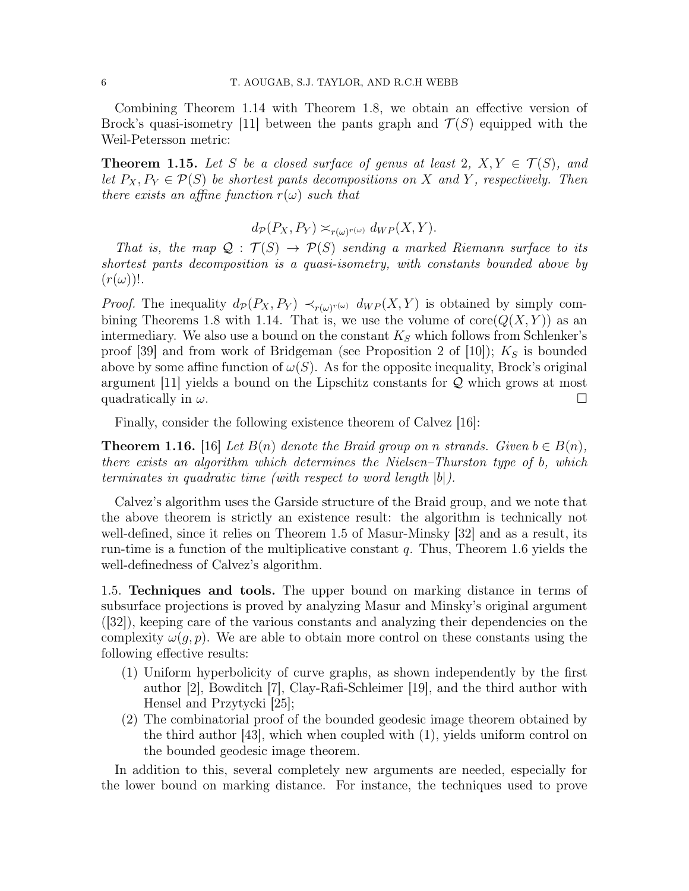Combining Theorem 1.14 with Theorem 1.8, we obtain an effective version of Brock's quasi-isometry [11] between the pants graph and $\mathcal{T}(S)$ equipped with the Weil-Petersson metric:

**Theorem 1.15.** *Let $S$ be a closed surface of genus at least 2, $X, Y \in \mathcal{T}(S)$, and let $P_X, P_Y \in \mathcal{P}(S)$ be shortest pants decompositions on $X$ and $Y$, respectively. Then there exists an affine function $r(\omega)$ such that*

$$d_{\mathcal{P}}(P_X, P_Y) \asymp_{r(\omega)^{r(\omega)}} d_{WP}(X, Y).$$

*That is, the map $\mathcal{Q} : \mathcal{T}(S) \to \mathcal{P}(S)$ sending a marked Riemann surface to its shortest pants decomposition is a quasi-isometry, with constants bounded above by $(r(\omega))!$.*

*Proof.* The inequality $d_{\mathcal{P}}(P_X, P_Y) \prec_{r(\omega)^{r(\omega)}} d_{WP}(X, Y)$ is obtained by simply combining Theorems 1.8 with 1.14. That is, we use the volume of $\text{core}(Q(X, Y))$ as an intermediary. We also use a bound on the constant $K_S$ which follows from Schlenker's proof [39] and from work of Bridgeman (see Proposition 2 of [10]); $K_S$ is bounded above by some affine function of $\omega(S)$. As for the opposite inequality, Brock's original argument [11] yields a bound on the Lipschitz constants for $\mathcal{Q}$ which grows at most quadratically in $\omega$. $\square$

Finally, consider the following existence theorem of Calvez [16]:

**Theorem 1.16.** [16] *Let $B(n)$ denote the Braid group on $n$ strands. Given $b \in B(n)$, there exists an algorithm which determines the Nielsen–Thurston type of $b$, which terminates in quadratic time (with respect to word length $|b|$).*

Calvez's algorithm uses the Garside structure of the Braid group, and we note that the above theorem is strictly an existence result: the algorithm is technically not well-defined, since it relies on Theorem 1.5 of Masur-Minsky [32] and as a result, its run-time is a function of the multiplicative constant $q$. Thus, Theorem 1.6 yields the well-definedness of Calvez's algorithm.

1.5. **Techniques and tools.** The upper bound on marking distance in terms of subsurface projections is proved by analyzing Masur and Minsky's original argument ([32]), keeping care of the various constants and analyzing their dependencies on the complexity $\omega(g, p)$. We are able to obtain more control on these constants using the following effective results:

1. Uniform hyperbolicity of curve graphs, as shown independently by the first author [2], Bowditch [7], Clay-Rafi-Schleimer [19], and the third author with Hensel and Przytycki [25];
2. The combinatorial proof of the bounded geodesic image theorem obtained by the third author [43], which when coupled with (1), yields uniform control on the bounded geodesic image theorem.

In addition to this, several completely new arguments are needed, especially for the lower bound on marking distance. For instance, the techniques used to prove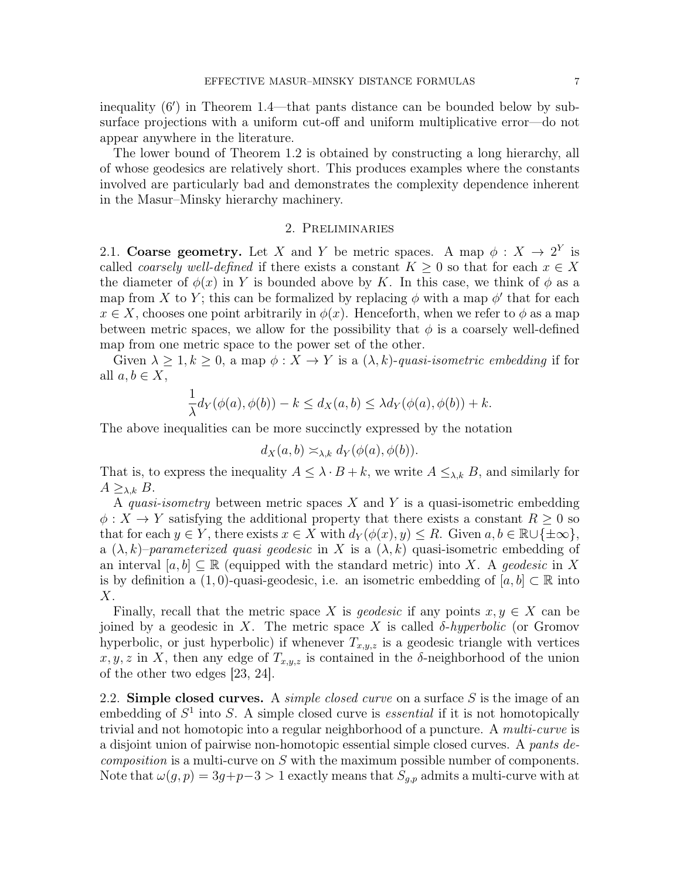inequality (6′) in Theorem 1.4—that pants distance can be bounded below by subsurface projections with a uniform cut-off and uniform multiplicative error—do not appear anywhere in the literature.

The lower bound of Theorem 1.2 is obtained by constructing a long hierarchy, all of whose geodesics are relatively short. This produces examples where the constants involved are particularly bad and demonstrates the complexity dependence inherent in the Masur–Minsky hierarchy machinery.

## 2. Preliminaries

**2.1. Coarse geometry.** Let $X$ and $Y$ be metric spaces. A map $\phi : X \to 2^Y$ is called *coarsely well-defined* if there exists a constant $K \geq 0$ so that for each $x \in X$ the diameter of $\phi(x)$ in $Y$ is bounded above by $K$. In this case, we think of $\phi$ as a map from $X$ to $Y$; this can be formalized by replacing $\phi$ with a map $\phi'$ that for each $x \in X$, chooses one point arbitrarily in $\phi(x)$. Henceforth, when we refer to $\phi$ as a map between metric spaces, we allow for the possibility that $\phi$ is a coarsely well-defined map from one metric space to the power set of the other.

Given $\lambda \geq 1, k \geq 0$, a map $\phi : X \to Y$ is a $(\lambda, k)$-*quasi-isometric embedding* if for all $a, b \in X$,

$$\frac{1}{\lambda} d_Y(\phi(a), \phi(b)) - k \leq d_X(a, b) \leq \lambda d_Y(\phi(a), \phi(b)) + k.$$

The above inequalities can be more succinctly expressed by the notation

$$d_X(a, b) \asymp_{\lambda,k} d_Y(\phi(a), \phi(b)).$$

That is, to express the inequality $A \leq \lambda \cdot B + k$, we write $A \leq_{\lambda,k} B$, and similarly for $A \geq_{\lambda,k} B$.

A *quasi-isometry* between metric spaces $X$ and $Y$ is a quasi-isometric embedding $\phi : X \to Y$ satisfying the additional property that there exists a constant $R \geq 0$ so that for each $y \in Y$, there exists $x \in X$ with $d_Y(\phi(x), y) \leq R$. Given $a, b \in \mathbb{R} \cup \{\pm\infty\}$, a $(\lambda, k)$–*parameterized quasi geodesic* in $X$ is a $(\lambda, k)$ quasi-isometric embedding of an interval $[a, b] \subseteq \mathbb{R}$ (equipped with the standard metric) into $X$. A *geodesic* in $X$ is by definition a $(1, 0)$-quasi-geodesic, i.e. an isometric embedding of $[a, b] \subset \mathbb{R}$ into $X$.

Finally, recall that the metric space $X$ is *geodesic* if any points $x, y \in X$ can be joined by a geodesic in $X$. The metric space $X$ is called $\delta$-*hyperbolic* (or Gromov hyperbolic, or just hyperbolic) if whenever $T_{x,y,z}$ is a geodesic triangle with vertices $x, y, z$ in $X$, then any edge of $T_{x,y,z}$ is contained in the $\delta$-neighborhood of the union of the other two edges [23, 24].

**2.2. Simple closed curves.** A *simple closed curve* on a surface $S$ is the image of an embedding of $S^1$ into $S$. A simple closed curve is *essential* if it is not homotopically trivial and not homotopic into a regular neighborhood of a puncture. A *multi-curve* is a disjoint union of pairwise non-homotopic essential simple closed curves. A *pants decomposition* is a multi-curve on $S$ with the maximum possible number of components. Note that $\omega(g, p) = 3g+p-3 > 1$ exactly means that $S_{g,p}$ admits a multi-curve with at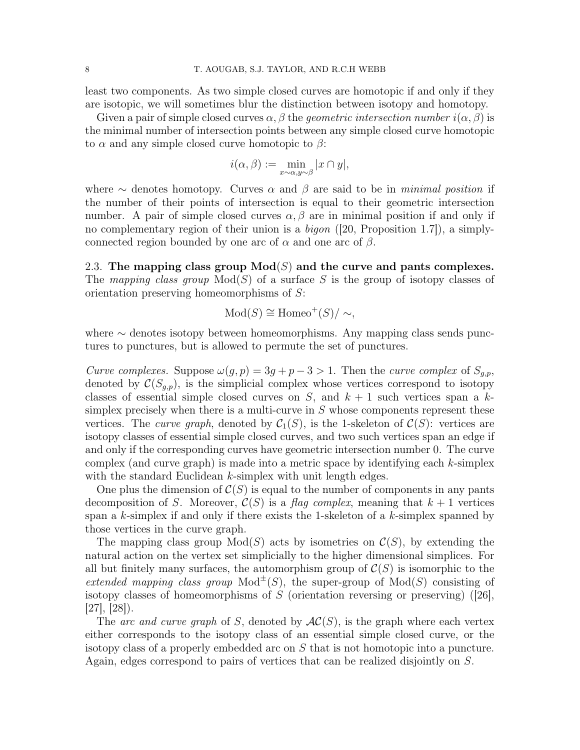least two components. As two simple closed curves are homotopic if and only if they are isotopic, we will sometimes blur the distinction between isotopy and homotopy.

Given a pair of simple closed curves $\alpha, \beta$ the *geometric intersection number* $i(\alpha, \beta)$ is the minimal number of intersection points between any simple closed curve homotopic to $\alpha$ and any simple closed curve homotopic to $\beta$:

$$i(\alpha, \beta) := \min_{x \sim \alpha, y \sim \beta} |x \cap y|,$$

where $\sim$ denotes homotopy. Curves $\alpha$ and $\beta$ are said to be in *minimal position* if the number of their points of intersection is equal to their geometric intersection number. A pair of simple closed curves $\alpha, \beta$ are in minimal position if and only if no complementary region of their union is a *bigon* ([20, Proposition 1.7]), a simply-connected region bounded by one arc of $\alpha$ and one arc of $\beta$.

### 2.3. The mapping class group $\mathrm{Mod}(S)$ and the curve and pants complexes.

The *mapping class group* $\mathrm{Mod}(S)$ of a surface $S$ is the group of isotopy classes of orientation preserving homeomorphisms of $S$:

$$\mathrm{Mod}(S) \cong \mathrm{Homeo}^+(S)/\sim,$$

where $\sim$ denotes isotopy between homeomorphisms. Any mapping class sends punctures to punctures, but is allowed to permute the set of punctures.

*Curve complexes.* Suppose $\omega(g,p) = 3g + p - 3 > 1$. Then the *curve complex* of $S_{g,p}$, denoted by $\mathcal{C}(S_{g,p})$, is the simplicial complex whose vertices correspond to isotopy classes of essential simple closed curves on $S$, and $k+1$ such vertices span a $k$-simplex precisely when there is a multi-curve in $S$ whose components represent these vertices. The *curve graph*, denoted by $\mathcal{C}_1(S)$, is the 1-skeleton of $\mathcal{C}(S)$: vertices are isotopy classes of essential simple closed curves, and two such vertices span an edge if and only if the corresponding curves have geometric intersection number 0. The curve complex (and curve graph) is made into a metric space by identifying each $k$-simplex with the standard Euclidean $k$-simplex with unit length edges.

One plus the dimension of $\mathcal{C}(S)$ is equal to the number of components in any pants decomposition of $S$. Moreover, $\mathcal{C}(S)$ is a *flag complex*, meaning that $k+1$ vertices span a $k$-simplex if and only if there exists the 1-skeleton of a $k$-simplex spanned by those vertices in the curve graph.

The mapping class group $\mathrm{Mod}(S)$ acts by isometries on $\mathcal{C}(S)$, by extending the natural action on the vertex set simplicially to the higher dimensional simplices. For all but finitely many surfaces, the automorphism group of $\mathcal{C}(S)$ is isomorphic to the *extended mapping class group* $\mathrm{Mod}^{\pm}(S)$, the super-group of $\mathrm{Mod}(S)$ consisting of isotopy classes of homeomorphisms of $S$ (orientation reversing or preserving) ([26], [27], [28]).

The *arc and curve graph* of $S$, denoted by $\mathcal{AC}(S)$, is the graph where each vertex either corresponds to the isotopy class of an essential simple closed curve, or the isotopy class of a properly embedded arc on $S$ that is not homotopic into a puncture. Again, edges correspond to pairs of vertices that can be realized disjointly on $S$.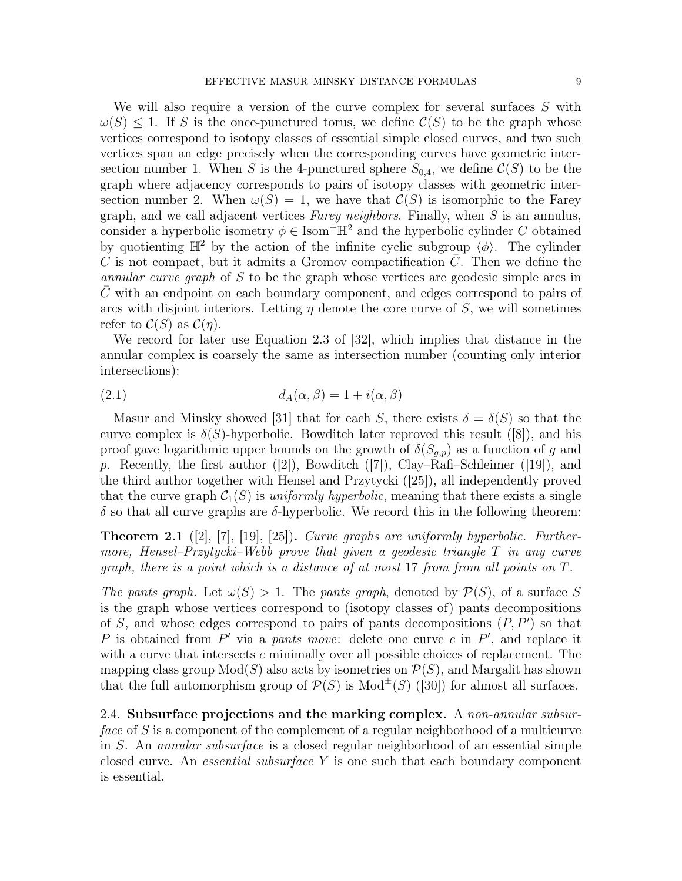We will also require a version of the curve complex for several surfaces $S$ with $\omega(S) \leq 1$. If $S$ is the once-punctured torus, we define $\mathcal{C}(S)$ to be the graph whose vertices correspond to isotopy classes of essential simple closed curves, and two such vertices span an edge precisely when the corresponding curves have geometric intersection number 1. When $S$ is the 4-punctured sphere $S_{0,4}$, we define $\mathcal{C}(S)$ to be the graph where adjacency corresponds to pairs of isotopy classes with geometric intersection number 2. When $\omega(S) = 1$, we have that $\mathcal{C}(S)$ is isomorphic to the Farey graph, and we call adjacent vertices *Farey neighbors*. Finally, when $S$ is an annulus, consider a hyperbolic isometry $\phi \in \mathrm{Isom}^+\mathbb{H}^2$ and the hyperbolic cylinder $C$ obtained by quotienting $\mathbb{H}^2$ by the action of the infinite cyclic subgroup $\langle\phi\rangle$. The cylinder $C$ is not compact, but it admits a Gromov compactification $\bar{C}$. Then we define the *annular curve graph* of $S$ to be the graph whose vertices are geodesic simple arcs in $\bar{C}$ with an endpoint on each boundary component, and edges correspond to pairs of arcs with disjoint interiors. Letting $\eta$ denote the core curve of $S$, we will sometimes refer to $\mathcal{C}(S)$ as $\mathcal{C}(\eta)$.

We record for later use Equation 2.3 of [32], which implies that distance in the annular complex is coarsely the same as intersection number (counting only interior intersections):

$$d_A(\alpha, \beta) = 1 + i(\alpha, \beta) \tag{2.1}$$

Masur and Minsky showed [31] that for each $S$, there exists $\delta = \delta(S)$ so that the curve complex is $\delta(S)$-hyperbolic. Bowditch later reproved this result ([8]), and his proof gave logarithmic upper bounds on the growth of $\delta(S_{g,p})$ as a function of $g$ and $p$. Recently, the first author ([2]), Bowditch ([7]), Clay–Rafi–Schleimer ([19]), and the third author together with Hensel and Przytycki ([25]), all independently proved that the curve graph $\mathcal{C}_1(S)$ is *uniformly hyperbolic*, meaning that there exists a single $\delta$ so that all curve graphs are $\delta$-hyperbolic. We record this in the following theorem:

**Theorem 2.1** ([2], [7], [19], [25])**.** *Curve graphs are uniformly hyperbolic. Furthermore, Hensel–Przytycki–Webb prove that given a geodesic triangle $T$ in any curve graph, there is a point which is a distance of at most 17 from from all points on $T$.*

*The pants graph.* Let $\omega(S) > 1$. The *pants graph*, denoted by $\mathcal{P}(S)$, of a surface $S$ is the graph whose vertices correspond to (isotopy classes of) pants decompositions of $S$, and whose edges correspond to pairs of pants decompositions $(P, P')$ so that $P$ is obtained from $P'$ via a *pants move*: delete one curve $c$ in $P'$, and replace it with a curve that intersects $c$ minimally over all possible choices of replacement. The mapping class group $\mathrm{Mod}(S)$ also acts by isometries on $\mathcal{P}(S)$, and Margalit has shown that the full automorphism group of $\mathcal{P}(S)$ is $\mathrm{Mod}^{\pm}(S)$ ([30]) for almost all surfaces.

2.4. **Subsurface projections and the marking complex.** A *non-annular subsurface* of $S$ is a component of the complement of a regular neighborhood of a multicurve in $S$. An *annular subsurface* is a closed regular neighborhood of an essential simple closed curve. An *essential subsurface* $Y$ is one such that each boundary component is essential.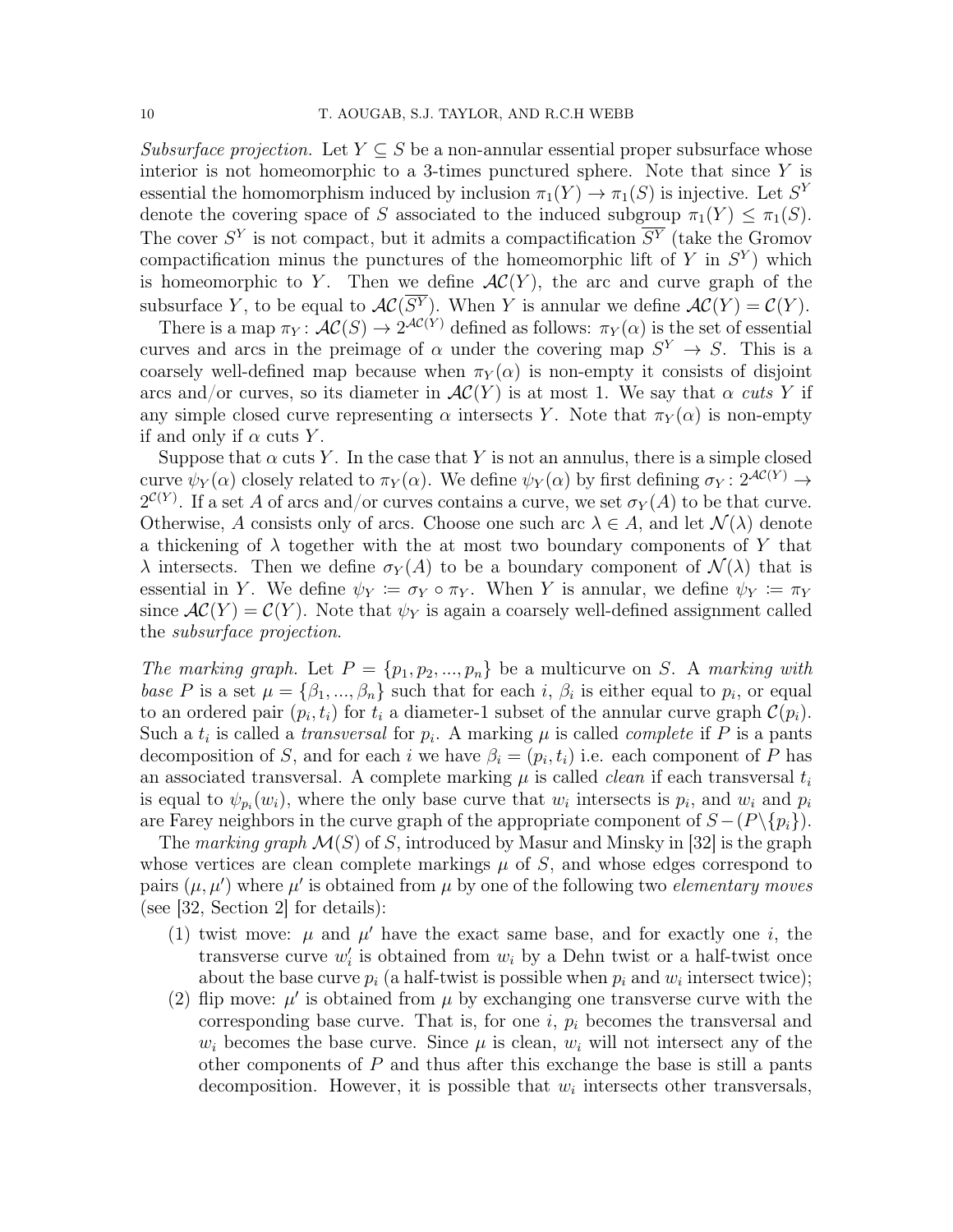*Subsurface projection.* Let $Y \subseteq S$ be a non-annular essential proper subsurface whose interior is not homeomorphic to a 3-times punctured sphere. Note that since $Y$ is essential the homomorphism induced by inclusion $\pi_1(Y) \to \pi_1(S)$ is injective. Let $S^Y$ denote the covering space of $S$ associated to the induced subgroup $\pi_1(Y) \leq \pi_1(S)$. The cover $S^Y$ is not compact, but it admits a compactification $\overline{S^Y}$ (take the Gromov compactification minus the punctures of the homeomorphic lift of $Y$ in $S^Y$) which is homeomorphic to $Y$. Then we define $\mathcal{AC}(Y)$, the arc and curve graph of the subsurface $Y$, to be equal to $\mathcal{AC}(\overline{S^Y})$. When $Y$ is annular we define $\mathcal{AC}(Y) = \mathcal{C}(Y)$.

There is a map $\pi_Y \colon \mathcal{AC}(S) \to 2^{\mathcal{AC}(Y)}$ defined as follows: $\pi_Y(\alpha)$ is the set of essential curves and arcs in the preimage of $\alpha$ under the covering map $S^Y \to S$. This is a coarsely well-defined map because when $\pi_Y(\alpha)$ is non-empty it consists of disjoint arcs and/or curves, so its diameter in $\mathcal{AC}(Y)$ is at most 1. We say that $\alpha$ *cuts* $Y$ if any simple closed curve representing $\alpha$ intersects $Y$. Note that $\pi_Y(\alpha)$ is non-empty if and only if $\alpha$ cuts $Y$.

Suppose that $\alpha$ cuts $Y$. In the case that $Y$ is not an annulus, there is a simple closed curve $\psi_Y(\alpha)$ closely related to $\pi_Y(\alpha)$. We define $\psi_Y(\alpha)$ by first defining $\sigma_Y \colon 2^{\mathcal{AC}(Y)} \to 2^{\mathcal{C}(Y)}$. If a set $A$ of arcs and/or curves contains a curve, we set $\sigma_Y(A)$ to be that curve. Otherwise, $A$ consists only of arcs. Choose one such arc $\lambda \in A$, and let $\mathcal{N}(\lambda)$ denote a thickening of $\lambda$ together with the at most two boundary components of $Y$ that $\lambda$ intersects. Then we define $\sigma_Y(A)$ to be a boundary component of $\mathcal{N}(\lambda)$ that is essential in $Y$. We define $\psi_Y := \sigma_Y \circ \pi_Y$. When $Y$ is annular, we define $\psi_Y := \pi_Y$ since $\mathcal{AC}(Y) = \mathcal{C}(Y)$. Note that $\psi_Y$ is again a coarsely well-defined assignment called the *subsurface projection*.

*The marking graph.* Let $P = \{p_1, p_2, ..., p_n\}$ be a multicurve on $S$. A *marking with base* $P$ is a set $\mu = \{\beta_1, ..., \beta_n\}$ such that for each $i$, $\beta_i$ is either equal to $p_i$, or equal to an ordered pair $(p_i, t_i)$ for $t_i$ a diameter-1 subset of the annular curve graph $\mathcal{C}(p_i)$. Such a $t_i$ is called a *transversal* for $p_i$. A marking $\mu$ is called *complete* if $P$ is a pants decomposition of $S$, and for each $i$ we have $\beta_i = (p_i, t_i)$ i.e. each component of $P$ has an associated transversal. A complete marking $\mu$ is called *clean* if each transversal $t_i$ is equal to $\psi_{p_i}(w_i)$, where the only base curve that $w_i$ intersects is $p_i$, and $w_i$ and $p_i$ are Farey neighbors in the curve graph of the appropriate component of $S - (P \backslash \{p_i\})$.

The *marking graph* $\mathcal{M}(S)$ of $S$, introduced by Masur and Minsky in [32] is the graph whose vertices are clean complete markings $\mu$ of $S$, and whose edges correspond to pairs $(\mu, \mu')$ where $\mu'$ is obtained from $\mu$ by one of the following two *elementary moves* (see [32, Section 2] for details):

1. twist move: $\mu$ and $\mu'$ have the exact same base, and for exactly one $i$, the transverse curve $w_i'$ is obtained from $w_i$ by a Dehn twist or a half-twist once about the base curve $p_i$ (a half-twist is possible when $p_i$ and $w_i$ intersect twice);
2. flip move: $\mu'$ is obtained from $\mu$ by exchanging one transverse curve with the corresponding base curve. That is, for one $i$, $p_i$ becomes the transversal and $w_i$ becomes the base curve. Since $\mu$ is clean, $w_i$ will not intersect any of the other components of $P$ and thus after this exchange the base is still a pants decomposition. However, it is possible that $w_i$ intersects other transversals,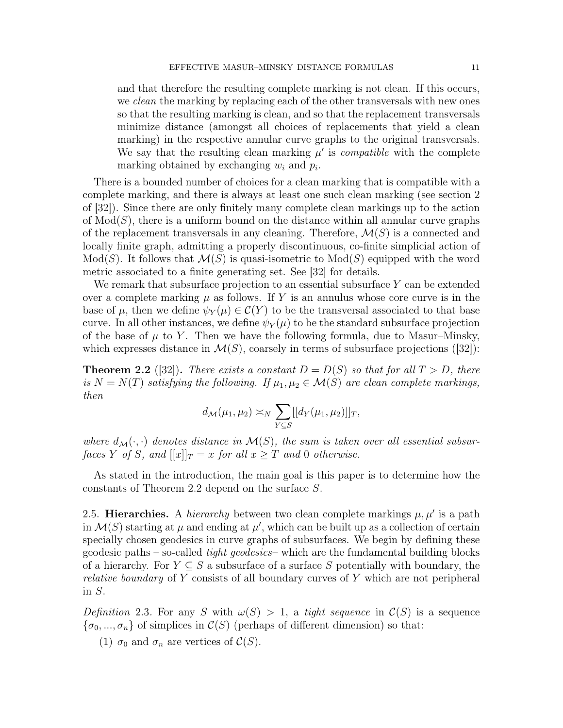and that therefore the resulting complete marking is not clean. If this occurs, we *clean* the marking by replacing each of the other transversals with new ones so that the resulting marking is clean, and so that the replacement transversals minimize distance (amongst all choices of replacements that yield a clean marking) in the respective annular curve graphs to the original transversals. We say that the resulting clean marking $\mu'$ is *compatible* with the complete marking obtained by exchanging $w_i$ and $p_i$.

There is a bounded number of choices for a clean marking that is compatible with a complete marking, and there is always at least one such clean marking (see section 2 of [32]). Since there are only finitely many complete clean markings up to the action of $\mathrm{Mod}(S)$, there is a uniform bound on the distance within all annular curve graphs of the replacement transversals in any cleaning. Therefore, $\mathcal{M}(S)$ is a connected and locally finite graph, admitting a properly discontinuous, co-finite simplicial action of $\mathrm{Mod}(S)$. It follows that $\mathcal{M}(S)$ is quasi-isometric to $\mathrm{Mod}(S)$ equipped with the word metric associated to a finite generating set. See [32] for details.

We remark that subsurface projection to an essential subsurface $Y$ can be extended over a complete marking $\mu$ as follows. If $Y$ is an annulus whose core curve is in the base of $\mu$, then we define $\psi_Y(\mu) \in \mathcal{C}(Y)$ to be the transversal associated to that base curve. In all other instances, we define $\psi_Y(\mu)$ to be the standard subsurface projection of the base of $\mu$ to $Y$. Then we have the following formula, due to Masur–Minsky, which expresses distance in $\mathcal{M}(S)$, coarsely in terms of subsurface projections ([32]):

**Theorem 2.2** ([32])**.** *There exists a constant $D = D(S)$ so that for all $T > D$, there is $N = N(T)$ satisfying the following. If $\mu_1, \mu_2 \in \mathcal{M}(S)$ are clean complete markings, then*

$$d_{\mathcal{M}}(\mu_1, \mu_2) \asymp_N \sum_{Y \subseteq S} [[d_Y(\mu_1, \mu_2)]]_T,$$

*where $d_{\mathcal{M}}(\cdot, \cdot)$ denotes distance in $\mathcal{M}(S)$, the sum is taken over all essential subsurfaces $Y$ of $S$, and $[[x]]_T = x$ for all $x \geq T$ and $0$ otherwise.*

As stated in the introduction, the main goal is this paper is to determine how the constants of Theorem 2.2 depend on the surface $S$.

2.5. **Hierarchies.** A *hierarchy* between two clean complete markings $\mu, \mu'$ is a path in $\mathcal{M}(S)$ starting at $\mu$ and ending at $\mu'$, which can be built up as a collection of certain specially chosen geodesics in curve graphs of subsurfaces. We begin by defining these geodesic paths – so-called *tight geodesics*– which are the fundamental building blocks of a hierarchy. For $Y \subseteq S$ a subsurface of a surface $S$ potentially with boundary, the *relative boundary* of $Y$ consists of all boundary curves of $Y$ which are not peripheral in $S$.

*Definition* 2.3. For any $S$ with $\omega(S) > 1$, a *tight sequence* in $\mathcal{C}(S)$ is a sequence $\{\sigma_0, ..., \sigma_n\}$ of simplices in $\mathcal{C}(S)$ (perhaps of different dimension) so that:

(1) $\sigma_0$ and $\sigma_n$ are vertices of $\mathcal{C}(S)$.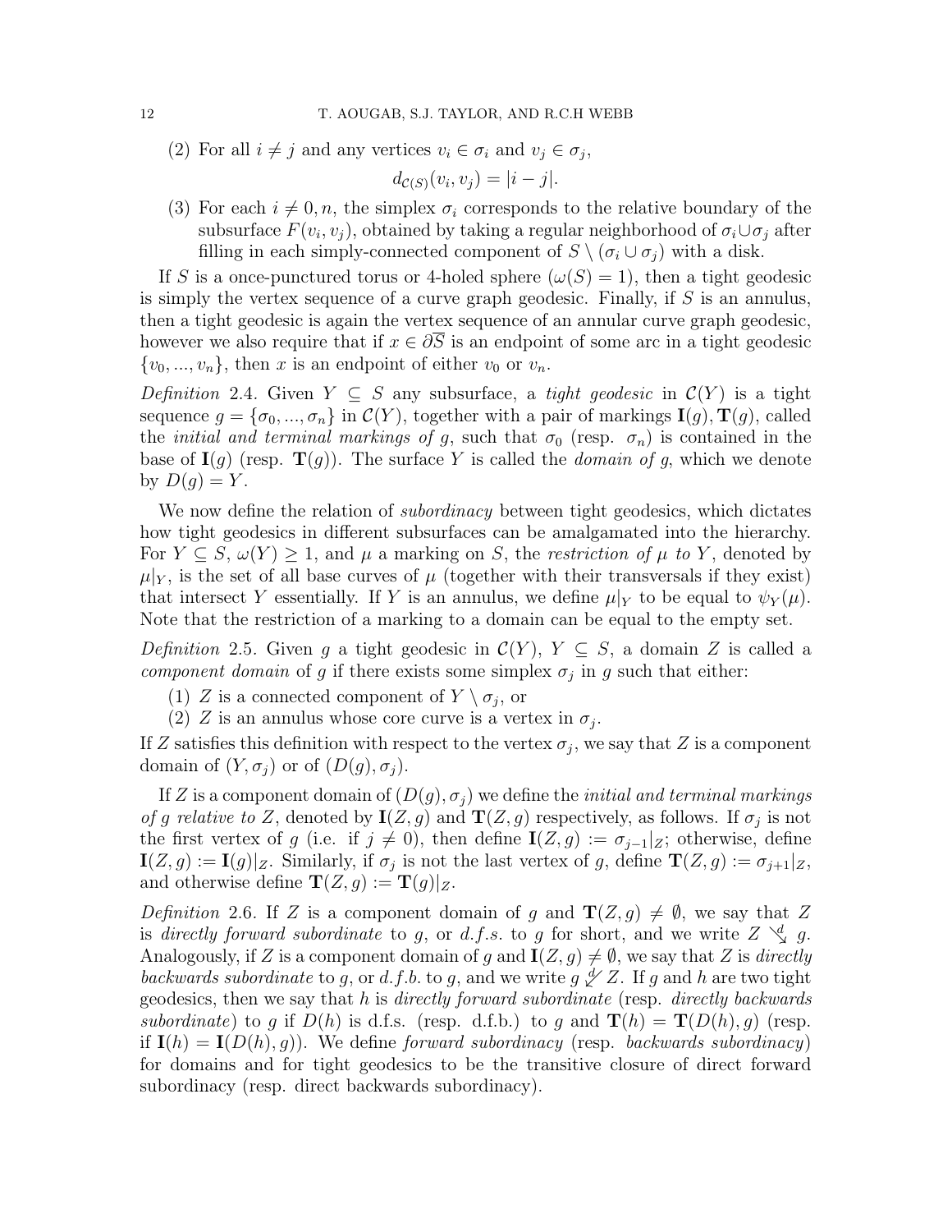(2) For all $i \neq j$ and any vertices $v_i \in \sigma_i$ and $v_j \in \sigma_j$,

$$d_{\mathcal{C}(S)}(v_i, v_j) = |i - j|.$$

(3) For each $i \neq 0, n$, the simplex $\sigma_i$ corresponds to the relative boundary of the subsurface $F(v_i, v_j)$, obtained by taking a regular neighborhood of $\sigma_i \cup \sigma_j$ after filling in each simply-connected component of $S \setminus (\sigma_i \cup \sigma_j)$ with a disk.

If $S$ is a once-punctured torus or 4-holed sphere ($\omega(S) = 1$), then a tight geodesic is simply the vertex sequence of a curve graph geodesic. Finally, if $S$ is an annulus, then a tight geodesic is again the vertex sequence of an annular curve graph geodesic, however we also require that if $x \in \partial\overline{S}$ is an endpoint of some arc in a tight geodesic $\{v_0, ..., v_n\}$, then $x$ is an endpoint of either $v_0$ or $v_n$.

*Definition* 2.4. Given $Y \subseteq S$ any subsurface, a *tight geodesic* in $\mathcal{C}(Y)$ is a tight sequence $g = \{\sigma_0, ..., \sigma_n\}$ in $\mathcal{C}(Y)$, together with a pair of markings $\mathbf{I}(g), \mathbf{T}(g)$, called the *initial and terminal markings of* $g$, such that $\sigma_0$ (resp. $\sigma_n$) is contained in the base of $\mathbf{I}(g)$ (resp. $\mathbf{T}(g)$). The surface $Y$ is called the *domain of* $g$, which we denote by $D(g) = Y$.

We now define the relation of *subordinacy* between tight geodesics, which dictates how tight geodesics in different subsurfaces can be amalgamated into the hierarchy. For $Y \subseteq S$, $\omega(Y) \geq 1$, and $\mu$ a marking on $S$, the *restriction of* $\mu$ *to* $Y$, denoted by $\mu|_Y$, is the set of all base curves of $\mu$ (together with their transversals if they exist) that intersect $Y$ essentially. If $Y$ is an annulus, we define $\mu|_Y$ to be equal to $\psi_Y(\mu)$. Note that the restriction of a marking to a domain can be equal to the empty set.

*Definition* 2.5. Given $g$ a tight geodesic in $\mathcal{C}(Y)$, $Y \subseteq S$, a domain $Z$ is called a *component domain* of $g$ if there exists some simplex $\sigma_j$ in $g$ such that either:

(1) $Z$ is a connected component of $Y \setminus \sigma_j$, or
(2) $Z$ is an annulus whose core curve is a vertex in $\sigma_j$.

If $Z$ satisfies this definition with respect to the vertex $\sigma_j$, we say that $Z$ is a component domain of $(Y, \sigma_j)$ or of $(D(g), \sigma_j)$.

If $Z$ is a component domain of $(D(g), \sigma_j)$ we define the *initial and terminal markings of* $g$ *relative to* $Z$, denoted by $\mathbf{I}(Z, g)$ and $\mathbf{T}(Z, g)$ respectively, as follows. If $\sigma_j$ is not the first vertex of $g$ (i.e. if $j \neq 0$), then define $\mathbf{I}(Z, g) := \sigma_{j-1}|_Z$; otherwise, define $\mathbf{I}(Z, g) := \mathbf{I}(g)|_Z$. Similarly, if $\sigma_j$ is not the last vertex of $g$, define $\mathbf{T}(Z, g) := \sigma_{j+1}|_Z$, and otherwise define $\mathbf{T}(Z, g) := \mathbf{T}(g)|_Z$.

*Definition* 2.6. If $Z$ is a component domain of $g$ and $\mathbf{T}(Z, g) \neq \emptyset$, we say that $Z$ is *directly forward subordinate* to $g$, or *d.f.s.* to $g$ for short, and we write $Z \overset{d}{\searrow} g$. Analogously, if $Z$ is a component domain of $g$ and $\mathbf{I}(Z, g) \neq \emptyset$, we say that $Z$ is *directly backwards subordinate* to $g$, or *d.f.b.* to $g$, and we write $g \overset{d}{\swarrow} Z$. If $g$ and $h$ are two tight geodesics, then we say that $h$ is *directly forward subordinate* (resp. *directly backwards subordinate*) to $g$ if $D(h)$ is d.f.s. (resp. d.f.b.) to $g$ and $\mathbf{T}(h) = \mathbf{T}(D(h), g)$ (resp. if $\mathbf{I}(h) = \mathbf{I}(D(h), g)$). We define *forward subordinacy* (resp. *backwards subordinacy*) for domains and for tight geodesics to be the transitive closure of direct forward subordinacy (resp. direct backwards subordinacy).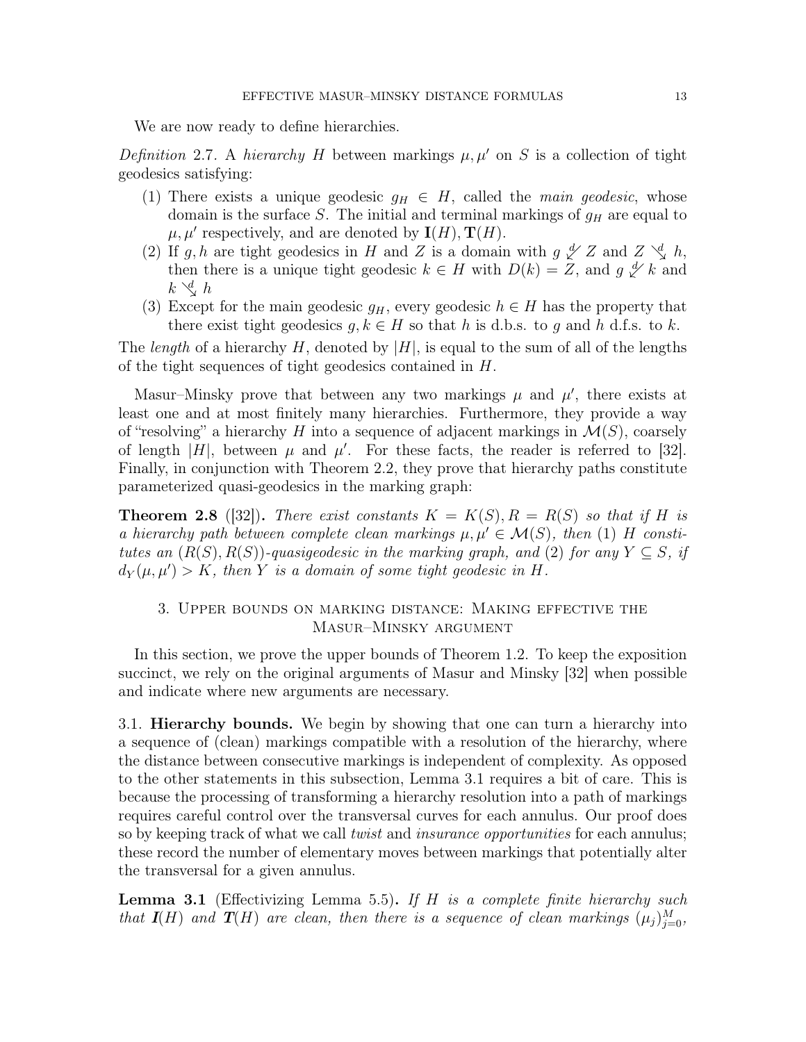We are now ready to define hierarchies.

*Definition* 2.7. A *hierarchy* $H$ between markings $\mu, \mu'$ on $S$ is a collection of tight geodesics satisfying:

1. There exists a unique geodesic $g_H \in H$, called the *main geodesic*, whose domain is the surface $S$. The initial and terminal markings of $g_H$ are equal to $\mu, \mu'$ respectively, and are denoted by $\mathbf{I}(H), \mathbf{T}(H)$.
2. If $g, h$ are tight geodesics in $H$ and $Z$ is a domain with $g \overset{d}{\swarrow} Z$ and $Z \overset{d}{\searrow} h$, then there is a unique tight geodesic $k \in H$ with $D(k) = Z$, and $g \overset{d}{\swarrow} k$ and $k \overset{d}{\searrow} h$
3. Except for the main geodesic $g_H$, every geodesic $h \in H$ has the property that there exist tight geodesics $g, k \in H$ so that $h$ is d.b.s. to $g$ and $h$ d.f.s. to $k$.

The *length* of a hierarchy $H$, denoted by $|H|$, is equal to the sum of all of the lengths of the tight sequences of tight geodesics contained in $H$.

Masur–Minsky prove that between any two markings $\mu$ and $\mu'$, there exists at least one and at most finitely many hierarchies. Furthermore, they provide a way of "resolving" a hierarchy $H$ into a sequence of adjacent markings in $\mathcal{M}(S)$, coarsely of length $|H|$, between $\mu$ and $\mu'$. For these facts, the reader is referred to [32]. Finally, in conjunction with Theorem 2.2, they prove that hierarchy paths constitute parameterized quasi-geodesics in the marking graph:

**Theorem 2.8** ([32])**.** *There exist constants $K = K(S), R = R(S)$ so that if $H$ is a hierarchy path between complete clean markings $\mu, \mu' \in \mathcal{M}(S)$, then (1) $H$ constitutes an $(R(S), R(S))$-quasigeodesic in the marking graph, and (2) for any $Y \subseteq S$, if $d_Y(\mu, \mu') > K$, then $Y$ is a domain of some tight geodesic in $H$.*

## 3. Upper bounds on marking distance: Making effective the Masur–Minsky argument

In this section, we prove the upper bounds of Theorem 1.2. To keep the exposition succinct, we rely on the original arguments of Masur and Minsky [32] when possible and indicate where new arguments are necessary.

3.1. **Hierarchy bounds.** We begin by showing that one can turn a hierarchy into a sequence of (clean) markings compatible with a resolution of the hierarchy, where the distance between consecutive markings is independent of complexity. As opposed to the other statements in this subsection, Lemma 3.1 requires a bit of care. This is because the processing of transforming a hierarchy resolution into a path of markings requires careful control over the transversal curves for each annulus. Our proof does so by keeping track of what we call *twist* and *insurance opportunities* for each annulus; these record the number of elementary moves between markings that potentially alter the transversal for a given annulus.

**Lemma 3.1** (Effectivizing Lemma 5.5)**.** *If $H$ is a complete finite hierarchy such that $\mathbf{I}(H)$ and $\mathbf{T}(H)$ are clean, then there is a sequence of clean markings $(\mu_j)_{j=0}^{M}$,*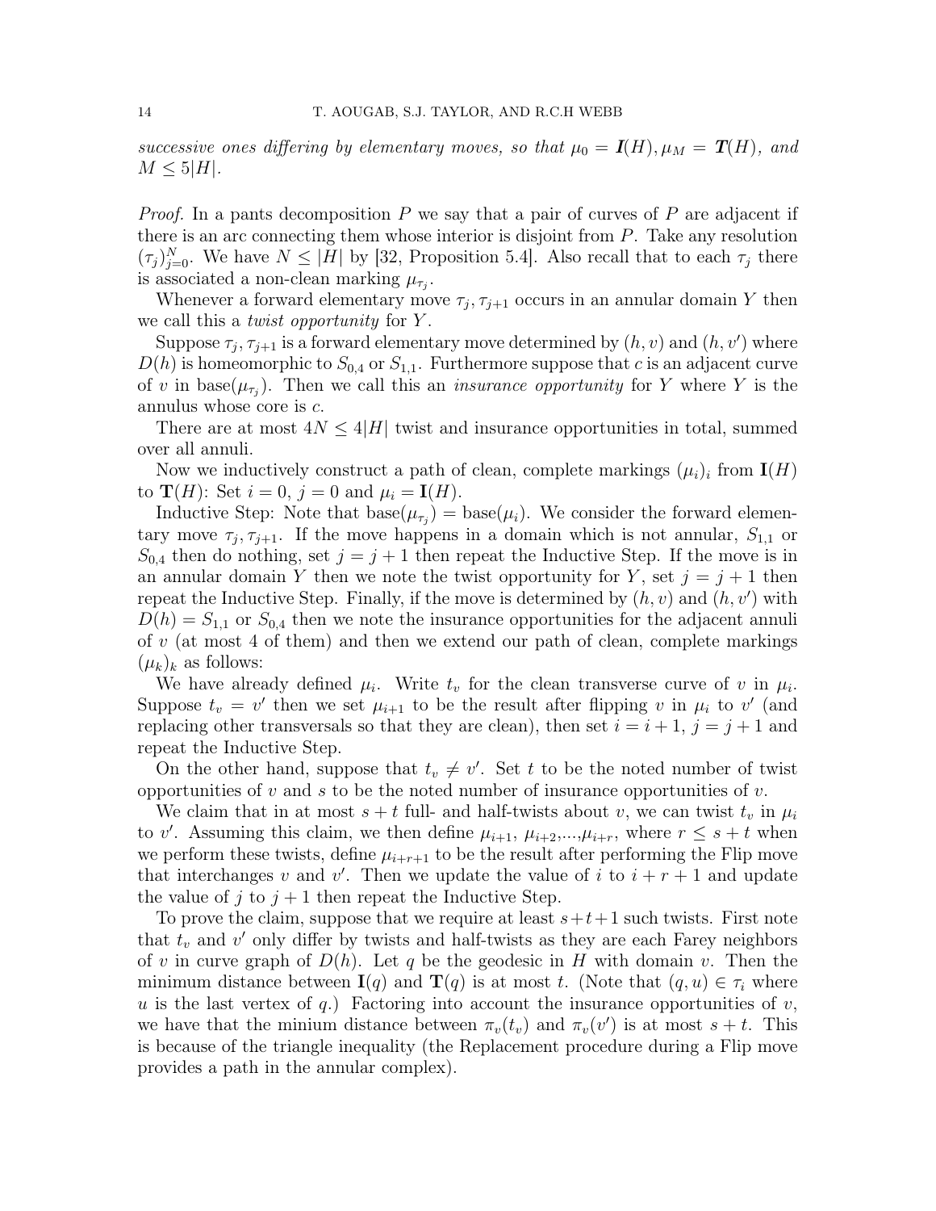*successive ones differing by elementary moves, so that $\mu_0 = \boldsymbol{I}(H), \mu_M = \boldsymbol{T}(H)$, and $M \leq 5|H|$.*

*Proof.* In a pants decomposition $P$ we say that a pair of curves of $P$ are adjacent if there is an arc connecting them whose interior is disjoint from $P$. Take any resolution $(\tau_j)_{j=0}^N$. We have $N \leq |H|$ by [32, Proposition 5.4]. Also recall that to each $\tau_j$ there is associated a non-clean marking $\mu_{\tau_j}$.

Whenever a forward elementary move $\tau_j, \tau_{j+1}$ occurs in an annular domain $Y$ then we call this a *twist opportunity* for $Y$.

Suppose $\tau_j, \tau_{j+1}$ is a forward elementary move determined by $(h, v)$ and $(h, v')$ where $D(h)$ is homeomorphic to $S_{0,4}$ or $S_{1,1}$. Furthermore suppose that $c$ is an adjacent curve of $v$ in $\mathrm{base}(\mu_{\tau_j})$. Then we call this an *insurance opportunity* for $Y$ where $Y$ is the annulus whose core is $c$.

There are at most $4N \leq 4|H|$ twist and insurance opportunities in total, summed over all annuli.

Now we inductively construct a path of clean, complete markings $(\mu_i)_i$ from $\mathbf{I}(H)$ to $\mathbf{T}(H)$: Set $i = 0$, $j = 0$ and $\mu_i = \mathbf{I}(H)$.

Inductive Step: Note that $\mathrm{base}(\mu_{\tau_j}) = \mathrm{base}(\mu_i)$. We consider the forward elementary move $\tau_j, \tau_{j+1}$. If the move happens in a domain which is not annular, $S_{1,1}$ or $S_{0,4}$ then do nothing, set $j = j+1$ then repeat the Inductive Step. If the move is in an annular domain $Y$ then we note the twist opportunity for $Y$, set $j = j+1$ then repeat the Inductive Step. Finally, if the move is determined by $(h, v)$ and $(h, v')$ with $D(h) = S_{1,1}$ or $S_{0,4}$ then we note the insurance opportunities for the adjacent annuli of $v$ (at most 4 of them) and then we extend our path of clean, complete markings $(\mu_k)_k$ as follows:

We have already defined $\mu_i$. Write $t_v$ for the clean transverse curve of $v$ in $\mu_i$. Suppose $t_v = v'$ then we set $\mu_{i+1}$ to be the result after flipping $v$ in $\mu_i$ to $v'$ (and replacing other transversals so that they are clean), then set $i = i+1$, $j = j+1$ and repeat the Inductive Step.

On the other hand, suppose that $t_v \neq v'$. Set $t$ to be the noted number of twist opportunities of $v$ and $s$ to be the noted number of insurance opportunities of $v$.

We claim that in at most $s+t$ full- and half-twists about $v$, we can twist $t_v$ in $\mu_i$ to $v'$. Assuming this claim, we then define $\mu_{i+1}$, $\mu_{i+2}$,...,$\mu_{i+r}$, where $r \leq s+t$ when we perform these twists, define $\mu_{i+r+1}$ to be the result after performing the Flip move that interchanges $v$ and $v'$. Then we update the value of $i$ to $i+r+1$ and update the value of $j$ to $j+1$ then repeat the Inductive Step.

To prove the claim, suppose that we require at least $s+t+1$ such twists. First note that $t_v$ and $v'$ only differ by twists and half-twists as they are each Farey neighbors of $v$ in curve graph of $D(h)$. Let $q$ be the geodesic in $H$ with domain $v$. Then the minimum distance between $\mathbf{I}(q)$ and $\mathbf{T}(q)$ is at most $t$. (Note that $(q, u) \in \tau_i$ where $u$ is the last vertex of $q$.) Factoring into account the insurance opportunities of $v$, we have that the minium distance between $\pi_v(t_v)$ and $\pi_v(v')$ is at most $s+t$. This is because of the triangle inequality (the Replacement procedure during a Flip move provides a path in the annular complex).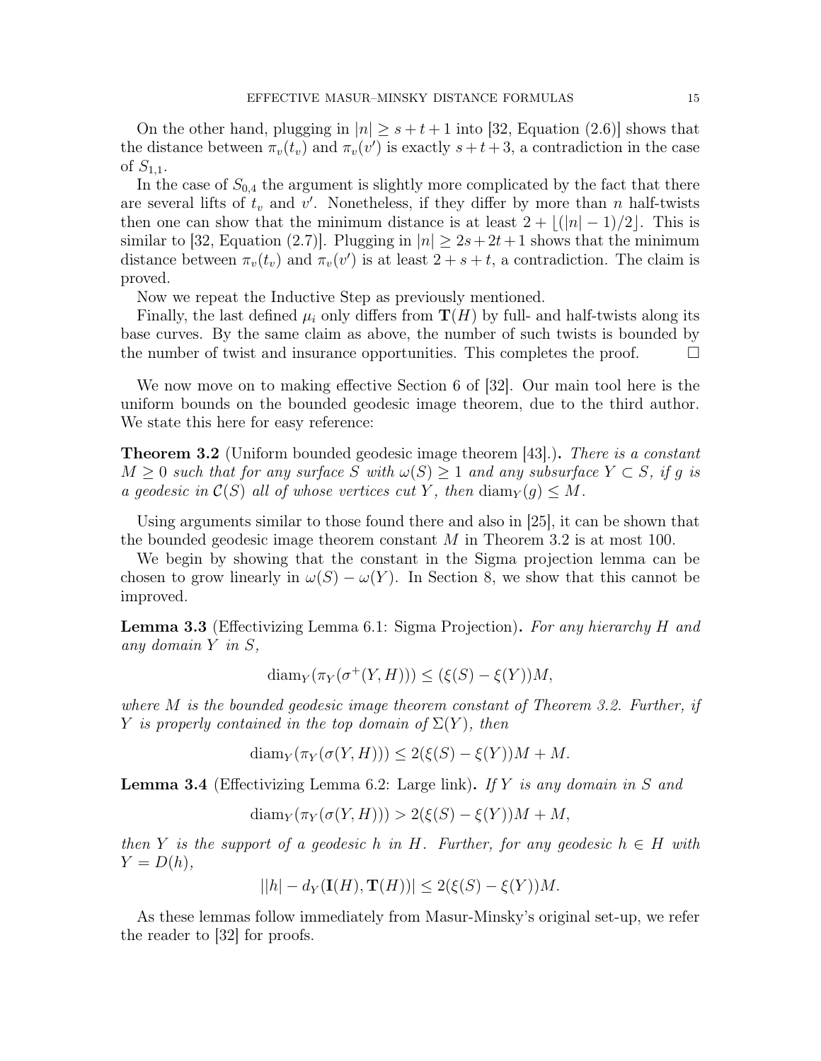On the other hand, plugging in $|n| \geq s+t+1$ into [32, Equation (2.6)] shows that the distance between $\pi_v(t_v)$ and $\pi_v(v')$ is exactly $s+t+3$, a contradiction in the case of $S_{1,1}$.

In the case of $S_{0,4}$ the argument is slightly more complicated by the fact that there are several lifts of $t_v$ and $v'$. Nonetheless, if they differ by more than $n$ half-twists then one can show that the minimum distance is at least $2 + \lfloor (|n|-1)/2 \rfloor$. This is similar to [32, Equation (2.7)]. Plugging in $|n| \geq 2s+2t+1$ shows that the minimum distance between $\pi_v(t_v)$ and $\pi_v(v')$ is at least $2+s+t$, a contradiction. The claim is proved.

Now we repeat the Inductive Step as previously mentioned.

Finally, the last defined $\mu_i$ only differs from $\mathbf{T}(H)$ by full- and half-twists along its base curves. By the same claim as above, the number of such twists is bounded by the number of twist and insurance opportunities. This completes the proof. $\square$

We now move on to making effective Section 6 of [32]. Our main tool here is the uniform bounds on the bounded geodesic image theorem, due to the third author. We state this here for easy reference:

**Theorem 3.2** (Uniform bounded geodesic image theorem [43].)**.** *There is a constant $M \geq 0$ such that for any surface $S$ with $\omega(S) \geq 1$ and any subsurface $Y \subset S$, if $g$ is a geodesic in $\mathcal{C}(S)$ all of whose vertices cut $Y$, then $\operatorname{diam}_Y(g) \leq M$.*

Using arguments similar to those found there and also in [25], it can be shown that the bounded geodesic image theorem constant $M$ in Theorem 3.2 is at most 100.

We begin by showing that the constant in the Sigma projection lemma can be chosen to grow linearly in $\omega(S) - \omega(Y)$. In Section 8, we show that this cannot be improved.

**Lemma 3.3** (Effectivizing Lemma 6.1: Sigma Projection)**.** *For any hierarchy $H$ and any domain $Y$ in $S$,*

$$\operatorname{diam}_Y(\pi_Y(\sigma^+(Y,H))) \leq (\xi(S) - \xi(Y))M,$$

*where $M$ is the bounded geodesic image theorem constant of Theorem 3.2. Further, if $Y$ is properly contained in the top domain of $\Sigma(Y)$, then*

$$\operatorname{diam}_Y(\pi_Y(\sigma(Y,H))) \leq 2(\xi(S) - \xi(Y))M + M.$$

**Lemma 3.4** (Effectivizing Lemma 6.2: Large link)**.** *If $Y$ is any domain in $S$ and*

$$\operatorname{diam}_Y(\pi_Y(\sigma(Y,H))) > 2(\xi(S) - \xi(Y))M + M,$$

*then $Y$ is the support of a geodesic $h$ in $H$. Further, for any geodesic $h \in H$ with $Y = D(h)$,*

$$||h| - d_Y(\mathbf{I}(H), \mathbf{T}(H))| \leq 2(\xi(S) - \xi(Y))M.$$

As these lemmas follow immediately from Masur-Minsky's original set-up, we refer the reader to [32] for proofs.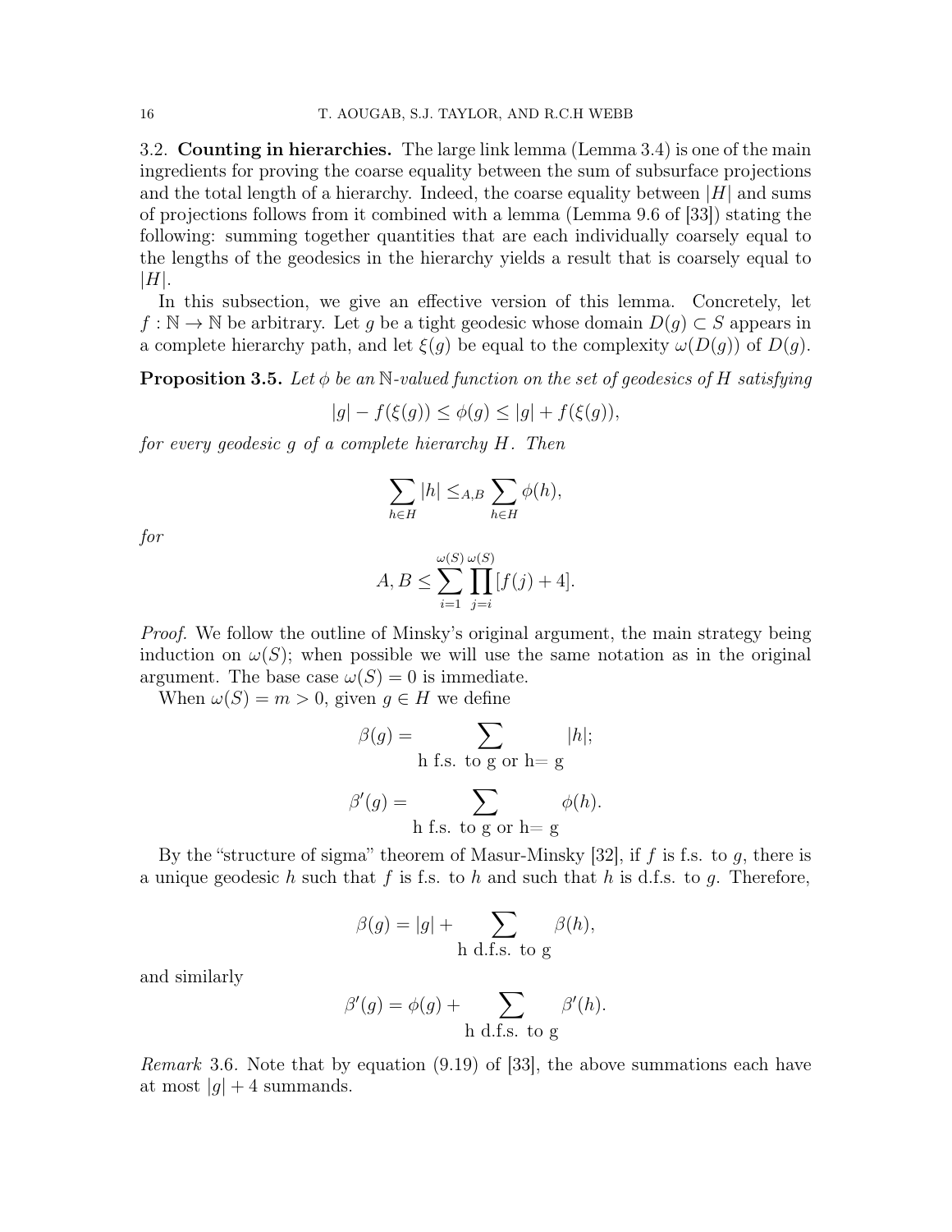### 3.2. Counting in hierarchies.

The large link lemma (Lemma 3.4) is one of the main ingredients for proving the coarse equality between the sum of subsurface projections and the total length of a hierarchy. Indeed, the coarse equality between $|H|$ and sums of projections follows from it combined with a lemma (Lemma 9.6 of [33]) stating the following: summing together quantities that are each individually coarsely equal to the lengths of the geodesics in the hierarchy yields a result that is coarsely equal to $|H|$.

In this subsection, we give an effective version of this lemma. Concretely, let $f : \mathbb{N} \to \mathbb{N}$ be arbitrary. Let $g$ be a tight geodesic whose domain $D(g) \subset S$ appears in a complete hierarchy path, and let $\xi(g)$ be equal to the complexity $\omega(D(g))$ of $D(g)$.

**Proposition 3.5.** *Let $\phi$ be an $\mathbb{N}$-valued function on the set of geodesics of $H$ satisfying*

$$|g| - f(\xi(g)) \leq \phi(g) \leq |g| + f(\xi(g)),$$

*for every geodesic $g$ of a complete hierarchy $H$. Then*

$$\sum_{h \in H} |h| \leq_{A,B} \sum_{h \in H} \phi(h),$$

*for*

$$A, B \leq \sum_{i=1}^{\omega(S)} \prod_{j=i}^{\omega(S)} [f(j) + 4].$$

*Proof.* We follow the outline of Minsky's original argument, the main strategy being induction on $\omega(S)$; when possible we will use the same notation as in the original argument. The base case $\omega(S) = 0$ is immediate.

When $\omega(S) = m > 0$, given $g \in H$ we define

$$\beta(g) = \sum_{\text{h f.s. to g or h= g}} |h|;$$

$$\beta'(g) = \sum_{\text{h f.s. to g or h= g}} \phi(h).$$

By the "structure of sigma" theorem of Masur-Minsky [32], if $f$ is f.s. to $g$, there is a unique geodesic $h$ such that $f$ is f.s. to $h$ and such that $h$ is d.f.s. to $g$. Therefore,

$$\beta(g) = |g| + \sum_{\text{h d.f.s. to g}} \beta(h),$$

and similarly

$$\beta'(g) = \phi(g) + \sum_{\text{h d.f.s. to g}} \beta'(h).$$

*Remark* 3.6. Note that by equation (9.19) of [33], the above summations each have at most $|g| + 4$ summands.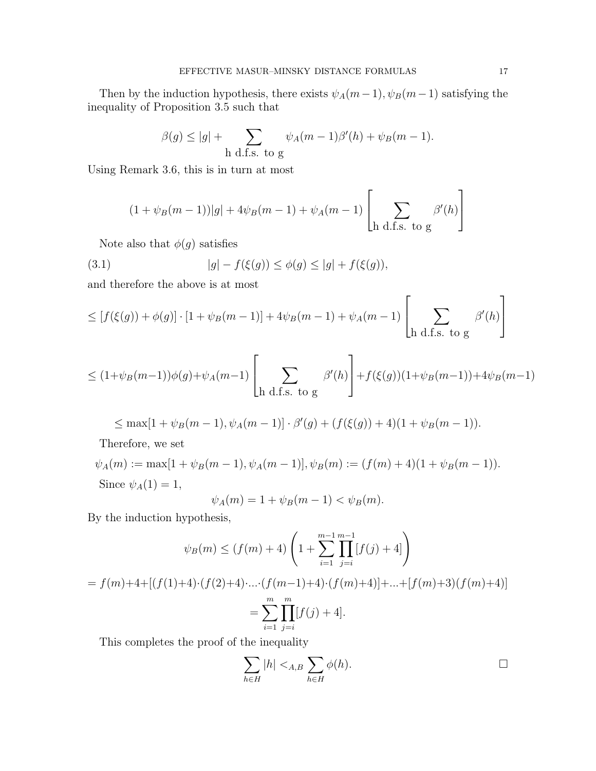Then by the induction hypothesis, there exists $\psi_A(m-1), \psi_B(m-1)$ satisfying the inequality of Proposition 3.5 such that

$$\beta(g) \leq |g| + \sum_{\text{h d.f.s. to g}} \psi_A(m-1)\beta'(h) + \psi_B(m-1).$$

Using Remark 3.6, this is in turn at most

$$(1+\psi_B(m-1))|g| + 4\psi_B(m-1) + \psi_A(m-1)\left[\sum_{\text{h d.f.s. to g}} \beta'(h)\right]$$

Note also that $\phi(g)$ satisfies

$$|g| - f(\xi(g)) \leq \phi(g) \leq |g| + f(\xi(g)), \tag{3.1}$$

and therefore the above is at most

$$\leq [f(\xi(g)) + \phi(g)] \cdot [1+\psi_B(m-1)] + 4\psi_B(m-1) + \psi_A(m-1)\left[\sum_{\text{h d.f.s. to g}} \beta'(h)\right]$$

$$\leq (1+\psi_B(m-1))\phi(g) + \psi_A(m-1)\left[\sum_{\text{h d.f.s. to g}} \beta'(h)\right] + f(\xi(g))(1+\psi_B(m-1)) + 4\psi_B(m-1)$$

$$\leq \max[1+\psi_B(m-1), \psi_A(m-1)] \cdot \beta'(g) + (f(\xi(g))+4)(1+\psi_B(m-1)).$$

Therefore, we set

$$\psi_A(m) := \max[1+\psi_B(m-1), \psi_A(m-1)], \psi_B(m) := (f(m)+4)(1+\psi_B(m-1)).$$

Since $\psi_A(1) = 1$,

$$\psi_A(m) = 1 + \psi_B(m-1) < \psi_B(m).$$

By the induction hypothesis,

$$\psi_B(m) \leq (f(m)+4)\left(1 + \sum_{i=1}^{m-1}\prod_{j=i}^{m-1}[f(j)+4]\right)$$

$$= f(m)+4+[(f(1)+4)\cdot(f(2)+4)\cdot \ldots \cdot(f(m-1)+4)\cdot(f(m)+4)] + \ldots + [f(m)+3)(f(m)+4)]$$

$$= \sum_{i=1}^{m}\prod_{j=i}^{m}[f(j)+4].$$

This completes the proof of the inequality

$$\sum_{h \in H} |h| <_{A,B} \sum_{h \in H} \phi(h). \qquad \square$$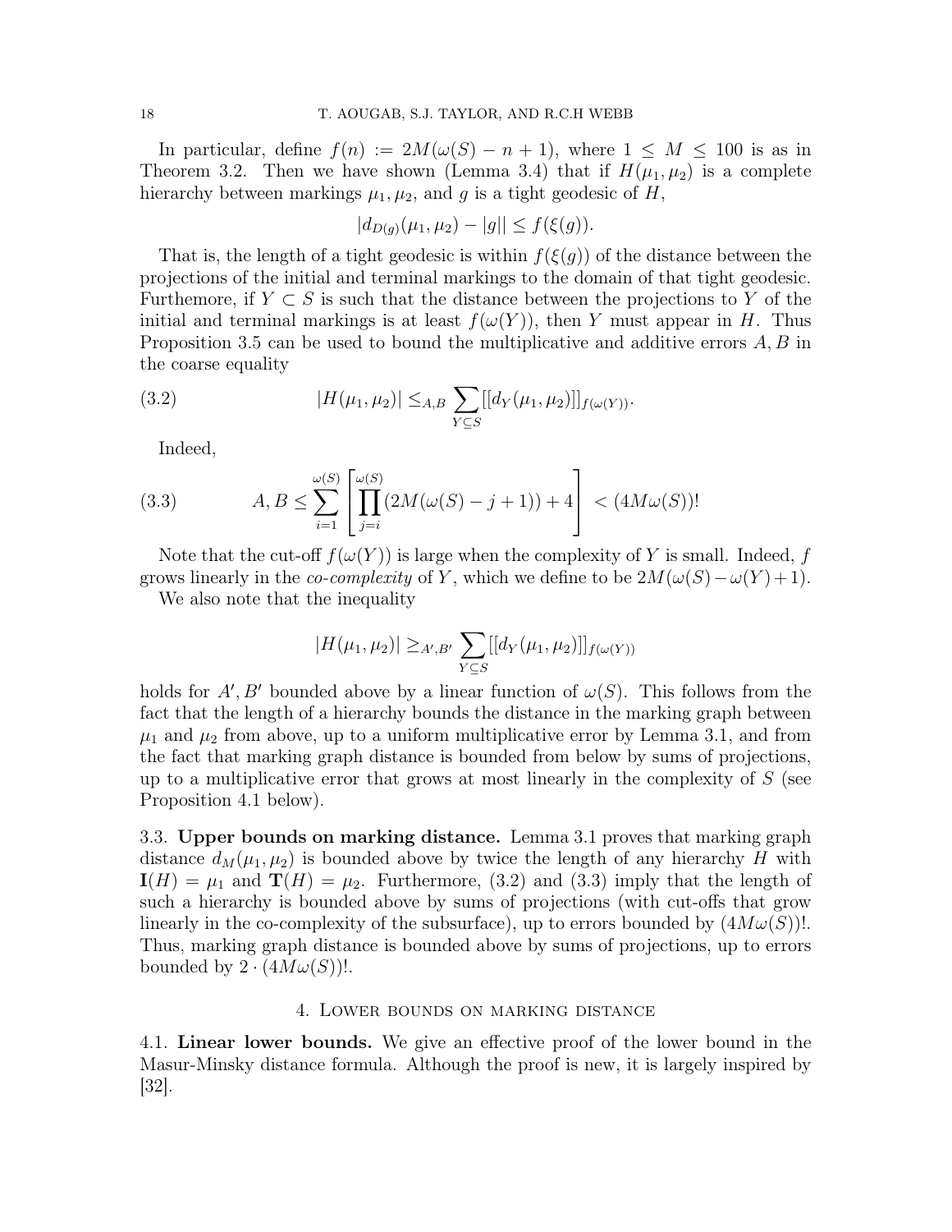In particular, define $f(n) := 2M(\omega(S) - n + 1)$, where $1 \leq M \leq 100$ is as in Theorem 3.2. Then we have shown (Lemma 3.4) that if $H(\mu_1, \mu_2)$ is a complete hierarchy between markings $\mu_1, \mu_2$, and $g$ is a tight geodesic of $H$,

$$|d_{D(g)}(\mu_1, \mu_2) - |g|| \leq f(\xi(g)).$$

That is, the length of a tight geodesic is within $f(\xi(g))$ of the distance between the projections of the initial and terminal markings to the domain of that tight geodesic. Furthemore, if $Y \subset S$ is such that the distance between the projections to $Y$ of the initial and terminal markings is at least $f(\omega(Y))$, then $Y$ must appear in $H$. Thus Proposition 3.5 can be used to bound the multiplicative and additive errors $A, B$ in the coarse equality

$$|H(\mu_1, \mu_2)| \leq_{A,B} \sum_{Y \subseteq S} [[d_Y(\mu_1, \mu_2)]]_{f(\omega(Y))}. \tag{3.2}$$

Indeed,

$$A, B \leq \sum_{i=1}^{\omega(S)} \left[ \prod_{j=i}^{\omega(S)} (2M(\omega(S) - j + 1)) + 4 \right] < (4M\omega(S))! \tag{3.3}$$

Note that the cut-off $f(\omega(Y))$ is large when the complexity of $Y$ is small. Indeed, $f$ grows linearly in the *co-complexity* of $Y$, which we define to be $2M(\omega(S) - \omega(Y) + 1)$.

We also note that the inequality

$$|H(\mu_1, \mu_2)| \geq_{A',B'} \sum_{Y \subseteq S} [[d_Y(\mu_1, \mu_2)]]_{f(\omega(Y))}$$

holds for $A', B'$ bounded above by a linear function of $\omega(S)$. This follows from the fact that the length of a hierarchy bounds the distance in the marking graph between $\mu_1$ and $\mu_2$ from above, up to a uniform multiplicative error by Lemma 3.1, and from the fact that marking graph distance is bounded from below by sums of projections, up to a multiplicative error that grows at most linearly in the complexity of $S$ (see Proposition 4.1 below).

3.3. **Upper bounds on marking distance.** Lemma 3.1 proves that marking graph distance $d_M(\mu_1, \mu_2)$ is bounded above by twice the length of any hierarchy $H$ with $\mathbf{I}(H) = \mu_1$ and $\mathbf{T}(H) = \mu_2$. Furthermore, (3.2) and (3.3) imply that the length of such a hierarchy is bounded above by sums of projections (with cut-offs that grow linearly in the co-complexity of the subsurface), up to errors bounded by $(4M\omega(S))!$. Thus, marking graph distance is bounded above by sums of projections, up to errors bounded by $2 \cdot (4M\omega(S))!$.

## 4. Lower bounds on marking distance

4.1. **Linear lower bounds.** We give an effective proof of the lower bound in the Masur-Minsky distance formula. Although the proof is new, it is largely inspired by [32].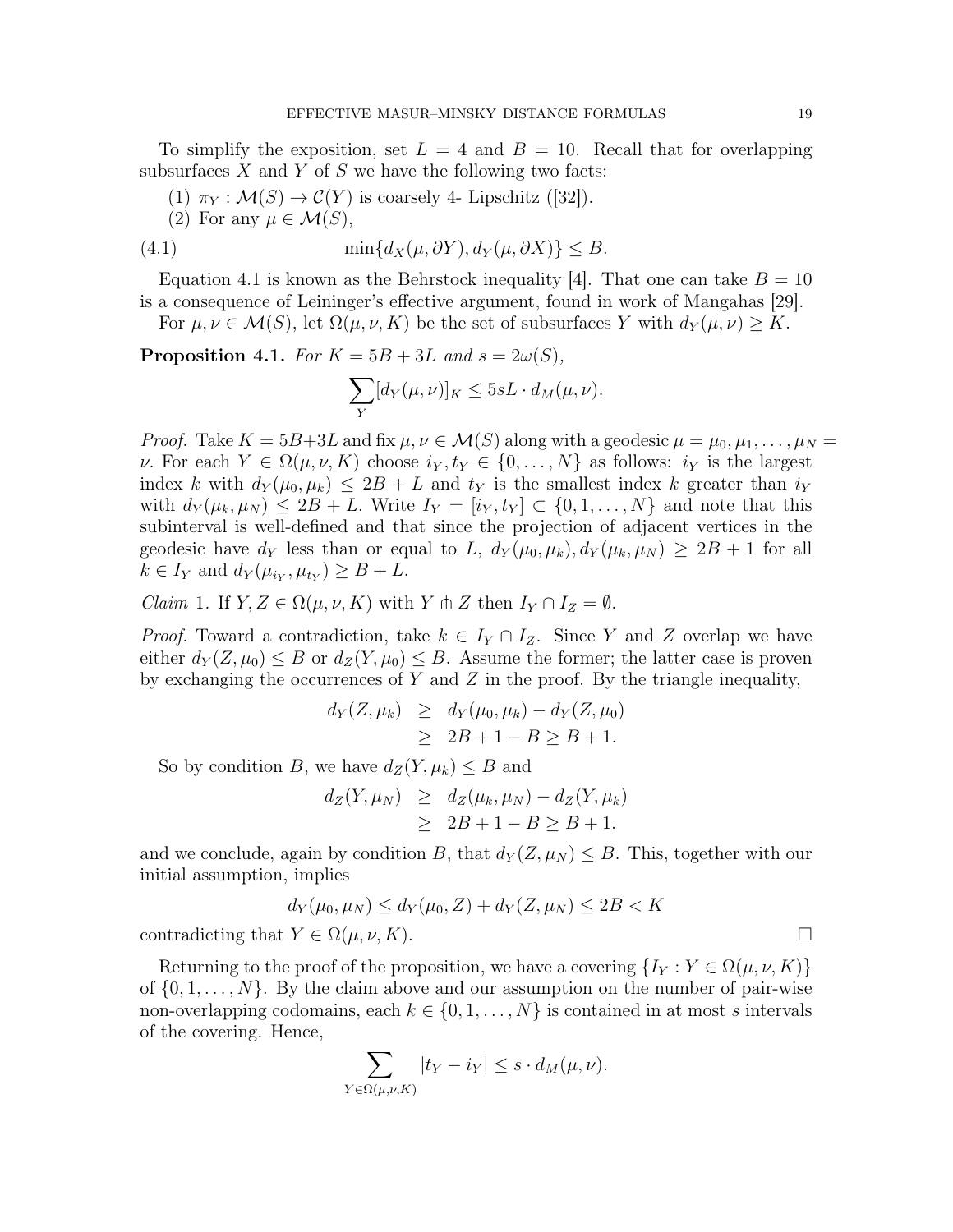To simplify the exposition, set $L = 4$ and $B = 10$. Recall that for overlapping subsurfaces $X$ and $Y$ of $S$ we have the following two facts:

(1) $\pi_Y : \mathcal{M}(S) \to \mathcal{C}(Y)$ is coarsely 4- Lipschitz ([32]).

(2) For any $\mu \in \mathcal{M}(S)$,

$$\min\{d_X(\mu, \partial Y), d_Y(\mu, \partial X)\} \leq B. \tag{4.1}$$

Equation 4.1 is known as the Behrstock inequality [4]. That one can take $B = 10$ is a consequence of Leininger's effective argument, found in work of Mangahas [29].

For $\mu, \nu \in \mathcal{M}(S)$, let $\Omega(\mu, \nu, K)$ be the set of subsurfaces $Y$ with $d_Y(\mu, \nu) \geq K$.

**Proposition 4.1.** *For $K = 5B + 3L$ and $s = 2\omega(S)$,*

$$\sum_Y [d_Y(\mu, \nu)]_K \leq 5sL \cdot d_M(\mu, \nu).$$

*Proof.* Take $K = 5B+3L$ and fix $\mu, \nu \in \mathcal{M}(S)$ along with a geodesic $\mu = \mu_0, \mu_1, \ldots, \mu_N = \nu$. For each $Y \in \Omega(\mu, \nu, K)$ choose $i_Y, t_Y \in \{0, \ldots, N\}$ as follows: $i_Y$ is the largest index $k$ with $d_Y(\mu_0, \mu_k) \leq 2B + L$ and $t_Y$ is the smallest index $k$ greater than $i_Y$ with $d_Y(\mu_k, \mu_N) \leq 2B + L$. Write $I_Y = [i_Y, t_Y] \subset \{0, 1, \ldots, N\}$ and note that this subinterval is well-defined and that since the projection of adjacent vertices in the geodesic have $d_Y$ less than or equal to $L$, $d_Y(\mu_0, \mu_k), d_Y(\mu_k, \mu_N) \geq 2B + 1$ for all $k \in I_Y$ and $d_Y(\mu_{i_Y}, \mu_{t_Y}) \geq B + L$.

*Claim* 1. If $Y, Z \in \Omega(\mu, \nu, K)$ with $Y \pitchfork Z$ then $I_Y \cap I_Z = \emptyset$.

*Proof.* Toward a contradiction, take $k \in I_Y \cap I_Z$. Since $Y$ and $Z$ overlap we have either $d_Y(Z, \mu_0) \leq B$ or $d_Z(Y, \mu_0) \leq B$. Assume the former; the latter case is proven by exchanging the occurrences of $Y$ and $Z$ in the proof. By the triangle inequality,

$$\begin{aligned} d_Y(Z, \mu_k) &\geq d_Y(\mu_0, \mu_k) - d_Y(Z, \mu_0) \\ &\geq 2B + 1 - B \geq B + 1. \end{aligned}$$

So by condition $B$, we have $d_Z(Y, \mu_k) \leq B$ and

$$\begin{aligned} d_Z(Y, \mu_N) &\geq d_Z(\mu_k, \mu_N) - d_Z(Y, \mu_k) \\ &\geq 2B + 1 - B \geq B + 1. \end{aligned}$$

and we conclude, again by condition $B$, that $d_Y(Z, \mu_N) \leq B$. This, together with our initial assumption, implies

$$d_Y(\mu_0, \mu_N) \leq d_Y(\mu_0, Z) + d_Y(Z, \mu_N) \leq 2B < K$$

contradicting that $Y \in \Omega(\mu, \nu, K)$. $\square$

Returning to the proof of the proposition, we have a covering $\{I_Y : Y \in \Omega(\mu, \nu, K)\}$ of $\{0, 1, \ldots, N\}$. By the claim above and our assumption on the number of pair-wise non-overlapping codomains, each $k \in \{0, 1, \ldots, N\}$ is contained in at most $s$ intervals of the covering. Hence,

$$\sum_{Y \in \Omega(\mu, \nu, K)} |t_Y - i_Y| \leq s \cdot d_M(\mu, \nu).$$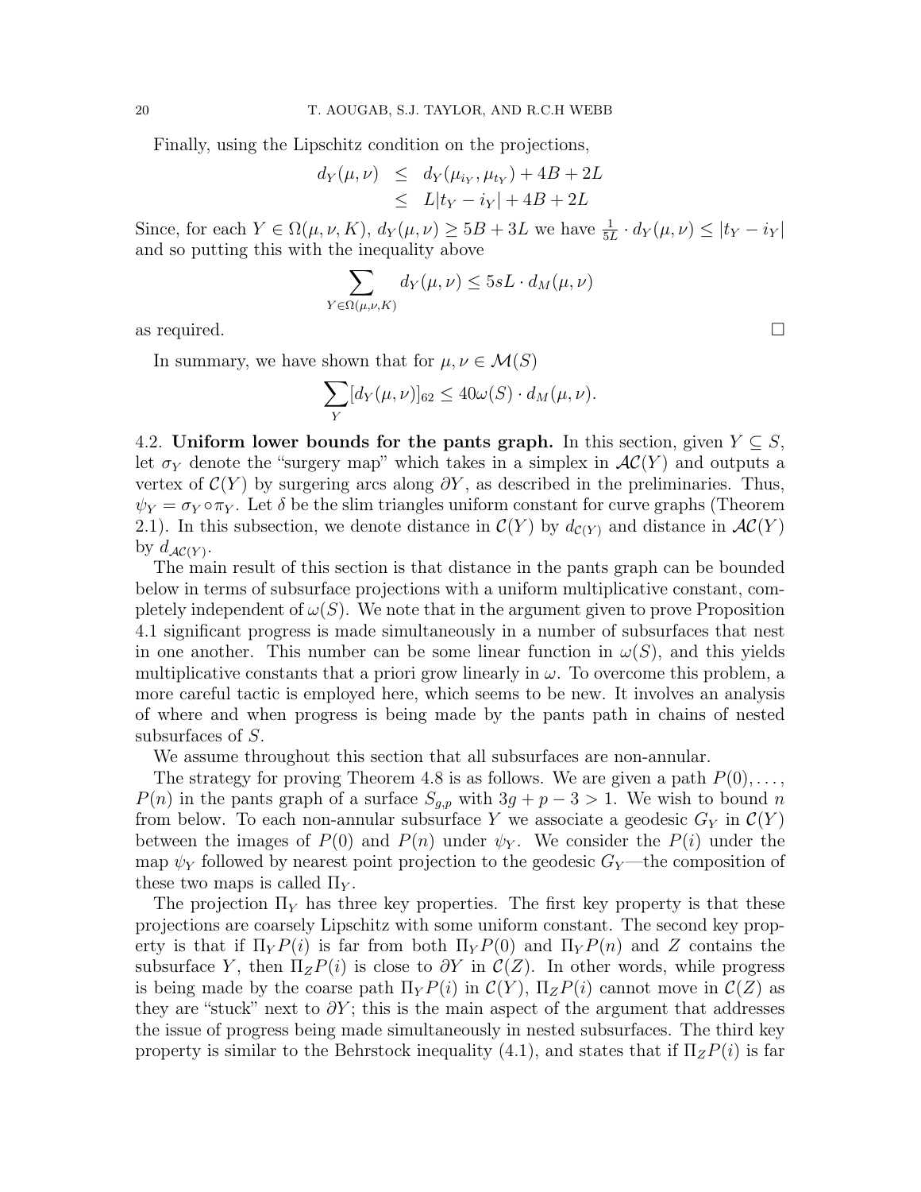Finally, using the Lipschitz condition on the projections,

$$
\begin{aligned}
d_Y(\mu,\nu) &\leq d_Y(\mu_{i_Y},\mu_{t_Y}) + 4B + 2L \\
&\leq L|t_Y - i_Y| + 4B + 2L
\end{aligned}
$$

Since, for each $Y \in \Omega(\mu,\nu,K)$, $d_Y(\mu,\nu) \geq 5B + 3L$ we have $\frac{1}{5L} \cdot d_Y(\mu,\nu) \leq |t_Y - i_Y|$ and so putting this with the inequality above

$$
\sum_{Y \in \Omega(\mu,\nu,K)} d_Y(\mu,\nu) \leq 5sL \cdot d_M(\mu,\nu)
$$

as required. □

In summary, we have shown that for $\mu,\nu \in \mathcal{M}(S)$

$$
\sum_Y [d_Y(\mu,\nu)]_{62} \leq 40\omega(S) \cdot d_M(\mu,\nu).
$$

4.2. **Uniform lower bounds for the pants graph.** In this section, given $Y \subseteq S$, let $\sigma_Y$ denote the "surgery map" which takes in a simplex in $\mathcal{AC}(Y)$ and outputs a vertex of $\mathcal{C}(Y)$ by surgering arcs along $\partial Y$, as described in the preliminaries. Thus, $\psi_Y = \sigma_Y \circ \pi_Y$. Let $\delta$ be the slim triangles uniform constant for curve graphs (Theorem 2.1). In this subsection, we denote distance in $\mathcal{C}(Y)$ by $d_{\mathcal{C}(Y)}$ and distance in $\mathcal{AC}(Y)$ by $d_{\mathcal{AC}(Y)}$.

The main result of this section is that distance in the pants graph can be bounded below in terms of subsurface projections with a uniform multiplicative constant, completely independent of $\omega(S)$. We note that in the argument given to prove Proposition 4.1 significant progress is made simultaneously in a number of subsurfaces that nest in one another. This number can be some linear function in $\omega(S)$, and this yields multiplicative constants that a priori grow linearly in $\omega$. To overcome this problem, a more careful tactic is employed here, which seems to be new. It involves an analysis of where and when progress is being made by the pants path in chains of nested subsurfaces of $S$.

We assume throughout this section that all subsurfaces are non-annular.

The strategy for proving Theorem 4.8 is as follows. We are given a path $P(0),\ldots,$ $P(n)$ in the pants graph of a surface $S_{g,p}$ with $3g+p-3>1$. We wish to bound $n$ from below. To each non-annular subsurface $Y$ we associate a geodesic $G_Y$ in $\mathcal{C}(Y)$ between the images of $P(0)$ and $P(n)$ under $\psi_Y$. We consider the $P(i)$ under the map $\psi_Y$ followed by nearest point projection to the geodesic $G_Y$—the composition of these two maps is called $\Pi_Y$.

The projection $\Pi_Y$ has three key properties. The first key property is that these projections are coarsely Lipschitz with some uniform constant. The second key property is that if $\Pi_Y P(i)$ is far from both $\Pi_Y P(0)$ and $\Pi_Y P(n)$ and $Z$ contains the subsurface $Y$, then $\Pi_Z P(i)$ is close to $\partial Y$ in $\mathcal{C}(Z)$. In other words, while progress is being made by the coarse path $\Pi_Y P(i)$ in $\mathcal{C}(Y)$, $\Pi_Z P(i)$ cannot move in $\mathcal{C}(Z)$ as they are "stuck" next to $\partial Y$; this is the main aspect of the argument that addresses the issue of progress being made simultaneously in nested subsurfaces. The third key property is similar to the Behrstock inequality (4.1), and states that if $\Pi_Z P(i)$ is far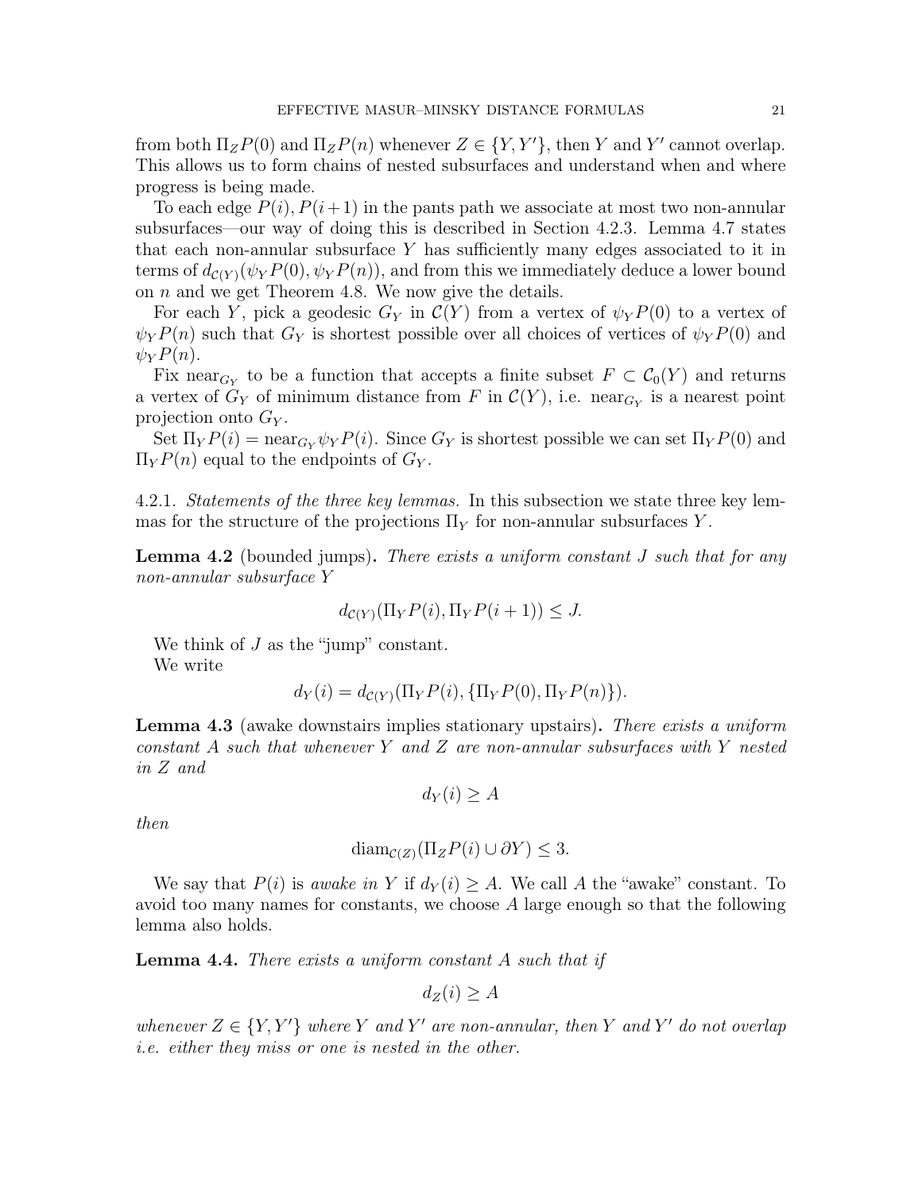from both $\Pi_Z P(0)$ and $\Pi_Z P(n)$ whenever $Z \in \{Y, Y'\}$, then $Y$ and $Y'$ cannot overlap. This allows us to form chains of nested subsurfaces and understand when and where progress is being made.

To each edge $P(i), P(i+1)$ in the pants path we associate at most two non-annular subsurfaces—our way of doing this is described in Section 4.2.3. Lemma 4.7 states that each non-annular subsurface $Y$ has sufficiently many edges associated to it in terms of $d_{\mathcal{C}(Y)}(\psi_Y P(0), \psi_Y P(n))$, and from this we immediately deduce a lower bound on $n$ and we get Theorem 4.8. We now give the details.

For each $Y$, pick a geodesic $G_Y$ in $\mathcal{C}(Y)$ from a vertex of $\psi_Y P(0)$ to a vertex of $\psi_Y P(n)$ such that $G_Y$ is shortest possible over all choices of vertices of $\psi_Y P(0)$ and $\psi_Y P(n)$.

Fix $\text{near}_{G_Y}$ to be a function that accepts a finite subset $F \subset \mathcal{C}_0(Y)$ and returns a vertex of $G_Y$ of minimum distance from $F$ in $\mathcal{C}(Y)$, i.e. $\text{near}_{G_Y}$ is a nearest point projection onto $G_Y$.

Set $\Pi_Y P(i) = \text{near}_{G_Y} \psi_Y P(i)$. Since $G_Y$ is shortest possible we can set $\Pi_Y P(0)$ and $\Pi_Y P(n)$ equal to the endpoints of $G_Y$.

4.2.1. *Statements of the three key lemmas.* In this subsection we state three key lemmas for the structure of the projections $\Pi_Y$ for non-annular subsurfaces $Y$.

**Lemma 4.2** (bounded jumps)**.** *There exists a uniform constant $J$ such that for any non-annular subsurface $Y$*

$$d_{\mathcal{C}(Y)}(\Pi_Y P(i), \Pi_Y P(i+1)) \leq J.$$

We think of $J$ as the "jump" constant.

We write

$$d_Y(i) = d_{\mathcal{C}(Y)}(\Pi_Y P(i), \{\Pi_Y P(0), \Pi_Y P(n)\}).$$

**Lemma 4.3** (awake downstairs implies stationary upstairs)**.** *There exists a uniform constant $A$ such that whenever $Y$ and $Z$ are non-annular subsurfaces with $Y$ nested in $Z$ and*

$$d_Y(i) \geq A$$

*then*

$$\text{diam}_{\mathcal{C}(Z)}(\Pi_Z P(i) \cup \partial Y) \leq 3.$$

We say that $P(i)$ is *awake in* $Y$ if $d_Y(i) \geq A$. We call $A$ the "awake" constant. To avoid too many names for constants, we choose $A$ large enough so that the following lemma also holds.

**Lemma 4.4.** *There exists a uniform constant $A$ such that if*

$$d_Z(i) \geq A$$

*whenever $Z \in \{Y, Y'\}$ where $Y$ and $Y'$ are non-annular, then $Y$ and $Y'$ do not overlap i.e. either they miss or one is nested in the other.*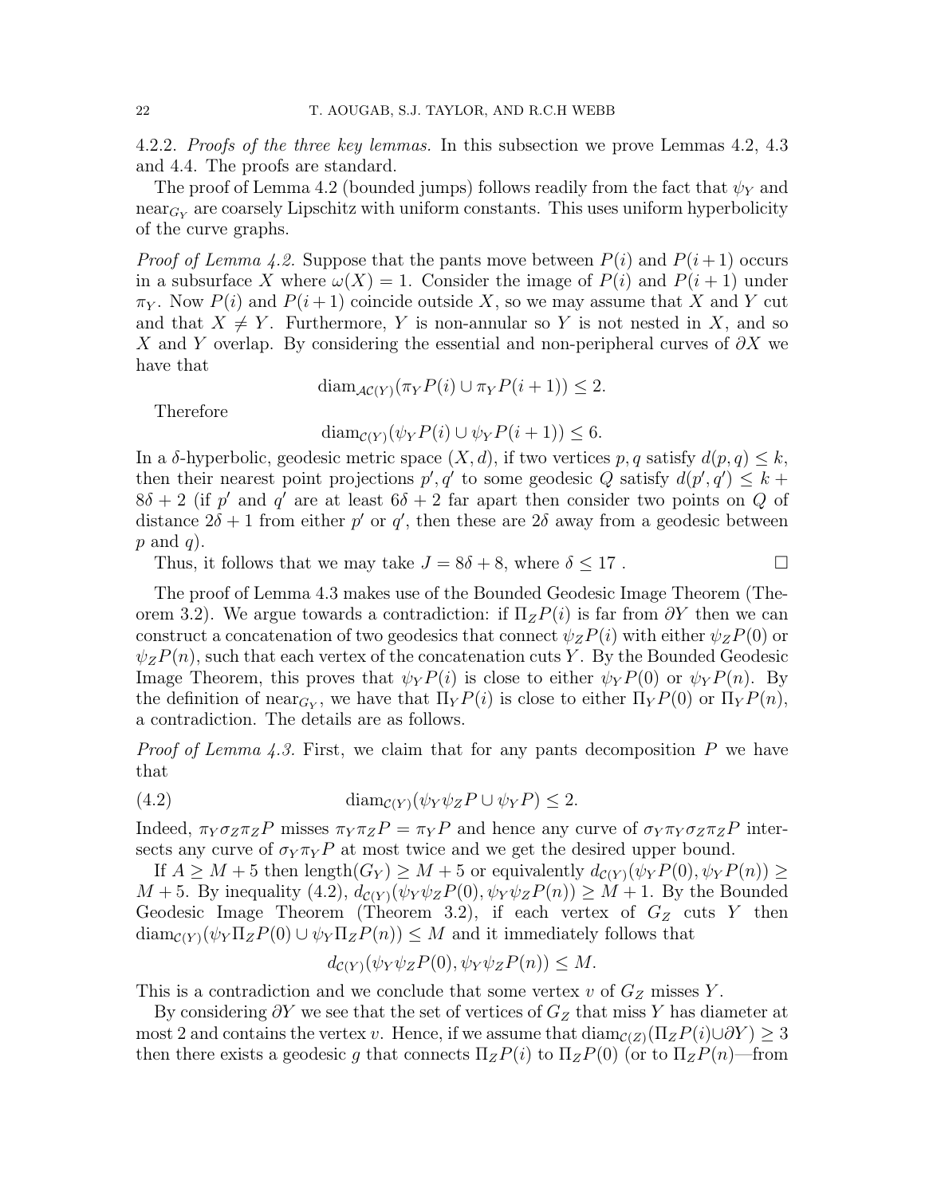4.2.2. *Proofs of the three key lemmas.* In this subsection we prove Lemmas 4.2, 4.3 and 4.4. The proofs are standard.

The proof of Lemma 4.2 (bounded jumps) follows readily from the fact that $\psi_Y$ and $\mathrm{near}_{G_Y}$ are coarsely Lipschitz with uniform constants. This uses uniform hyperbolicity of the curve graphs.

*Proof of Lemma 4.2.* Suppose that the pants move between $P(i)$ and $P(i+1)$ occurs in a subsurface $X$ where $\omega(X) = 1$. Consider the image of $P(i)$ and $P(i+1)$ under $\pi_Y$. Now $P(i)$ and $P(i+1)$ coincide outside $X$, so we may assume that $X$ and $Y$ cut and that $X \neq Y$. Furthermore, $Y$ is non-annular so $Y$ is not nested in $X$, and so $X$ and $Y$ overlap. By considering the essential and non-peripheral curves of $\partial X$ we have that

$$\mathrm{diam}_{\mathcal{AC}(Y)}(\pi_Y P(i) \cup \pi_Y P(i+1)) \leq 2.$$

Therefore

$$\mathrm{diam}_{\mathcal{C}(Y)}(\psi_Y P(i) \cup \psi_Y P(i+1)) \leq 6.$$

In a $\delta$-hyperbolic, geodesic metric space $(X, d)$, if two vertices $p, q$ satisfy $d(p, q) \leq k$, then their nearest point projections $p', q'$ to some geodesic $Q$ satisfy $d(p', q') \leq k + 8\delta + 2$ (if $p'$ and $q'$ are at least $6\delta + 2$ far apart then consider two points on $Q$ of distance $2\delta + 1$ from either $p'$ or $q'$, then these are $2\delta$ away from a geodesic between $p$ and $q$).

Thus, it follows that we may take $J = 8\delta + 8$, where $\delta \leq 17$. □

The proof of Lemma 4.3 makes use of the Bounded Geodesic Image Theorem (Theorem 3.2). We argue towards a contradiction: if $\Pi_Z P(i)$ is far from $\partial Y$ then we can construct a concatenation of two geodesics that connect $\psi_Z P(i)$ with either $\psi_Z P(0)$ or $\psi_Z P(n)$, such that each vertex of the concatenation cuts $Y$. By the Bounded Geodesic Image Theorem, this proves that $\psi_Y P(i)$ is close to either $\psi_Y P(0)$ or $\psi_Y P(n)$. By the definition of $\mathrm{near}_{G_Y}$, we have that $\Pi_Y P(i)$ is close to either $\Pi_Y P(0)$ or $\Pi_Y P(n)$, a contradiction. The details are as follows.

*Proof of Lemma 4.3.* First, we claim that for any pants decomposition $P$ we have that

$$\mathrm{diam}_{\mathcal{C}(Y)}(\psi_Y \psi_Z P \cup \psi_Y P) \leq 2. \tag{4.2}$$

Indeed, $\pi_Y \sigma_Z \pi_Z P$ misses $\pi_Y \pi_Z P = \pi_Y P$ and hence any curve of $\sigma_Y \pi_Y \sigma_Z \pi_Z P$ intersects any curve of $\sigma_Y \pi_Y P$ at most twice and we get the desired upper bound.

If $A \geq M + 5$ then $\mathrm{length}(G_Y) \geq M + 5$ or equivalently $d_{\mathcal{C}(Y)}(\psi_Y P(0), \psi_Y P(n)) \geq M + 5$. By inequality (4.2), $d_{\mathcal{C}(Y)}(\psi_Y \psi_Z P(0), \psi_Y \psi_Z P(n)) \geq M + 1$. By the Bounded Geodesic Image Theorem (Theorem 3.2), if each vertex of $G_Z$ cuts $Y$ then $\mathrm{diam}_{\mathcal{C}(Y)}(\psi_Y \Pi_Z P(0) \cup \psi_Y \Pi_Z P(n)) \leq M$ and it immediately follows that

$$d_{\mathcal{C}(Y)}(\psi_Y \psi_Z P(0), \psi_Y \psi_Z P(n)) \leq M.$$

This is a contradiction and we conclude that some vertex $v$ of $G_Z$ misses $Y$.

By considering $\partial Y$ we see that the set of vertices of $G_Z$ that miss $Y$ has diameter at most 2 and contains the vertex $v$. Hence, if we assume that $\mathrm{diam}_{\mathcal{C}(Z)}(\Pi_Z P(i) \cup \partial Y) \geq 3$ then there exists a geodesic $g$ that connects $\Pi_Z P(i)$ to $\Pi_Z P(0)$ (or to $\Pi_Z P(n)$—from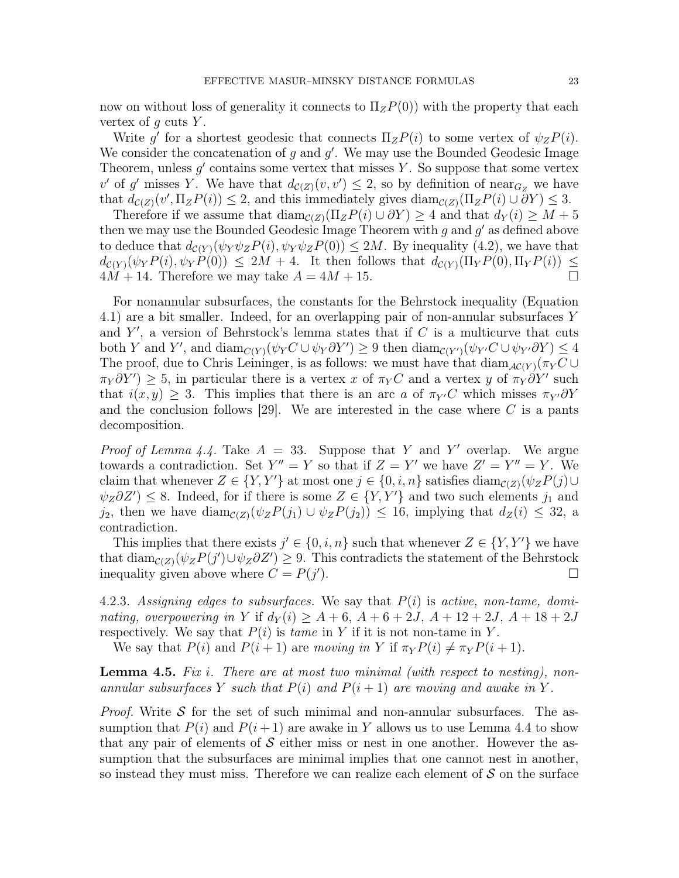now on without loss of generality it connects to $\Pi_Z P(0)$) with the property that each vertex of $g$ cuts $Y$.

Write $g'$ for a shortest geodesic that connects $\Pi_Z P(i)$ to some vertex of $\psi_Z P(i)$. We consider the concatenation of $g$ and $g'$. We may use the Bounded Geodesic Image Theorem, unless $g'$ contains some vertex that misses $Y$. So suppose that some vertex $v'$ of $g'$ misses $Y$. We have that $d_{\mathcal{C}(Z)}(v, v') \leq 2$, so by definition of $\text{near}_{G_Z}$ we have that $d_{\mathcal{C}(Z)}(v', \Pi_Z P(i)) \leq 2$, and this immediately gives $\text{diam}_{\mathcal{C}(Z)}(\Pi_Z P(i) \cup \partial Y) \leq 3$.

Therefore if we assume that $\text{diam}_{\mathcal{C}(Z)}(\Pi_Z P(i) \cup \partial Y) \geq 4$ and that $d_Y(i) \geq M + 5$ then we may use the Bounded Geodesic Image Theorem with $g$ and $g'$ as defined above to deduce that $d_{\mathcal{C}(Y)}(\psi_Y \psi_Z P(i), \psi_Y \psi_Z P(0)) \leq 2M$. By inequality (4.2), we have that $d_{\mathcal{C}(Y)}(\psi_Y P(i), \psi_Y P(0)) \leq 2M + 4$. It then follows that $d_{\mathcal{C}(Y)}(\Pi_Y P(0), \Pi_Y P(i)) \leq 4M + 14$. Therefore we may take $A = 4M + 15$. □

For nonannular subsurfaces, the constants for the Behrstock inequality (Equation 4.1) are a bit smaller. Indeed, for an overlapping pair of non-annular subsurfaces $Y$ and $Y'$, a version of Behrstock's lemma states that if $C$ is a multicurve that cuts both $Y$ and $Y'$, and $\text{diam}_{C(Y)}(\psi_Y C \cup \psi_Y \partial Y') \geq 9$ then $\text{diam}_{\mathcal{C}(Y')}(\psi_{Y'} C \cup \psi_{Y'} \partial Y) \leq 4$ The proof, due to Chris Leininger, is as follows: we must have that $\text{diam}_{\mathcal{AC}(Y)}(\pi_Y C \cup \pi_Y \partial Y') \geq 5$, in particular there is a vertex $x$ of $\pi_Y C$ and a vertex $y$ of $\pi_Y \partial Y'$ such that $i(x, y) \geq 3$. This implies that there is an arc $a$ of $\pi_{Y'} C$ which misses $\pi_{Y'} \partial Y$ and the conclusion follows [29]. We are interested in the case where $C$ is a pants decomposition.

*Proof of Lemma 4.4.* Take $A = 33$. Suppose that $Y$ and $Y'$ overlap. We argue towards a contradiction. Set $Y'' = Y$ so that if $Z = Y'$ we have $Z' = Y'' = Y$. We claim that whenever $Z \in \{Y, Y'\}$ at most one $j \in \{0, i, n\}$ satisfies $\text{diam}_{\mathcal{C}(Z)}(\psi_Z P(j) \cup \psi_Z \partial Z') \leq 8$. Indeed, for if there is some $Z \in \{Y, Y'\}$ and two such elements $j_1$ and $j_2$, then we have $\text{diam}_{\mathcal{C}(Z)}(\psi_Z P(j_1) \cup \psi_Z P(j_2)) \leq 16$, implying that $d_Z(i) \leq 32$, a contradiction.

This implies that there exists $j' \in \{0, i, n\}$ such that whenever $Z \in \{Y, Y'\}$ we have that $\text{diam}_{\mathcal{C}(Z)}(\psi_Z P(j') \cup \psi_Z \partial Z') \geq 9$. This contradicts the statement of the Behrstock inequality given above where $C = P(j')$. □

4.2.3. *Assigning edges to subsurfaces.* We say that $P(i)$ is *active, non-tame, dominating, overpowering in* $Y$ if $d_Y(i) \geq A + 6$, $A + 6 + 2J$, $A + 12 + 2J$, $A + 18 + 2J$ respectively. We say that $P(i)$ is *tame* in $Y$ if it is not non-tame in $Y$.

We say that $P(i)$ and $P(i+1)$ are *moving in* $Y$ if $\pi_Y P(i) \neq \pi_Y P(i+1)$.

**Lemma 4.5.** *Fix $i$. There are at most two minimal (with respect to nesting), non-annular subsurfaces $Y$ such that $P(i)$ and $P(i+1)$ are moving and awake in $Y$.*

*Proof.* Write $\mathcal{S}$ for the set of such minimal and non-annular subsurfaces. The assumption that $P(i)$ and $P(i+1)$ are awake in $Y$ allows us to use Lemma 4.4 to show that any pair of elements of $\mathcal{S}$ either miss or nest in one another. However the assumption that the subsurfaces are minimal implies that one cannot nest in another, so instead they must miss. Therefore we can realize each element of $\mathcal{S}$ on the surface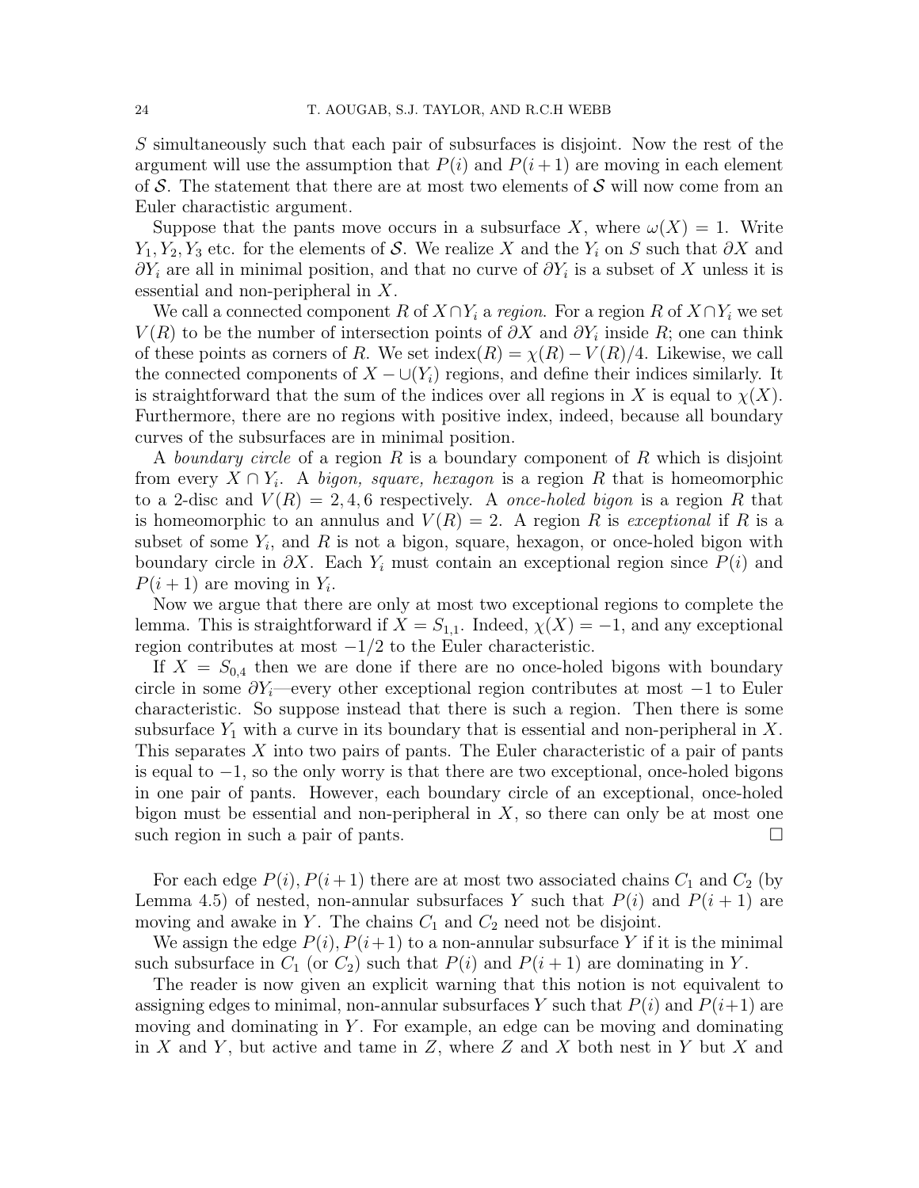$S$ simultaneously such that each pair of subsurfaces is disjoint. Now the rest of the argument will use the assumption that $P(i)$ and $P(i+1)$ are moving in each element of $\mathcal{S}$. The statement that there are at most two elements of $\mathcal{S}$ will now come from an Euler charactistic argument.

Suppose that the pants move occurs in a subsurface $X$, where $\omega(X) = 1$. Write $Y_1, Y_2, Y_3$ etc. for the elements of $\mathcal{S}$. We realize $X$ and the $Y_i$ on $S$ such that $\partial X$ and $\partial Y_i$ are all in minimal position, and that no curve of $\partial Y_i$ is a subset of $X$ unless it is essential and non-peripheral in $X$.

We call a connected component $R$ of $X \cap Y_i$ a *region*. For a region $R$ of $X \cap Y_i$ we set $V(R)$ to be the number of intersection points of $\partial X$ and $\partial Y_i$ inside $R$; one can think of these points as corners of $R$. We set $\text{index}(R) = \chi(R) - V(R)/4$. Likewise, we call the connected components of $X - \cup(Y_i)$ regions, and define their indices similarly. It is straightforward that the sum of the indices over all regions in $X$ is equal to $\chi(X)$. Furthermore, there are no regions with positive index, indeed, because all boundary curves of the subsurfaces are in minimal position.

A *boundary circle* of a region $R$ is a boundary component of $R$ which is disjoint from every $X \cap Y_i$. A *bigon, square, hexagon* is a region $R$ that is homeomorphic to a 2-disc and $V(R) = 2, 4, 6$ respectively. A *once-holed bigon* is a region $R$ that is homeomorphic to an annulus and $V(R) = 2$. A region $R$ is *exceptional* if $R$ is a subset of some $Y_i$, and $R$ is not a bigon, square, hexagon, or once-holed bigon with boundary circle in $\partial X$. Each $Y_i$ must contain an exceptional region since $P(i)$ and $P(i+1)$ are moving in $Y_i$.

Now we argue that there are only at most two exceptional regions to complete the lemma. This is straightforward if $X = S_{1,1}$. Indeed, $\chi(X) = -1$, and any exceptional region contributes at most $-1/2$ to the Euler characteristic.

If $X = S_{0,4}$ then we are done if there are no once-holed bigons with boundary circle in some $\partial Y_i$—every other exceptional region contributes at most $-1$ to Euler characteristic. So suppose instead that there is such a region. Then there is some subsurface $Y_1$ with a curve in its boundary that is essential and non-peripheral in $X$. This separates $X$ into two pairs of pants. The Euler characteristic of a pair of pants is equal to $-1$, so the only worry is that there are two exceptional, once-holed bigons in one pair of pants. However, each boundary circle of an exceptional, once-holed bigon must be essential and non-peripheral in $X$, so there can only be at most one such region in such a pair of pants. $\square$

For each edge $P(i), P(i+1)$ there are at most two associated chains $C_1$ and $C_2$ (by Lemma 4.5) of nested, non-annular subsurfaces $Y$ such that $P(i)$ and $P(i+1)$ are moving and awake in $Y$. The chains $C_1$ and $C_2$ need not be disjoint.

We assign the edge $P(i), P(i+1)$ to a non-annular subsurface $Y$ if it is the minimal such subsurface in $C_1$ (or $C_2$) such that $P(i)$ and $P(i+1)$ are dominating in $Y$.

The reader is now given an explicit warning that this notion is not equivalent to assigning edges to minimal, non-annular subsurfaces $Y$ such that $P(i)$ and $P(i+1)$ are moving and dominating in $Y$. For example, an edge can be moving and dominating in $X$ and $Y$, but active and tame in $Z$, where $Z$ and $X$ both nest in $Y$ but $X$ and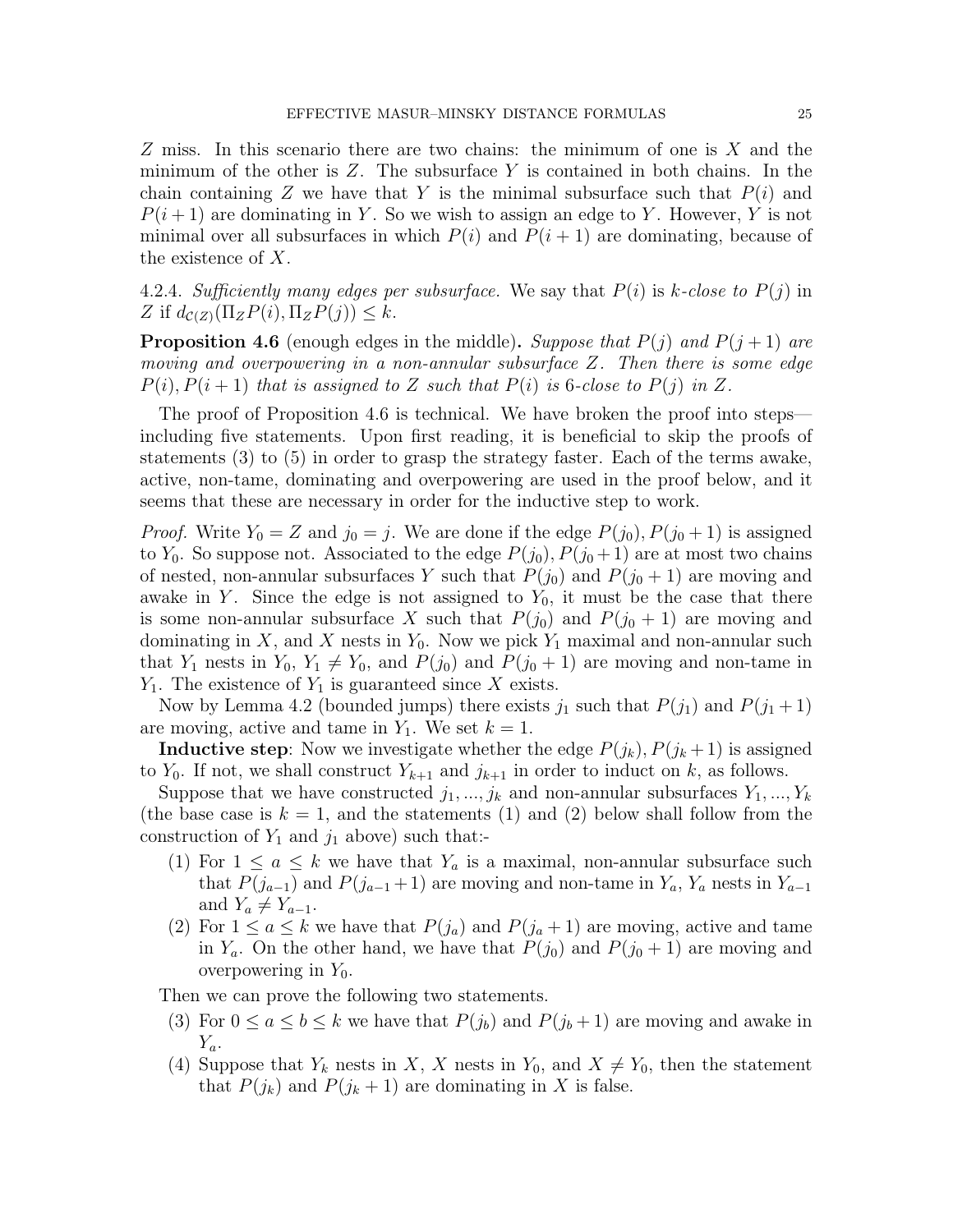$Z$ miss. In this scenario there are two chains: the minimum of one is $X$ and the minimum of the other is $Z$. The subsurface $Y$ is contained in both chains. In the chain containing $Z$ we have that $Y$ is the minimal subsurface such that $P(i)$ and $P(i+1)$ are dominating in $Y$. So we wish to assign an edge to $Y$. However, $Y$ is not minimal over all subsurfaces in which $P(i)$ and $P(i+1)$ are dominating, because of the existence of $X$.

4.2.4. *Sufficiently many edges per subsurface.* We say that $P(i)$ is *$k$-close to* $P(j)$ in $Z$ if $d_{\mathcal{C}(Z)}(\Pi_Z P(i), \Pi_Z P(j)) \leq k$.

**Proposition 4.6** (enough edges in the middle)**.** *Suppose that $P(j)$ and $P(j+1)$ are moving and overpowering in a non-annular subsurface $Z$. Then there is some edge $P(i), P(i+1)$ that is assigned to $Z$ such that $P(i)$ is 6-close to $P(j)$ in $Z$.*

The proof of Proposition 4.6 is technical. We have broken the proof into steps—including five statements. Upon first reading, it is beneficial to skip the proofs of statements (3) to (5) in order to grasp the strategy faster. Each of the terms awake, active, non-tame, dominating and overpowering are used in the proof below, and it seems that these are necessary in order for the inductive step to work.

*Proof.* Write $Y_0 = Z$ and $j_0 = j$. We are done if the edge $P(j_0), P(j_0+1)$ is assigned to $Y_0$. So suppose not. Associated to the edge $P(j_0), P(j_0+1)$ are at most two chains of nested, non-annular subsurfaces $Y$ such that $P(j_0)$ and $P(j_0+1)$ are moving and awake in $Y$. Since the edge is not assigned to $Y_0$, it must be the case that there is some non-annular subsurface $X$ such that $P(j_0)$ and $P(j_0+1)$ are moving and dominating in $X$, and $X$ nests in $Y_0$. Now we pick $Y_1$ maximal and non-annular such that $Y_1$ nests in $Y_0$, $Y_1 \neq Y_0$, and $P(j_0)$ and $P(j_0+1)$ are moving and non-tame in $Y_1$. The existence of $Y_1$ is guaranteed since $X$ exists.

Now by Lemma 4.2 (bounded jumps) there exists $j_1$ such that $P(j_1)$ and $P(j_1+1)$ are moving, active and tame in $Y_1$. We set $k=1$.

**Inductive step**: Now we investigate whether the edge $P(j_k), P(j_k+1)$ is assigned to $Y_0$. If not, we shall construct $Y_{k+1}$ and $j_{k+1}$ in order to induct on $k$, as follows.

Suppose that we have constructed $j_1, ..., j_k$ and non-annular subsurfaces $Y_1, ..., Y_k$ (the base case is $k=1$, and the statements (1) and (2) below shall follow from the construction of $Y_1$ and $j_1$ above) such that:-

1. For $1 \leq a \leq k$ we have that $Y_a$ is a maximal, non-annular subsurface such that $P(j_{a-1})$ and $P(j_{a-1}+1)$ are moving and non-tame in $Y_a$, $Y_a$ nests in $Y_{a-1}$ and $Y_a \neq Y_{a-1}$.
2. For $1 \leq a \leq k$ we have that $P(j_a)$ and $P(j_a+1)$ are moving, active and tame in $Y_a$. On the other hand, we have that $P(j_0)$ and $P(j_0+1)$ are moving and overpowering in $Y_0$.

Then we can prove the following two statements.

3. For $0 \leq a \leq b \leq k$ we have that $P(j_b)$ and $P(j_b+1)$ are moving and awake in $Y_a$.
4. Suppose that $Y_k$ nests in $X$, $X$ nests in $Y_0$, and $X \neq Y_0$, then the statement that $P(j_k)$ and $P(j_k+1)$ are dominating in $X$ is false.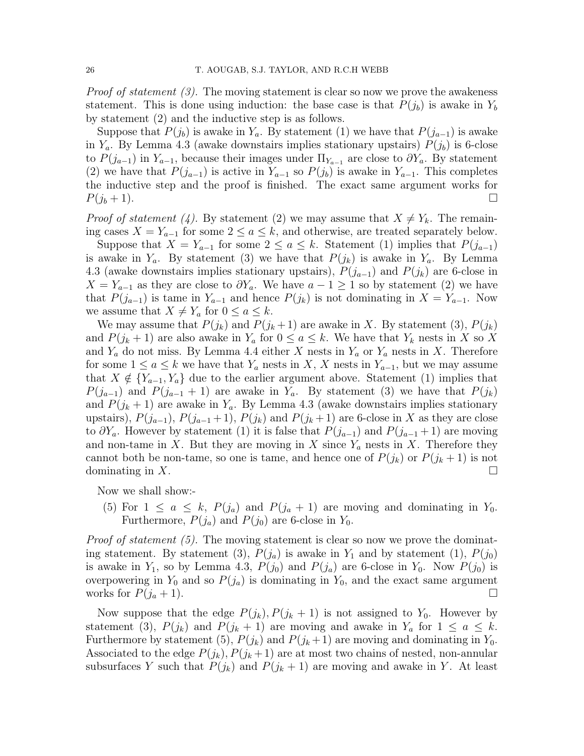*Proof of statement (3).* The moving statement is clear so now we prove the awakeness statement. This is done using induction: the base case is that $P(j_b)$ is awake in $Y_b$ by statement (2) and the inductive step is as follows.

Suppose that $P(j_b)$ is awake in $Y_a$. By statement (1) we have that $P(j_{a-1})$ is awake in $Y_a$. By Lemma 4.3 (awake downstairs implies stationary upstairs) $P(j_b)$ is 6-close to $P(j_{a-1})$ in $Y_{a-1}$, because their images under $\Pi_{Y_{a-1}}$ are close to $\partial Y_a$. By statement (2) we have that $P(j_{a-1})$ is active in $Y_{a-1}$ so $P(j_b)$ is awake in $Y_{a-1}$. This completes the inductive step and the proof is finished. The exact same argument works for $P(j_b + 1)$. □

*Proof of statement (4).* By statement (2) we may assume that $X \neq Y_k$. The remaining cases $X = Y_{a-1}$ for some $2 \leq a \leq k$, and otherwise, are treated separately below.

Suppose that $X = Y_{a-1}$ for some $2 \leq a \leq k$. Statement (1) implies that $P(j_{a-1})$ is awake in $Y_a$. By statement (3) we have that $P(j_k)$ is awake in $Y_a$. By Lemma 4.3 (awake downstairs implies stationary upstairs), $P(j_{a-1})$ and $P(j_k)$ are 6-close in $X = Y_{a-1}$ as they are close to $\partial Y_a$. We have $a - 1 \geq 1$ so by statement (2) we have that $P(j_{a-1})$ is tame in $Y_{a-1}$ and hence $P(j_k)$ is not dominating in $X = Y_{a-1}$. Now we assume that $X \neq Y_a$ for $0 \leq a \leq k$.

We may assume that $P(j_k)$ and $P(j_k + 1)$ are awake in $X$. By statement (3), $P(j_k)$ and $P(j_k + 1)$ are also awake in $Y_a$ for $0 \leq a \leq k$. We have that $Y_k$ nests in $X$ so $X$ and $Y_a$ do not miss. By Lemma 4.4 either $X$ nests in $Y_a$ or $Y_a$ nests in $X$. Therefore for some $1 \leq a \leq k$ we have that $Y_a$ nests in $X$, $X$ nests in $Y_{a-1}$, but we may assume that $X \notin \{Y_{a-1}, Y_a\}$ due to the earlier argument above. Statement (1) implies that $P(j_{a-1})$ and $P(j_{a-1} + 1)$ are awake in $Y_a$. By statement (3) we have that $P(j_k)$ and $P(j_k + 1)$ are awake in $Y_a$. By Lemma 4.3 (awake downstairs implies stationary upstairs), $P(j_{a-1})$, $P(j_{a-1} + 1)$, $P(j_k)$ and $P(j_k + 1)$ are 6-close in $X$ as they are close to $\partial Y_a$. However by statement (1) it is false that $P(j_{a-1})$ and $P(j_{a-1} + 1)$ are moving and non-tame in $X$. But they are moving in $X$ since $Y_a$ nests in $X$. Therefore they cannot both be non-tame, so one is tame, and hence one of $P(j_k)$ or $P(j_k + 1)$ is not dominating in $X$. □

Now we shall show:-

(5) For $1 \leq a \leq k$, $P(j_a)$ and $P(j_a + 1)$ are moving and dominating in $Y_0$. Furthermore, $P(j_a)$ and $P(j_0)$ are 6-close in $Y_0$.

*Proof of statement (5).* The moving statement is clear so now we prove the dominating statement. By statement (3), $P(j_a)$ is awake in $Y_1$ and by statement (1), $P(j_0)$ is awake in $Y_1$, so by Lemma 4.3, $P(j_0)$ and $P(j_a)$ are 6-close in $Y_0$. Now $P(j_0)$ is overpowering in $Y_0$ and so $P(j_a)$ is dominating in $Y_0$, and the exact same argument works for $P(j_a + 1)$. □

Now suppose that the edge $P(j_k), P(j_k + 1)$ is not assigned to $Y_0$. However by statement (3), $P(j_k)$ and $P(j_k + 1)$ are moving and awake in $Y_a$ for $1 \leq a \leq k$. Furthermore by statement (5), $P(j_k)$ and $P(j_k + 1)$ are moving and dominating in $Y_0$. Associated to the edge $P(j_k), P(j_k + 1)$ are at most two chains of nested, non-annular subsurfaces $Y$ such that $P(j_k)$ and $P(j_k + 1)$ are moving and awake in $Y$. At least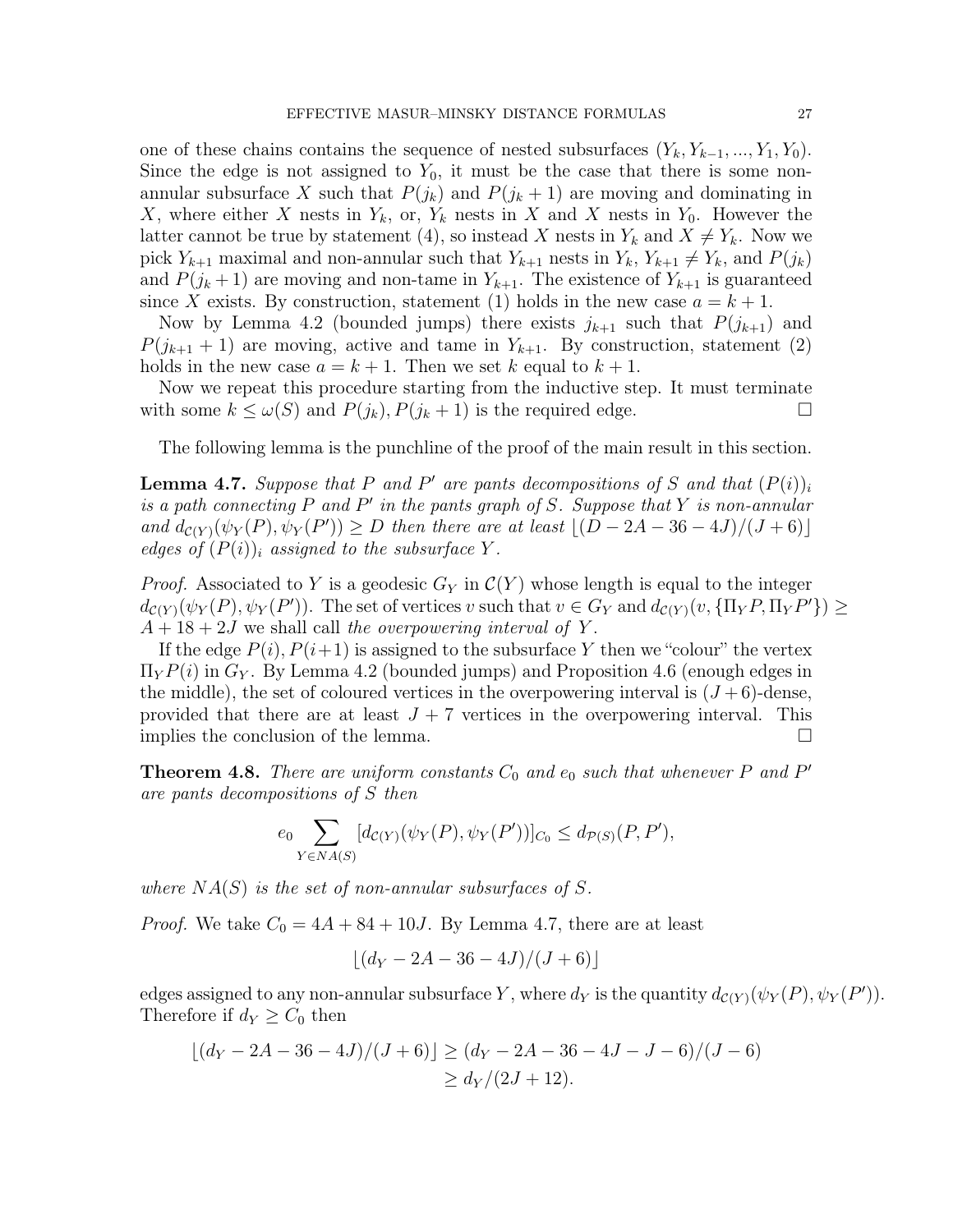one of these chains contains the sequence of nested subsurfaces $(Y_k, Y_{k-1}, ..., Y_1, Y_0)$. Since the edge is not assigned to $Y_0$, it must be the case that there is some non-annular subsurface $X$ such that $P(j_k)$ and $P(j_k+1)$ are moving and dominating in $X$, where either $X$ nests in $Y_k$, or, $Y_k$ nests in $X$ and $X$ nests in $Y_0$. However the latter cannot be true by statement (4), so instead $X$ nests in $Y_k$ and $X \neq Y_k$. Now we pick $Y_{k+1}$ maximal and non-annular such that $Y_{k+1}$ nests in $Y_k$, $Y_{k+1} \neq Y_k$, and $P(j_k)$ and $P(j_k+1)$ are moving and non-tame in $Y_{k+1}$. The existence of $Y_{k+1}$ is guaranteed since $X$ exists. By construction, statement (1) holds in the new case $a = k+1$.

Now by Lemma 4.2 (bounded jumps) there exists $j_{k+1}$ such that $P(j_{k+1})$ and $P(j_{k+1}+1)$ are moving, active and tame in $Y_{k+1}$. By construction, statement (2) holds in the new case $a = k+1$. Then we set $k$ equal to $k+1$.

Now we repeat this procedure starting from the inductive step. It must terminate with some $k \leq \omega(S)$ and $P(j_k), P(j_k+1)$ is the required edge. □

The following lemma is the punchline of the proof of the main result in this section.

**Lemma 4.7.** *Suppose that $P$ and $P'$ are pants decompositions of $S$ and that $(P(i))_i$ is a path connecting $P$ and $P'$ in the pants graph of $S$. Suppose that $Y$ is non-annular and $d_{\mathcal{C}(Y)}(\psi_Y(P), \psi_Y(P')) \geq D$ then there are at least $\lfloor (D - 2A - 36 - 4J)/(J+6) \rfloor$ edges of $(P(i))_i$ assigned to the subsurface $Y$.*

*Proof.* Associated to $Y$ is a geodesic $G_Y$ in $\mathcal{C}(Y)$ whose length is equal to the integer $d_{\mathcal{C}(Y)}(\psi_Y(P), \psi_Y(P'))$. The set of vertices $v$ such that $v \in G_Y$ and $d_{\mathcal{C}(Y)}(v, \{\Pi_Y P, \Pi_Y P'\}) \geq A + 18 + 2J$ we shall call *the overpowering interval of $Y$*.

If the edge $P(i), P(i+1)$ is assigned to the subsurface $Y$ then we "colour" the vertex $\Pi_Y P(i)$ in $G_Y$. By Lemma 4.2 (bounded jumps) and Proposition 4.6 (enough edges in the middle), the set of coloured vertices in the overpowering interval is $(J+6)$-dense, provided that there are at least $J+7$ vertices in the overpowering interval. This implies the conclusion of the lemma. □

**Theorem 4.8.** *There are uniform constants $C_0$ and $e_0$ such that whenever $P$ and $P'$ are pants decompositions of $S$ then*

$$e_0 \sum_{Y \in NA(S)} [d_{\mathcal{C}(Y)}(\psi_Y(P), \psi_Y(P'))]_{C_0} \leq d_{\mathcal{P}(S)}(P, P'),$$

*where $NA(S)$ is the set of non-annular subsurfaces of $S$.*

*Proof.* We take $C_0 = 4A + 84 + 10J$. By Lemma 4.7, there are at least

$$\lfloor (d_Y - 2A - 36 - 4J)/(J+6) \rfloor$$

edges assigned to any non-annular subsurface $Y$, where $d_Y$ is the quantity $d_{\mathcal{C}(Y)}(\psi_Y(P), \psi_Y(P'))$. Therefore if $d_Y \geq C_0$ then

$$\begin{aligned} \lfloor (d_Y - 2A - 36 - 4J)/(J+6) \rfloor &\geq (d_Y - 2A - 36 - 4J - J - 6)/(J-6) \\ &\geq d_Y/(2J+12). \end{aligned}$$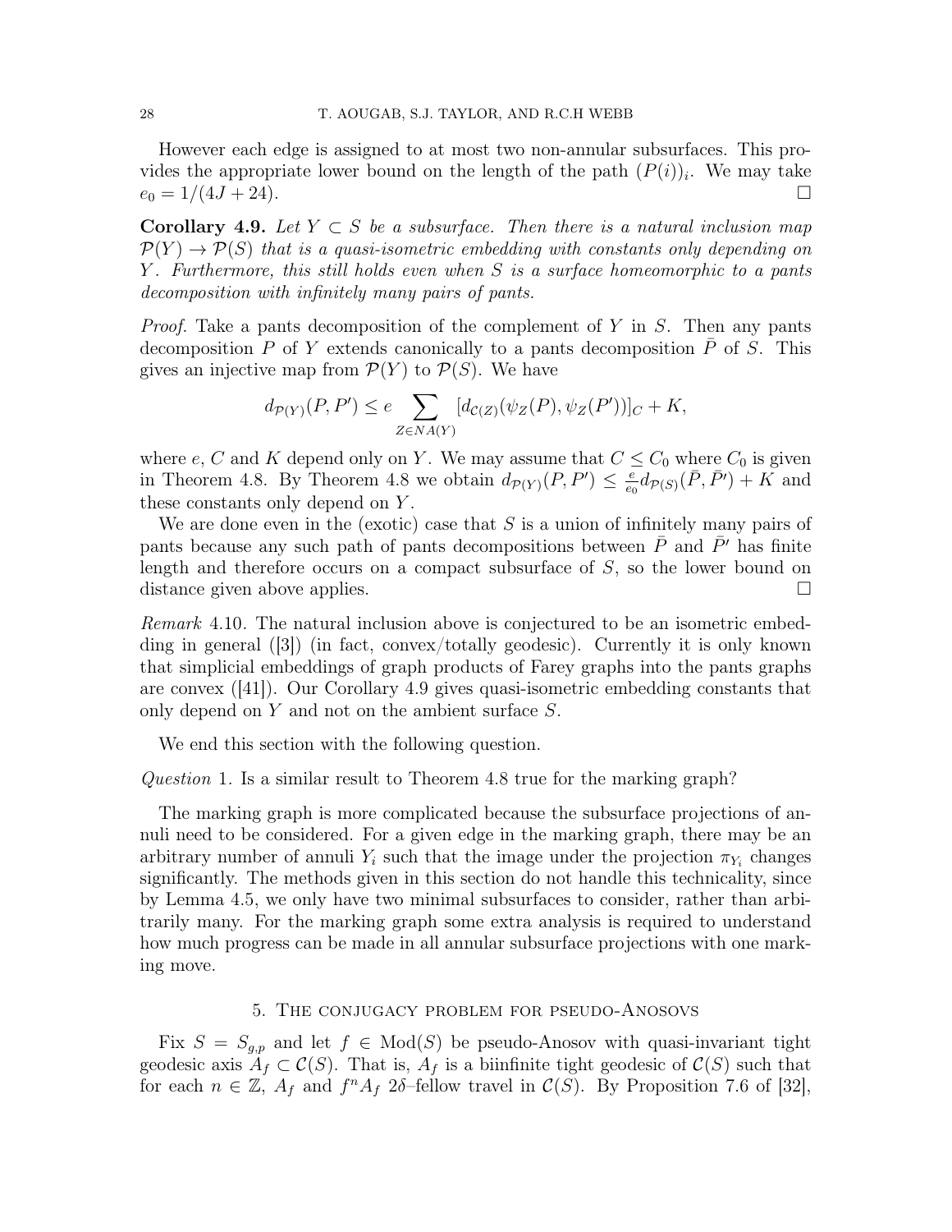However each edge is assigned to at most two non-annular subsurfaces. This provides the appropriate lower bound on the length of the path $(P(i))_i$. We may take $e_0 = 1/(4J+24)$. □

**Corollary 4.9.** *Let $Y \subset S$ be a subsurface. Then there is a natural inclusion map $\mathcal{P}(Y) \to \mathcal{P}(S)$ that is a quasi-isometric embedding with constants only depending on $Y$. Furthermore, this still holds even when $S$ is a surface homeomorphic to a pants decomposition with infinitely many pairs of pants.*

*Proof.* Take a pants decomposition of the complement of $Y$ in $S$. Then any pants decomposition $P$ of $Y$ extends canonically to a pants decomposition $\bar{P}$ of $S$. This gives an injective map from $\mathcal{P}(Y)$ to $\mathcal{P}(S)$. We have

$$d_{\mathcal{P}(Y)}(P, P') \leq e \sum_{Z \in NA(Y)} [d_{\mathcal{C}(Z)}(\psi_Z(P), \psi_Z(P'))]_C + K,$$

where $e$, $C$ and $K$ depend only on $Y$. We may assume that $C \leq C_0$ where $C_0$ is given in Theorem 4.8. By Theorem 4.8 we obtain $d_{\mathcal{P}(Y)}(P, P') \leq \frac{e}{e_0} d_{\mathcal{P}(S)}(\bar{P}, \bar{P}') + K$ and these constants only depend on $Y$.

We are done even in the (exotic) case that $S$ is a union of infinitely many pairs of pants because any such path of pants decompositions between $\bar{P}$ and $\bar{P}'$ has finite length and therefore occurs on a compact subsurface of $S$, so the lower bound on distance given above applies. □

*Remark* 4.10. The natural inclusion above is conjectured to be an isometric embedding in general ([3]) (in fact, convex/totally geodesic). Currently it is only known that simplicial embeddings of graph products of Farey graphs into the pants graphs are convex ([41]). Our Corollary 4.9 gives quasi-isometric embedding constants that only depend on $Y$ and not on the ambient surface $S$.

We end this section with the following question.

*Question* 1. Is a similar result to Theorem 4.8 true for the marking graph?

The marking graph is more complicated because the subsurface projections of annuli need to be considered. For a given edge in the marking graph, there may be an arbitrary number of annuli $Y_i$ such that the image under the projection $\pi_{Y_i}$ changes significantly. The methods given in this section do not handle this technicality, since by Lemma 4.5, we only have two minimal subsurfaces to consider, rather than arbitrarily many. For the marking graph some extra analysis is required to understand how much progress can be made in all annular subsurface projections with one marking move.

## 5. The conjugacy problem for pseudo-Anosovs

Fix $S = S_{g,p}$ and let $f \in \text{Mod}(S)$ be pseudo-Anosov with quasi-invariant tight geodesic axis $A_f \subset \mathcal{C}(S)$. That is, $A_f$ is a biinfinite tight geodesic of $\mathcal{C}(S)$ such that for each $n \in \mathbb{Z}$, $A_f$ and $f^n A_f$ $2\delta$–fellow travel in $\mathcal{C}(S)$. By Proposition 7.6 of [32],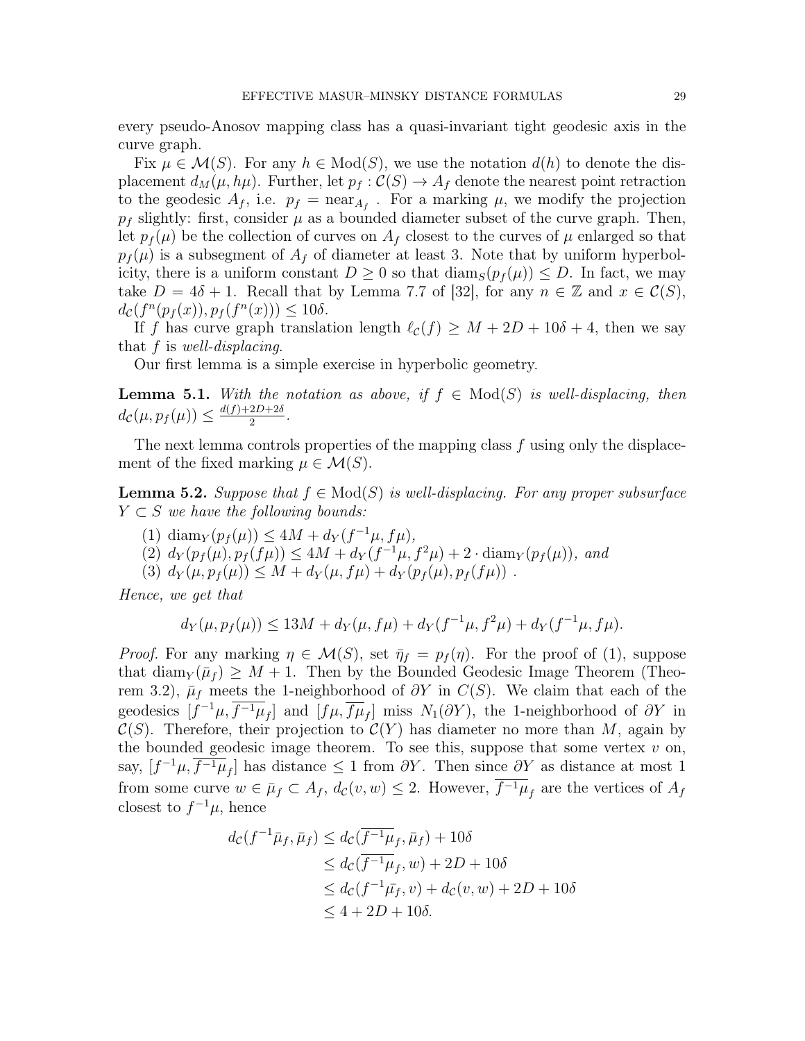every pseudo-Anosov mapping class has a quasi-invariant tight geodesic axis in the curve graph.

Fix $\mu \in \mathcal{M}(S)$. For any $h \in \mathrm{Mod}(S)$, we use the notation $d(h)$ to denote the displacement $d_M(\mu, h\mu)$. Further, let $p_f : \mathcal{C}(S) \to A_f$ denote the nearest point retraction to the geodesic $A_f$, i.e. $p_f = \mathrm{near}_{A_f}$ . For a marking $\mu$, we modify the projection $p_f$ slightly: first, consider $\mu$ as a bounded diameter subset of the curve graph. Then, let $p_f(\mu)$ be the collection of curves on $A_f$ closest to the curves of $\mu$ enlarged so that $p_f(\mu)$ is a subsegment of $A_f$ of diameter at least 3. Note that by uniform hyperbolicity, there is a uniform constant $D \geq 0$ so that $\mathrm{diam}_S(p_f(\mu)) \leq D$. In fact, we may take $D = 4\delta + 1$. Recall that by Lemma 7.7 of [32], for any $n \in \mathbb{Z}$ and $x \in \mathcal{C}(S)$, $d_{\mathcal{C}}(f^n(p_f(x)), p_f(f^n(x))) \leq 10\delta$.

If $f$ has curve graph translation length $\ell_{\mathcal{C}}(f) \geq M + 2D + 10\delta + 4$, then we say that $f$ is *well-displacing*.

Our first lemma is a simple exercise in hyperbolic geometry.

**Lemma 5.1.** *With the notation as above, if $f \in \mathrm{Mod}(S)$ is well-displacing, then $d_{\mathcal{C}}(\mu, p_f(\mu)) \leq \frac{d(f)+2D+2\delta}{2}$.*

The next lemma controls properties of the mapping class $f$ using only the displacement of the fixed marking $\mu \in \mathcal{M}(S)$.

**Lemma 5.2.** *Suppose that $f \in \mathrm{Mod}(S)$ is well-displacing. For any proper subsurface $Y \subset S$ we have the following bounds:*

1. $\mathrm{diam}_Y(p_f(\mu)) \leq 4M + d_Y(f^{-1}\mu, f\mu)$,
2. $d_Y(p_f(\mu), p_f(f\mu)) \leq 4M + d_Y(f^{-1}\mu, f^2\mu) + 2 \cdot \mathrm{diam}_Y(p_f(\mu))$, *and*
3. $d_Y(\mu, p_f(\mu)) \leq M + d_Y(\mu, f\mu) + d_Y(p_f(\mu), p_f(f\mu))$ .

*Hence, we get that*

$$d_Y(\mu, p_f(\mu)) \leq 13M + d_Y(\mu, f\mu) + d_Y(f^{-1}\mu, f^2\mu) + d_Y(f^{-1}\mu, f\mu).$$

*Proof.* For any marking $\eta \in \mathcal{M}(S)$, set $\bar{\eta}_f = p_f(\eta)$. For the proof of (1), suppose that $\mathrm{diam}_Y(\bar{\mu}_f) \geq M + 1$. Then by the Bounded Geodesic Image Theorem (Theorem 3.2), $\bar{\mu}_f$ meets the 1-neighborhood of $\partial Y$ in $C(S)$. We claim that each of the geodesics $[f^{-1}\mu, \overline{f^{-1}\mu}_f]$ and $[f\mu, \overline{f\mu}_f]$ miss $N_1(\partial Y)$, the 1-neighborhood of $\partial Y$ in $\mathcal{C}(S)$. Therefore, their projection to $\mathcal{C}(Y)$ has diameter no more than $M$, again by the bounded geodesic image theorem. To see this, suppose that some vertex $v$ on, say, $[f^{-1}\mu, \overline{f^{-1}\mu}_f]$ has distance $\leq 1$ from $\partial Y$. Then since $\partial Y$ as distance at most 1 from some curve $w \in \bar{\mu}_f \subset A_f$, $d_{\mathcal{C}}(v, w) \leq 2$. However, $\overline{f^{-1}\mu}_f$ are the vertices of $A_f$ closest to $f^{-1}\mu$, hence

$$\begin{aligned}
d_{\mathcal{C}}(f^{-1}\bar{\mu}_f, \bar{\mu}_f) &\leq d_{\mathcal{C}}(\overline{f^{-1}\mu}_f, \bar{\mu}_f) + 10\delta \\
&\leq d_{\mathcal{C}}(\overline{f^{-1}\mu}_f, w) + 2D + 10\delta \\
&\leq d_{\mathcal{C}}(f^{-1}\bar{\mu_f}, v) + d_{\mathcal{C}}(v, w) + 2D + 10\delta \\
&\leq 4 + 2D + 10\delta.
\end{aligned}$$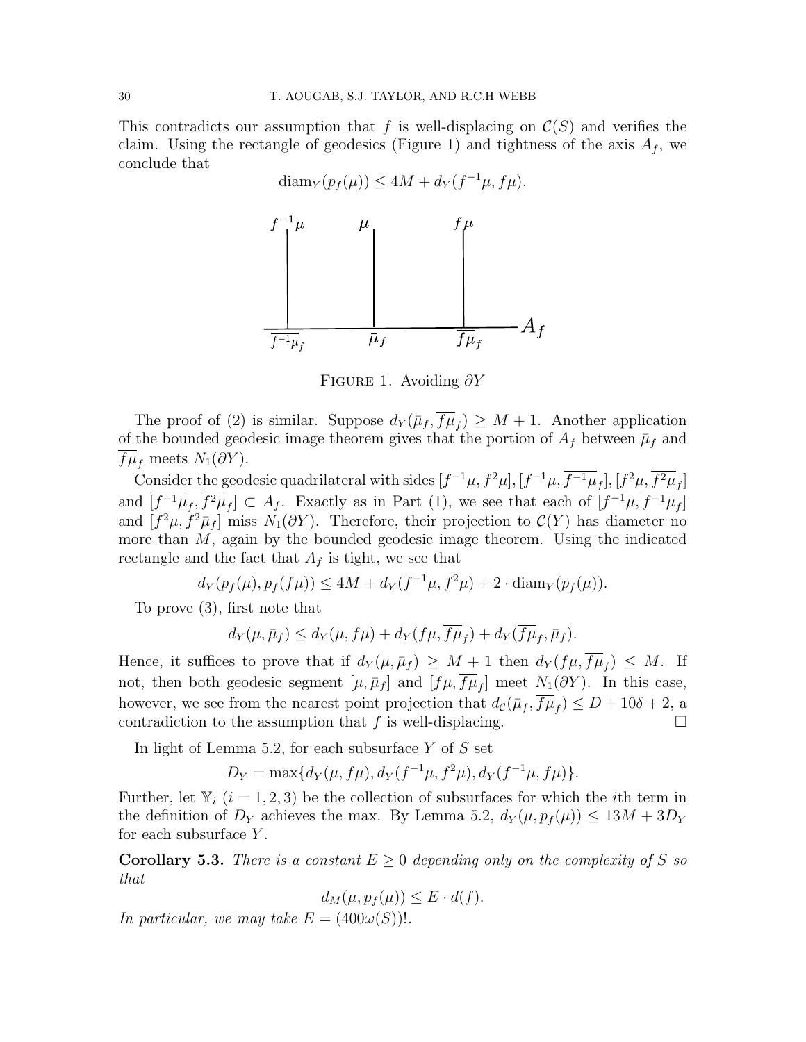This contradicts our assumption that $f$ is well-displacing on $\mathcal{C}(S)$ and verifies the claim. Using the rectangle of geodesics (Figure 1) and tightness of the axis $A_f$, we conclude that

$$\mathrm{diam}_Y(p_f(\mu)) \leq 4M + d_Y(f^{-1}\mu, f\mu).$$

Figure 1. Avoiding $\partial Y$

The proof of (2) is similar. Suppose $d_Y(\bar{\mu}_f, \overline{f\mu}_f) \geq M+1$. Another application of the bounded geodesic image theorem gives that the portion of $A_f$ between $\bar{\mu}_f$ and $\overline{f\mu}_f$ meets $N_1(\partial Y)$.

Consider the geodesic quadrilateral with sides $[f^{-1}\mu, f^2\mu], [f^{-1}\mu, \overline{f^{-1}\mu}_f], [f^2\mu, \overline{f^2\mu}_f]$ and $[\overline{f^{-1}\mu}_f, \overline{f^2\mu}_f] \subset A_f$. Exactly as in Part (1), we see that each of $[f^{-1}\mu, \overline{f^{-1}\mu}_f]$ and $[f^2\mu, f^2\bar{\mu}_f]$ miss $N_1(\partial Y)$. Therefore, their projection to $\mathcal{C}(Y)$ has diameter no more than $M$, again by the bounded geodesic image theorem. Using the indicated rectangle and the fact that $A_f$ is tight, we see that

$$d_Y(p_f(\mu), p_f(f\mu)) \leq 4M + d_Y(f^{-1}\mu, f^2\mu) + 2\cdot \mathrm{diam}_Y(p_f(\mu)).$$

To prove (3), first note that

$$d_Y(\mu, \bar{\mu}_f) \leq d_Y(\mu, f\mu) + d_Y(f\mu, \overline{f\mu}_f) + d_Y(\overline{f\mu}_f, \bar{\mu}_f).$$

Hence, it suffices to prove that if $d_Y(\mu, \bar{\mu}_f) \geq M+1$ then $d_Y(f\mu, \overline{f\mu}_f) \leq M$. If not, then both geodesic segment $[\mu, \bar{\mu}_f]$ and $[f\mu, \overline{f\mu}_f]$ meet $N_1(\partial Y)$. In this case, however, we see from the nearest point projection that $d_{\mathcal{C}}(\bar{\mu}_f, \overline{f\mu}_f) \leq D + 10\delta + 2$, a contradiction to the assumption that $f$ is well-displacing. $\square$

In light of Lemma 5.2, for each subsurface $Y$ of $S$ set

$$D_Y = \max\{d_Y(\mu, f\mu), d_Y(f^{-1}\mu, f^2\mu), d_Y(f^{-1}\mu, f\mu)\}.$$

Further, let $\mathbb{Y}_i$ ($i = 1, 2, 3$) be the collection of subsurfaces for which the $i$th term in the definition of $D_Y$ achieves the max. By Lemma 5.2, $d_Y(\mu, p_f(\mu)) \leq 13M + 3D_Y$ for each subsurface $Y$.

**Corollary 5.3.** *There is a constant $E \geq 0$ depending only on the complexity of $S$ so that*

$$d_M(\mu, p_f(\mu)) \leq E \cdot d(f).$$

*In particular, we may take $E = (400\omega(S))!$.*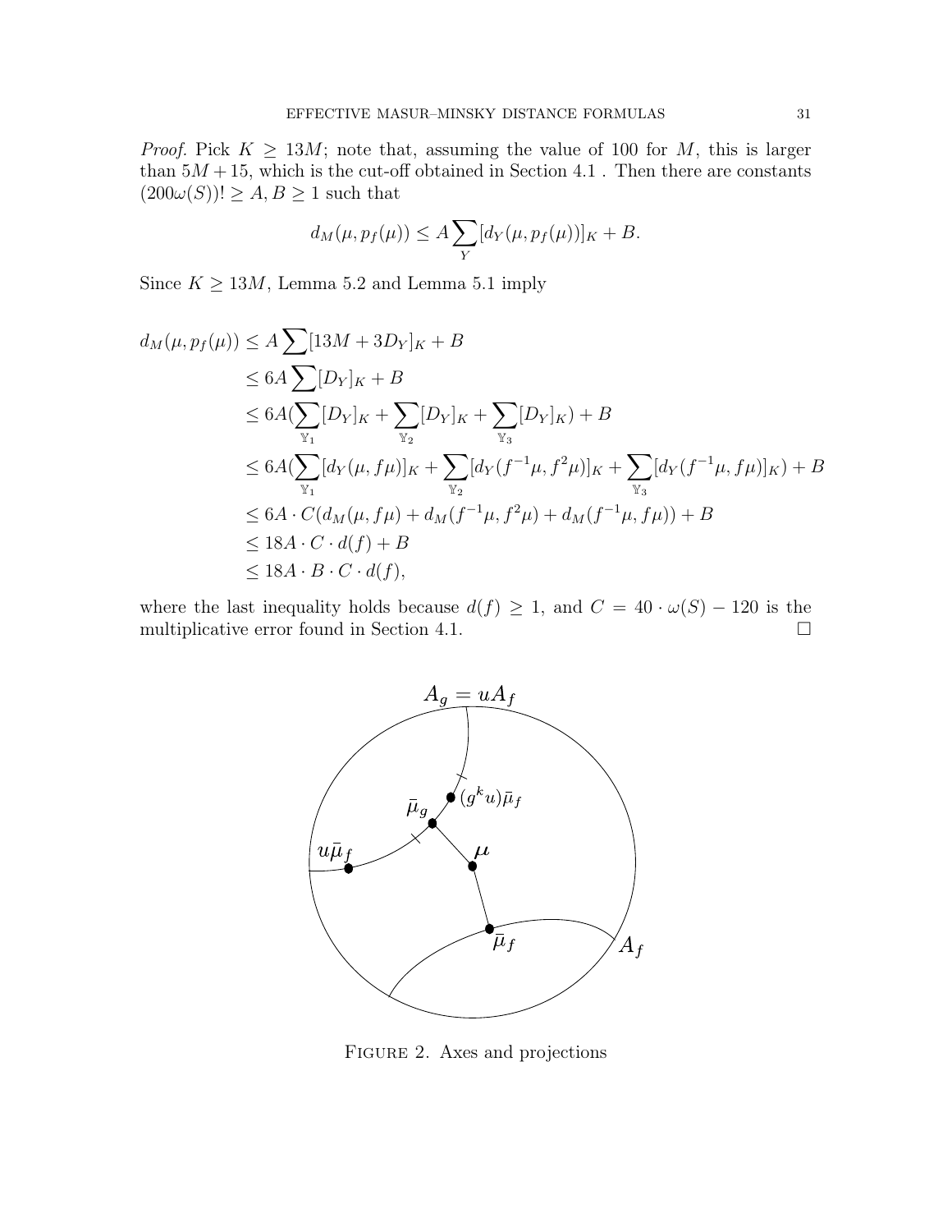*Proof.* Pick $K \geq 13M$; note that, assuming the value of 100 for $M$, this is larger than $5M + 15$, which is the cut-off obtained in Section 4.1 . Then there are constants $(200\omega(S))! \geq A, B \geq 1$ such that

$$d_M(\mu, p_f(\mu)) \leq A \sum_Y [d_Y(\mu, p_f(\mu))]_K + B.$$

Since $K \geq 13M$, Lemma 5.2 and Lemma 5.1 imply

$$\begin{aligned}
d_M(\mu, p_f(\mu)) &\leq A \sum [13M + 3D_Y]_K + B \\
&\leq 6A \sum [D_Y]_K + B \\
&\leq 6A(\sum_{\mathbb{Y}_1} [D_Y]_K + \sum_{\mathbb{Y}_2} [D_Y]_K + \sum_{\mathbb{Y}_3} [D_Y]_K) + B \\
&\leq 6A(\sum_{\mathbb{Y}_1} [d_Y(\mu, f\mu)]_K + \sum_{\mathbb{Y}_2} [d_Y(f^{-1}\mu, f^2\mu)]_K + \sum_{\mathbb{Y}_3} [d_Y(f^{-1}\mu, f\mu)]_K) + B \\
&\leq 6A \cdot C(d_M(\mu, f\mu) + d_M(f^{-1}\mu, f^2\mu) + d_M(f^{-1}\mu, f\mu)) + B \\
&\leq 18A \cdot C \cdot d(f) + B \\
&\leq 18A \cdot B \cdot C \cdot d(f),
\end{aligned}$$

where the last inequality holds because $d(f) \geq 1$, and $C = 40 \cdot \omega(S) - 120$ is the multiplicative error found in Section 4.1. $\square$

FIGURE 2. Axes and projections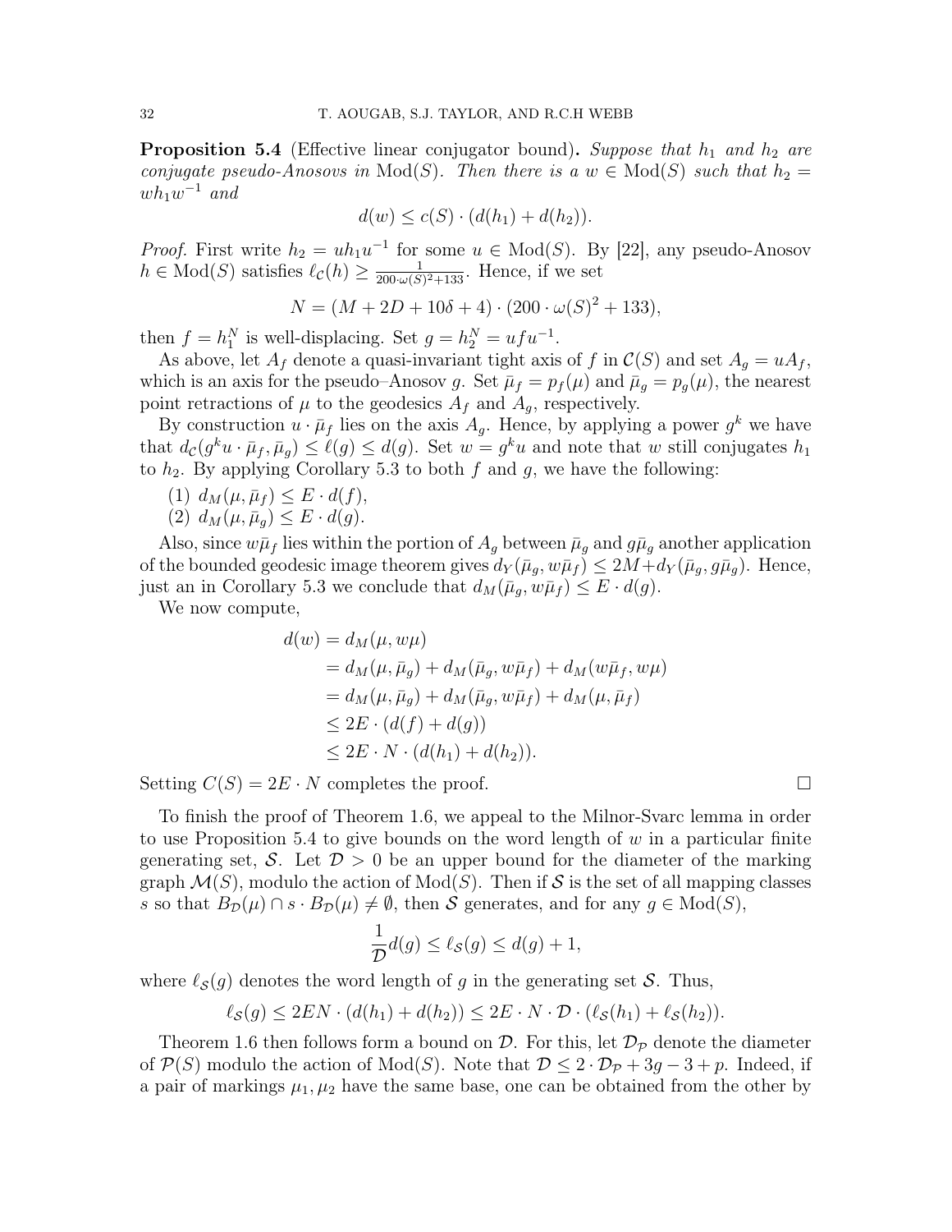**Proposition 5.4** (Effective linear conjugator bound)**.** *Suppose that $h_1$ and $h_2$ are conjugate pseudo-Anosovs in $\mathrm{Mod}(S)$. Then there is a $w \in \mathrm{Mod}(S)$ such that $h_2 = wh_1w^{-1}$ and*

$$d(w) \leq c(S) \cdot (d(h_1) + d(h_2)).$$

*Proof.* First write $h_2 = uh_1u^{-1}$ for some $u \in \mathrm{Mod}(S)$. By [22], any pseudo-Anosov $h \in \mathrm{Mod}(S)$ satisfies $\ell_{\mathcal{C}}(h) \geq \frac{1}{200 \cdot \omega(S)^2 + 133}$. Hence, if we set

$$N = (M + 2D + 10\delta + 4) \cdot (200 \cdot \omega(S)^2 + 133),$$

then $f = h_1^N$ is well-displacing. Set $g = h_2^N = ufu^{-1}$.

As above, let $A_f$ denote a quasi-invariant tight axis of $f$ in $\mathcal{C}(S)$ and set $A_g = uA_f$, which is an axis for the pseudo–Anosov $g$. Set $\bar{\mu}_f = p_f(\mu)$ and $\bar{\mu}_g = p_g(\mu)$, the nearest point retractions of $\mu$ to the geodesics $A_f$ and $A_g$, respectively.

By construction $u \cdot \bar{\mu}_f$ lies on the axis $A_g$. Hence, by applying a power $g^k$ we have that $d_{\mathcal{C}}(g^k u \cdot \bar{\mu}_f, \bar{\mu}_g) \leq \ell(g) \leq d(g)$. Set $w = g^k u$ and note that $w$ still conjugates $h_1$ to $h_2$. By applying Corollary 5.3 to both $f$ and $g$, we have the following:

1. $d_M(\mu, \bar{\mu}_f) \leq E \cdot d(f)$,
2. $d_M(\mu, \bar{\mu}_g) \leq E \cdot d(g)$.

Also, since $w\bar{\mu}_f$ lies within the portion of $A_g$ between $\bar{\mu}_g$ and $g\bar{\mu}_g$ another application of the bounded geodesic image theorem gives $d_Y(\bar{\mu}_g, w\bar{\mu}_f) \leq 2M + d_Y(\bar{\mu}_g, g\bar{\mu}_g)$. Hence, just an in Corollary 5.3 we conclude that $d_M(\bar{\mu}_g, w\bar{\mu}_f) \leq E \cdot d(g)$.

We now compute,

$$\begin{aligned}
d(w) &= d_M(\mu, w\mu) \\
&= d_M(\mu, \bar{\mu}_g) + d_M(\bar{\mu}_g, w\bar{\mu}_f) + d_M(w\bar{\mu}_f, w\mu) \\
&= d_M(\mu, \bar{\mu}_g) + d_M(\bar{\mu}_g, w\bar{\mu}_f) + d_M(\mu, \bar{\mu}_f) \\
&\leq 2E \cdot (d(f) + d(g)) \\
&\leq 2E \cdot N \cdot (d(h_1) + d(h_2)).
\end{aligned}$$

Setting $C(S) = 2E \cdot N$ completes the proof. $\square$

To finish the proof of Theorem 1.6, we appeal to the Milnor-Svarc lemma in order to use Proposition 5.4 to give bounds on the word length of $w$ in a particular finite generating set, $\mathcal{S}$. Let $\mathcal{D} > 0$ be an upper bound for the diameter of the marking graph $\mathcal{M}(S)$, modulo the action of $\mathrm{Mod}(S)$. Then if $\mathcal{S}$ is the set of all mapping classes $s$ so that $B_{\mathcal{D}}(\mu) \cap s \cdot B_{\mathcal{D}}(\mu) \neq \emptyset$, then $\mathcal{S}$ generates, and for any $g \in \mathrm{Mod}(S)$,

$$\frac{1}{\mathcal{D}} d(g) \leq \ell_{\mathcal{S}}(g) \leq d(g) + 1,$$

where $\ell_{\mathcal{S}}(g)$ denotes the word length of $g$ in the generating set $\mathcal{S}$. Thus,

$$\ell_{\mathcal{S}}(g) \leq 2EN \cdot (d(h_1) + d(h_2)) \leq 2E \cdot N \cdot \mathcal{D} \cdot (\ell_{\mathcal{S}}(h_1) + \ell_{\mathcal{S}}(h_2)).$$

Theorem 1.6 then follows form a bound on $\mathcal{D}$. For this, let $\mathcal{D}_{\mathcal{P}}$ denote the diameter of $\mathcal{P}(S)$ modulo the action of $\mathrm{Mod}(S)$. Note that $\mathcal{D} \leq 2 \cdot \mathcal{D}_{\mathcal{P}} + 3g - 3 + p$. Indeed, if a pair of markings $\mu_1, \mu_2$ have the same base, one can be obtained from the other by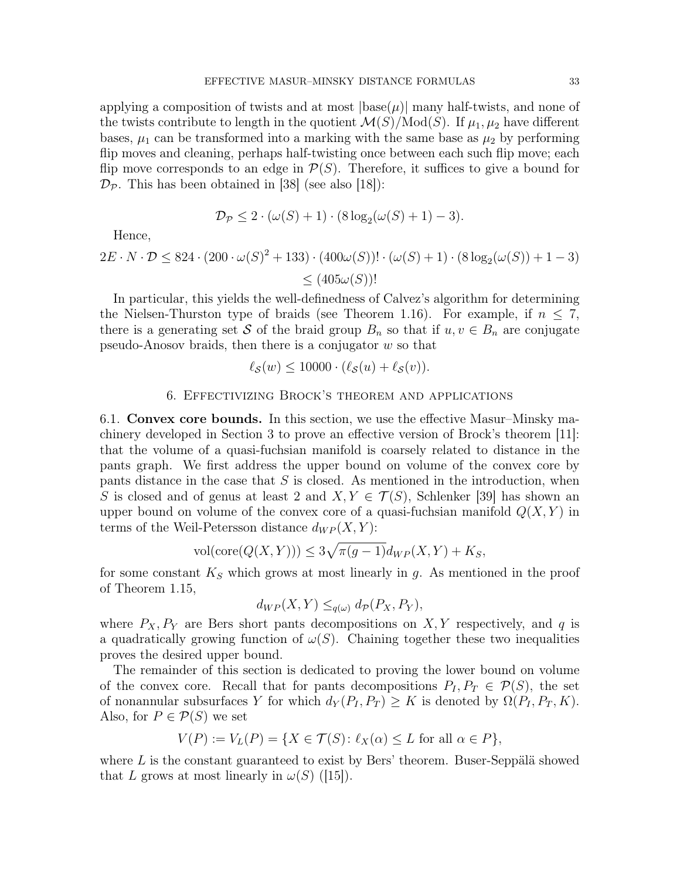applying a composition of twists and at most $|\text{base}(\mu)|$ many half-twists, and none of the twists contribute to length in the quotient $\mathcal{M}(S)/\text{Mod}(S)$. If $\mu_1, \mu_2$ have different bases, $\mu_1$ can be transformed into a marking with the same base as $\mu_2$ by performing flip moves and cleaning, perhaps half-twisting once between each such flip move; each flip move corresponds to an edge in $\mathcal{P}(S)$. Therefore, it suffices to give a bound for $\mathcal{D}_{\mathcal{P}}$. This has been obtained in [38] (see also [18]):

$$\mathcal{D}_{\mathcal{P}} \leq 2 \cdot (\omega(S) + 1) \cdot (8 \log_2(\omega(S) + 1) - 3).$$

Hence,

$$2E \cdot N \cdot \mathcal{D} \leq 824 \cdot (200 \cdot \omega(S)^2 + 133) \cdot (400\omega(S))! \cdot (\omega(S) + 1) \cdot (8 \log_2(\omega(S)) + 1 - 3)$$
$$\leq (405\omega(S))!$$

In particular, this yields the well-definedness of Calvez's algorithm for determining the Nielsen-Thurston type of braids (see Theorem 1.16). For example, if $n \leq 7$, there is a generating set $\mathcal{S}$ of the braid group $B_n$ so that if $u, v \in B_n$ are conjugate pseudo-Anosov braids, then there is a conjugator $w$ so that

$$\ell_{\mathcal{S}}(w) \leq 10000 \cdot (\ell_{\mathcal{S}}(u) + \ell_{\mathcal{S}}(v)).$$

## 6. Effectivizing Brock's theorem and applications

**6.1. Convex core bounds.** In this section, we use the effective Masur–Minsky machinery developed in Section 3 to prove an effective version of Brock's theorem [11]: that the volume of a quasi-fuchsian manifold is coarsely related to distance in the pants graph. We first address the upper bound on volume of the convex core by pants distance in the case that $S$ is closed. As mentioned in the introduction, when $S$ is closed and of genus at least 2 and $X, Y \in \mathcal{T}(S)$, Schlenker [39] has shown an upper bound on volume of the convex core of a quasi-fuchsian manifold $Q(X, Y)$ in terms of the Weil-Petersson distance $d_{WP}(X, Y)$:

$$\text{vol}(\text{core}(Q(X, Y))) \leq 3\sqrt{\pi(g-1)}d_{WP}(X, Y) + K_S,$$

for some constant $K_S$ which grows at most linearly in $g$. As mentioned in the proof of Theorem 1.15,

$$d_{WP}(X, Y) \leq_{q(\omega)} d_{\mathcal{P}}(P_X, P_Y),$$

where $P_X, P_Y$ are Bers short pants decompositions on $X, Y$ respectively, and $q$ is a quadratically growing function of $\omega(S)$. Chaining together these two inequalities proves the desired upper bound.

The remainder of this section is dedicated to proving the lower bound on volume of the convex core. Recall that for pants decompositions $P_I, P_T \in \mathcal{P}(S)$, the set of nonannular subsurfaces $Y$ for which $d_Y(P_I, P_T) \geq K$ is denoted by $\Omega(P_I, P_T, K)$. Also, for $P \in \mathcal{P}(S)$ we set

$$V(P) := V_L(P) = \{X \in \mathcal{T}(S) \colon \ell_X(\alpha) \leq L \text{ for all } \alpha \in P\},$$

where $L$ is the constant guaranteed to exist by Bers' theorem. Buser-Seppälä showed that $L$ grows at most linearly in $\omega(S)$ ([15]).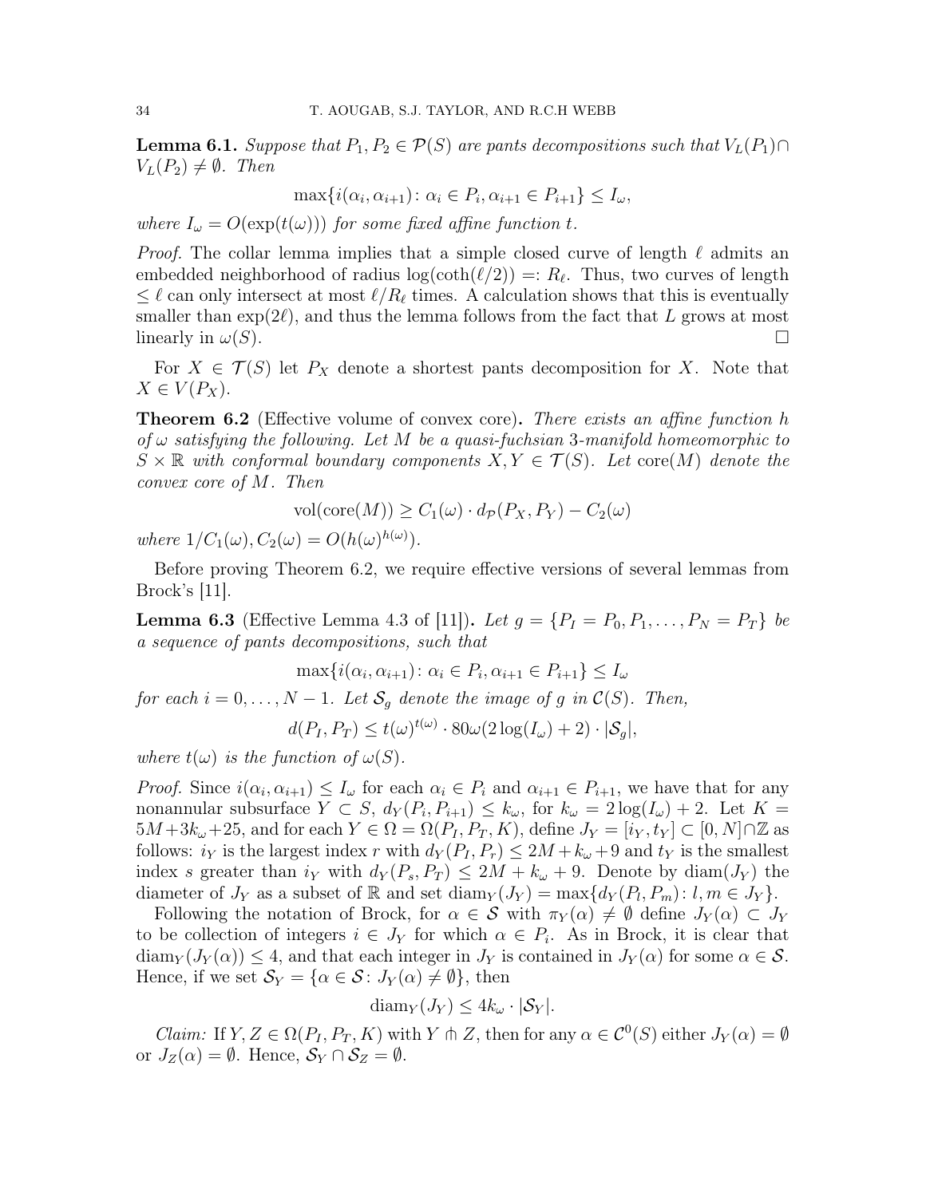**Lemma 6.1.** *Suppose that $P_1, P_2 \in \mathcal{P}(S)$ are pants decompositions such that $V_L(P_1) \cap V_L(P_2) \neq \emptyset$. Then*

$$\max\{i(\alpha_i, \alpha_{i+1}) \colon \alpha_i \in P_i, \alpha_{i+1} \in P_{i+1}\} \leq I_\omega,$$

*where $I_\omega = O(\exp(t(\omega)))$ for some fixed affine function $t$.*

*Proof.* The collar lemma implies that a simple closed curve of length $\ell$ admits an embedded neighborhood of radius $\log(\coth(\ell/2)) =: R_\ell$. Thus, two curves of length $\leq \ell$ can only intersect at most $\ell/R_\ell$ times. A calculation shows that this is eventually smaller than $\exp(2\ell)$, and thus the lemma follows from the fact that $L$ grows at most linearly in $\omega(S)$. $\square$

For $X \in \mathcal{T}(S)$ let $P_X$ denote a shortest pants decomposition for $X$. Note that $X \in V(P_X)$.

**Theorem 6.2** (Effective volume of convex core)**.** *There exists an affine function $h$ of $\omega$ satisfying the following. Let $M$ be a quasi-fuchsian 3-manifold homeomorphic to $S \times \mathbb{R}$ with conformal boundary components $X, Y \in \mathcal{T}(S)$. Let $\mathrm{core}(M)$ denote the convex core of $M$. Then*

$$\mathrm{vol}(\mathrm{core}(M)) \geq C_1(\omega) \cdot d_{\mathcal{P}}(P_X, P_Y) - C_2(\omega)$$

*where $1/C_1(\omega), C_2(\omega) = O(h(\omega)^{h(\omega)})$.*

Before proving Theorem 6.2, we require effective versions of several lemmas from Brock's [11].

**Lemma 6.3** (Effective Lemma 4.3 of [11])**.** *Let $g = \{P_I = P_0, P_1, \dots, P_N = P_T\}$ be a sequence of pants decompositions, such that*

$$\max\{i(\alpha_i, \alpha_{i+1}) \colon \alpha_i \in P_i, \alpha_{i+1} \in P_{i+1}\} \leq I_\omega$$

*for each $i = 0, \dots, N-1$. Let $\mathcal{S}_g$ denote the image of $g$ in $\mathcal{C}(S)$. Then,*

$$d(P_I, P_T) \leq t(\omega)^{t(\omega)} \cdot 80\omega(2\log(I_\omega) + 2) \cdot |\mathcal{S}_g|,$$

*where $t(\omega)$ is the function of $\omega(S)$.*

*Proof.* Since $i(\alpha_i, \alpha_{i+1}) \leq I_\omega$ for each $\alpha_i \in P_i$ and $\alpha_{i+1} \in P_{i+1}$, we have that for any nonannular subsurface $Y \subset S$, $d_Y(P_i, P_{i+1}) \leq k_\omega$, for $k_\omega = 2\log(I_\omega) + 2$. Let $K = 5M + 3k_\omega + 25$, and for each $Y \in \Omega = \Omega(P_I, P_T, K)$, define $J_Y = [i_Y, t_Y] \subset [0, N] \cap \mathbb{Z}$ as follows: $i_Y$ is the largest index $r$ with $d_Y(P_I, P_r) \leq 2M + k_\omega + 9$ and $t_Y$ is the smallest index $s$ greater than $i_Y$ with $d_Y(P_s, P_T) \leq 2M + k_\omega + 9$. Denote by $\mathrm{diam}(J_Y)$ the diameter of $J_Y$ as a subset of $\mathbb{R}$ and set $\mathrm{diam}_Y(J_Y) = \max\{d_Y(P_l, P_m) \colon l, m \in J_Y\}$.

Following the notation of Brock, for $\alpha \in \mathcal{S}$ with $\pi_Y(\alpha) \neq \emptyset$ define $J_Y(\alpha) \subset J_Y$ to be collection of integers $i \in J_Y$ for which $\alpha \in P_i$. As in Brock, it is clear that $\mathrm{diam}_Y(J_Y(\alpha)) \leq 4$, and that each integer in $J_Y$ is contained in $J_Y(\alpha)$ for some $\alpha \in \mathcal{S}$. Hence, if we set $\mathcal{S}_Y = \{\alpha \in \mathcal{S} \colon J_Y(\alpha) \neq \emptyset\}$, then

$$\mathrm{diam}_Y(J_Y) \leq 4k_\omega \cdot |\mathcal{S}_Y|.$$

*Claim:* If $Y, Z \in \Omega(P_I, P_T, K)$ with $Y \pitchfork Z$, then for any $\alpha \in \mathcal{C}^0(S)$ either $J_Y(\alpha) = \emptyset$ or $J_Z(\alpha) = \emptyset$. Hence, $\mathcal{S}_Y \cap \mathcal{S}_Z = \emptyset$.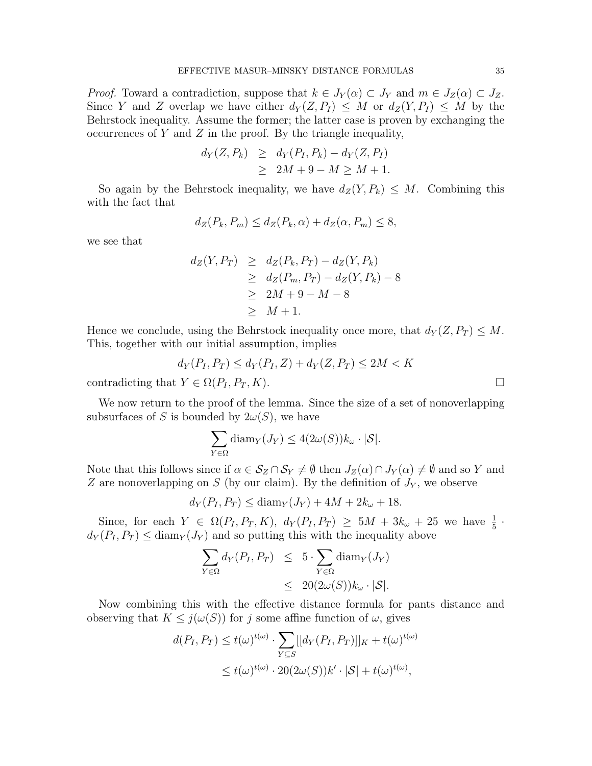*Proof.* Toward a contradiction, suppose that $k \in J_Y(\alpha) \subset J_Y$ and $m \in J_Z(\alpha) \subset J_Z$. Since $Y$ and $Z$ overlap we have either $d_Y(Z, P_I) \leq M$ or $d_Z(Y, P_I) \leq M$ by the Behrstock inequality. Assume the former; the latter case is proven by exchanging the occurrences of $Y$ and $Z$ in the proof. By the triangle inequality,

$$\begin{aligned} d_Y(Z, P_k) &\geq d_Y(P_I, P_k) - d_Y(Z, P_I) \\ &\geq 2M + 9 - M \geq M + 1. \end{aligned}$$

So again by the Behrstock inequality, we have $d_Z(Y, P_k) \leq M$. Combining this with the fact that

$$d_Z(P_k, P_m) \leq d_Z(P_k, \alpha) + d_Z(\alpha, P_m) \leq 8,$$

we see that

$$\begin{aligned} d_Z(Y, P_T) &\geq d_Z(P_k, P_T) - d_Z(Y, P_k) \\ &\geq d_Z(P_m, P_T) - d_Z(Y, P_k) - 8 \\ &\geq 2M + 9 - M - 8 \\ &\geq M + 1. \end{aligned}$$

Hence we conclude, using the Behrstock inequality once more, that $d_Y(Z, P_T) \leq M$. This, together with our initial assumption, implies

$$d_Y(P_I, P_T) \leq d_Y(P_I, Z) + d_Y(Z, P_T) \leq 2M < K$$

contradicting that $Y \in \Omega(P_I, P_T, K)$. $\square$

We now return to the proof of the lemma. Since the size of a set of nonoverlapping subsurfaces of $S$ is bounded by $2\omega(S)$, we have

$$\sum_{Y \in \Omega} \text{diam}_Y(J_Y) \leq 4(2\omega(S))k_\omega \cdot |\mathcal{S}|.$$

Note that this follows since if $\alpha \in \mathcal{S}_Z \cap \mathcal{S}_Y \neq \emptyset$ then $J_Z(\alpha) \cap J_Y(\alpha) \neq \emptyset$ and so $Y$ and $Z$ are nonoverlapping on $S$ (by our claim). By the definition of $J_Y$, we observe

$$d_Y(P_I, P_T) \leq \text{diam}_Y(J_Y) + 4M + 2k_\omega + 18.$$

Since, for each $Y \in \Omega(P_I, P_T, K)$, $d_Y(P_I, P_T) \geq 5M + 3k_\omega + 25$ we have $\frac{1}{5} \cdot d_Y(P_I, P_T) \leq \text{diam}_Y(J_Y)$ and so putting this with the inequality above

$$\begin{aligned} \sum_{Y \in \Omega} d_Y(P_I, P_T) &\leq 5 \cdot \sum_{Y \in \Omega} \text{diam}_Y(J_Y) \\ &\leq 20(2\omega(S))k_\omega \cdot |\mathcal{S}|. \end{aligned}$$

Now combining this with the effective distance formula for pants distance and observing that $K \leq j(\omega(S))$ for $j$ some affine function of $\omega$, gives

$$\begin{aligned} d(P_I, P_T) &\leq t(\omega)^{t(\omega)} \cdot \sum_{Y \subseteq S} [[d_Y(P_I, P_T)]]_K + t(\omega)^{t(\omega)} \\ &\leq t(\omega)^{t(\omega)} \cdot 20(2\omega(S))k' \cdot |\mathcal{S}| + t(\omega)^{t(\omega)}, \end{aligned}$$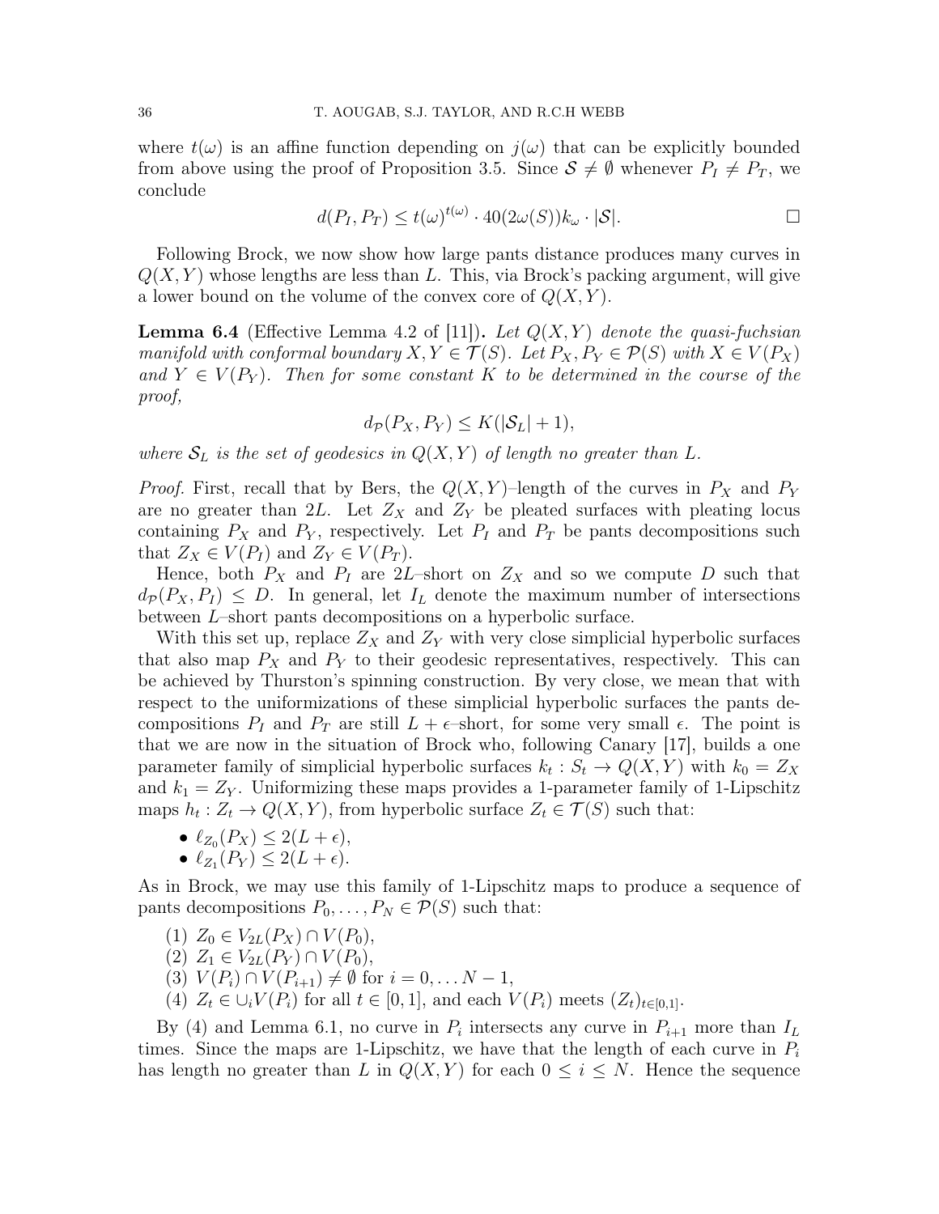where $t(\omega)$ is an affine function depending on $j(\omega)$ that can be explicitly bounded from above using the proof of Proposition 3.5. Since $\mathcal{S} \neq \emptyset$ whenever $P_I \neq P_T$, we conclude

$$d(P_I, P_T) \leq t(\omega)^{t(\omega)} \cdot 40(2\omega(S))k_\omega \cdot |\mathcal{S}|. \qquad \square$$

Following Brock, we now show how large pants distance produces many curves in $Q(X,Y)$ whose lengths are less than $L$. This, via Brock's packing argument, will give a lower bound on the volume of the convex core of $Q(X,Y)$.

**Lemma 6.4** (Effective Lemma 4.2 of [11])**.** *Let $Q(X,Y)$ denote the quasi-fuchsian manifold with conformal boundary $X, Y \in \mathcal{T}(S)$. Let $P_X, P_Y \in \mathcal{P}(S)$ with $X \in V(P_X)$ and $Y \in V(P_Y)$. Then for some constant $K$ to be determined in the course of the proof,*

$$d_{\mathcal{P}}(P_X, P_Y) \leq K(|\mathcal{S}_L| + 1),$$

*where $\mathcal{S}_L$ is the set of geodesics in $Q(X,Y)$ of length no greater than $L$.*

*Proof.* First, recall that by Bers, the $Q(X,Y)$–length of the curves in $P_X$ and $P_Y$ are no greater than $2L$. Let $Z_X$ and $Z_Y$ be pleated surfaces with pleating locus containing $P_X$ and $P_Y$, respectively. Let $P_I$ and $P_T$ be pants decompositions such that $Z_X \in V(P_I)$ and $Z_Y \in V(P_T)$.

Hence, both $P_X$ and $P_I$ are $2L$–short on $Z_X$ and so we compute $D$ such that $d_{\mathcal{P}}(P_X, P_I) \leq D$. In general, let $I_L$ denote the maximum number of intersections between $L$–short pants decompositions on a hyperbolic surface.

With this set up, replace $Z_X$ and $Z_Y$ with very close simplicial hyperbolic surfaces that also map $P_X$ and $P_Y$ to their geodesic representatives, respectively. This can be achieved by Thurston's spinning construction. By very close, we mean that with respect to the uniformizations of these simplicial hyperbolic surfaces the pants decompositions $P_I$ and $P_T$ are still $L + \epsilon$–short, for some very small $\epsilon$. The point is that we are now in the situation of Brock who, following Canary [17], builds a one parameter family of simplicial hyperbolic surfaces $k_t : S_t \to Q(X,Y)$ with $k_0 = Z_X$ and $k_1 = Z_Y$. Uniformizing these maps provides a 1-parameter family of 1-Lipschitz maps $h_t : Z_t \to Q(X,Y)$, from hyperbolic surface $Z_t \in \mathcal{T}(S)$ such that:

- $\ell_{Z_0}(P_X) \leq 2(L + \epsilon)$,
- $\ell_{Z_1}(P_Y) \leq 2(L + \epsilon)$.

As in Brock, we may use this family of 1-Lipschitz maps to produce a sequence of pants decompositions $P_0, \ldots, P_N \in \mathcal{P}(S)$ such that:

1. $Z_0 \in V_{2L}(P_X) \cap V(P_0)$,
2. $Z_1 \in V_{2L}(P_Y) \cap V(P_0)$,
3. $V(P_i) \cap V(P_{i+1}) \neq \emptyset$ for $i = 0, \ldots N-1$,
4. $Z_t \in \cup_i V(P_i)$ for all $t \in [0,1]$, and each $V(P_i)$ meets $(Z_t)_{t \in [0,1]}$.

By (4) and Lemma 6.1, no curve in $P_i$ intersects any curve in $P_{i+1}$ more than $I_L$ times. Since the maps are 1-Lipschitz, we have that the length of each curve in $P_i$ has length no greater than $L$ in $Q(X,Y)$ for each $0 \leq i \leq N$. Hence the sequence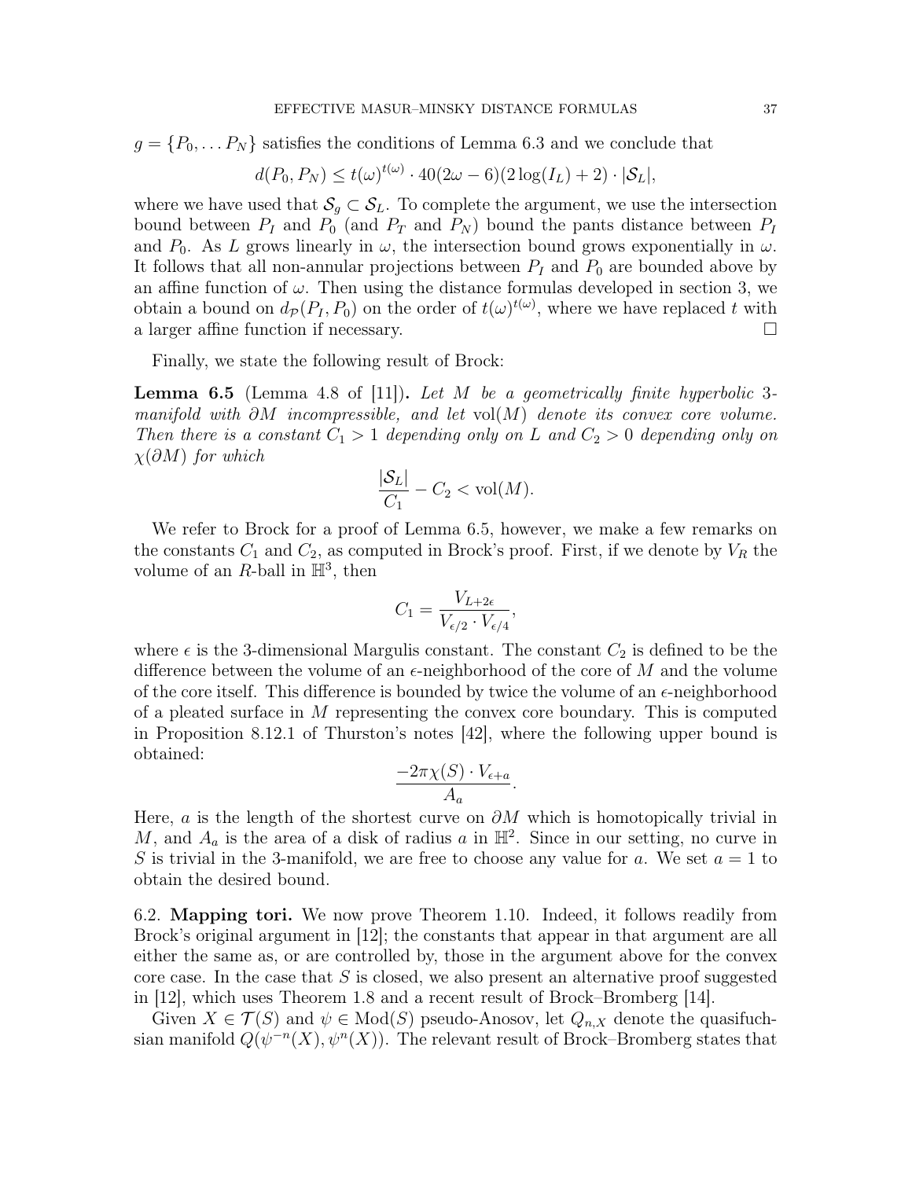$g = \{P_0, \ldots P_N\}$ satisfies the conditions of Lemma 6.3 and we conclude that

$$d(P_0, P_N) \leq t(\omega)^{t(\omega)} \cdot 40(2\omega - 6)(2\log(I_L) + 2) \cdot |\mathcal{S}_L|,$$

where we have used that $\mathcal{S}_g \subset \mathcal{S}_L$. To complete the argument, we use the intersection bound between $P_I$ and $P_0$ (and $P_T$ and $P_N$) bound the pants distance between $P_I$ and $P_0$. As $L$ grows linearly in $\omega$, the intersection bound grows exponentially in $\omega$. It follows that all non-annular projections between $P_I$ and $P_0$ are bounded above by an affine function of $\omega$. Then using the distance formulas developed in section 3, we obtain a bound on $d_{\mathcal{P}}(P_I, P_0)$ on the order of $t(\omega)^{t(\omega)}$, where we have replaced $t$ with a larger affine function if necessary. $\square$

Finally, we state the following result of Brock:

**Lemma 6.5** (Lemma 4.8 of [11]). *Let $M$ be a geometrically finite hyperbolic 3-manifold with $\partial M$ incompressible, and let $\mathrm{vol}(M)$ denote its convex core volume. Then there is a constant $C_1 > 1$ depending only on $L$ and $C_2 > 0$ depending only on $\chi(\partial M)$ for which*

$$\frac{|\mathcal{S}_L|}{C_1} - C_2 < \mathrm{vol}(M).$$

We refer to Brock for a proof of Lemma 6.5, however, we make a few remarks on the constants $C_1$ and $C_2$, as computed in Brock's proof. First, if we denote by $V_R$ the volume of an $R$-ball in $\mathbb{H}^3$, then

$$C_1 = \frac{V_{L+2\epsilon}}{V_{\epsilon/2} \cdot V_{\epsilon/4}},$$

where $\epsilon$ is the 3-dimensional Margulis constant. The constant $C_2$ is defined to be the difference between the volume of an $\epsilon$-neighborhood of the core of $M$ and the volume of the core itself. This difference is bounded by twice the volume of an $\epsilon$-neighborhood of a pleated surface in $M$ representing the convex core boundary. This is computed in Proposition 8.12.1 of Thurston's notes [42], where the following upper bound is obtained:

$$\frac{-2\pi\chi(S) \cdot V_{\epsilon+a}}{A_a}.$$

Here, $a$ is the length of the shortest curve on $\partial M$ which is homotopically trivial in $M$, and $A_a$ is the area of a disk of radius $a$ in $\mathbb{H}^2$. Since in our setting, no curve in $S$ is trivial in the 3-manifold, we are free to choose any value for $a$. We set $a = 1$ to obtain the desired bound.

6.2. **Mapping tori.** We now prove Theorem 1.10. Indeed, it follows readily from Brock's original argument in [12]; the constants that appear in that argument are all either the same as, or are controlled by, those in the argument above for the convex core case. In the case that $S$ is closed, we also present an alternative proof suggested in [12], which uses Theorem 1.8 and a recent result of Brock–Bromberg [14].

Given $X \in \mathcal{T}(S)$ and $\psi \in \mathrm{Mod}(S)$ pseudo-Anosov, let $Q_{n,X}$ denote the quasifuchsian manifold $Q(\psi^{-n}(X), \psi^n(X))$. The relevant result of Brock–Bromberg states that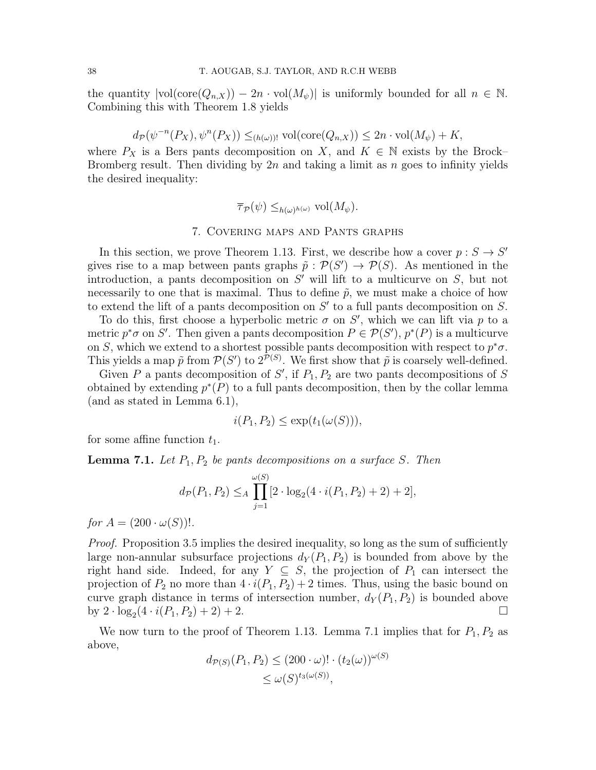the quantity $|\mathrm{vol}(\mathrm{core}(Q_{n,X})) - 2n \cdot \mathrm{vol}(M_\psi)|$ is uniformly bounded for all $n \in \mathbb{N}$. Combining this with Theorem 1.8 yields

$$d_{\mathcal{P}}(\psi^{-n}(P_X), \psi^n(P_X)) \leq_{(h(\omega))!} \mathrm{vol}(\mathrm{core}(Q_{n,X})) \leq 2n \cdot \mathrm{vol}(M_\psi) + K,$$

where $P_X$ is a Bers pants decomposition on $X$, and $K \in \mathbb{N}$ exists by the Brock–Bromberg result. Then dividing by $2n$ and taking a limit as $n$ goes to infinity yields the desired inequality:

$$\overline{\tau}_{\mathcal{P}}(\psi) \leq_{h(\omega)^{h(\omega)}} \mathrm{vol}(M_\psi).$$

## 7. Covering maps and Pants graphs

In this section, we prove Theorem 1.13. First, we describe how a cover $p : S \to S'$ gives rise to a map between pants graphs $\tilde{p} : \mathcal{P}(S') \to \mathcal{P}(S)$. As mentioned in the introduction, a pants decomposition on $S'$ will lift to a multicurve on $S$, but not necessarily to one that is maximal. Thus to define $\tilde{p}$, we must make a choice of how to extend the lift of a pants decomposition on $S'$ to a full pants decomposition on $S$.

To do this, first choose a hyperbolic metric $\sigma$ on $S'$, which we can lift via $p$ to a metric $p^*\sigma$ on $S'$. Then given a pants decomposition $P \in \mathcal{P}(S')$, $p^*(P)$ is a multicurve on $S$, which we extend to a shortest possible pants decomposition with respect to $p^*\sigma$. This yields a map $\tilde{p}$ from $\mathcal{P}(S')$ to $2^{\mathcal{P}(S)}$. We first show that $\tilde{p}$ is coarsely well-defined.

Given $P$ a pants decomposition of $S'$, if $P_1, P_2$ are two pants decompositions of $S$ obtained by extending $p^*(P)$ to a full pants decomposition, then by the collar lemma (and as stated in Lemma 6.1),

$$i(P_1, P_2) \leq \exp(t_1(\omega(S))),$$

for some affine function $t_1$.

**Lemma 7.1.** *Let $P_1, P_2$ be pants decompositions on a surface $S$. Then*

$$d_{\mathcal{P}}(P_1, P_2) \leq_A \prod_{j=1}^{\omega(S)} [2 \cdot \log_2(4 \cdot i(P_1, P_2) + 2) + 2],$$

*for $A = (200 \cdot \omega(S))!$.*

*Proof.* Proposition 3.5 implies the desired inequality, so long as the sum of sufficiently large non-annular subsurface projections $d_Y(P_1, P_2)$ is bounded from above by the right hand side. Indeed, for any $Y \subseteq S$, the projection of $P_1$ can intersect the projection of $P_2$ no more than $4 \cdot i(P_1, P_2) + 2$ times. Thus, using the basic bound on curve graph distance in terms of intersection number, $d_Y(P_1, P_2)$ is bounded above by $2 \cdot \log_2(4 \cdot i(P_1, P_2) + 2) + 2$. □

We now turn to the proof of Theorem 1.13. Lemma 7.1 implies that for $P_1, P_2$ as above,

$$\begin{aligned} d_{\mathcal{P}(S)}(P_1, P_2) &\leq (200 \cdot \omega)! \cdot (t_2(\omega))^{\omega(S)} \\ &\leq \omega(S)^{t_3(\omega(S))}, \end{aligned}$$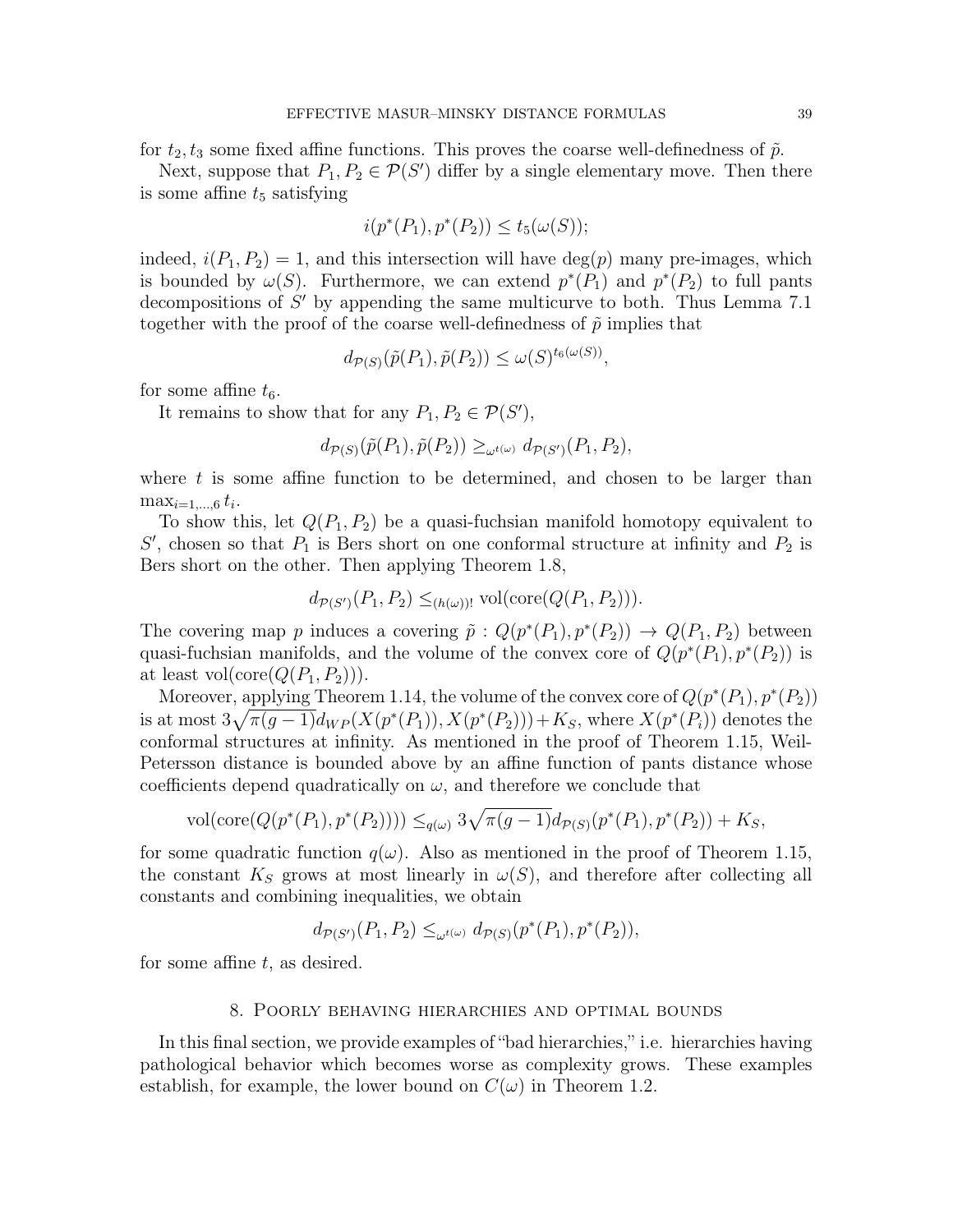for $t_2, t_3$ some fixed affine functions. This proves the coarse well-definedness of $\tilde{p}$.

Next, suppose that $P_1, P_2 \in \mathcal{P}(S')$ differ by a single elementary move. Then there is some affine $t_5$ satisfying

$$i(p^*(P_1), p^*(P_2)) \leq t_5(\omega(S));$$

indeed, $i(P_1, P_2) = 1$, and this intersection will have $\deg(p)$ many pre-images, which is bounded by $\omega(S)$. Furthermore, we can extend $p^*(P_1)$ and $p^*(P_2)$ to full pants decompositions of $S'$ by appending the same multicurve to both. Thus Lemma 7.1 together with the proof of the coarse well-definedness of $\tilde{p}$ implies that

$$d_{\mathcal{P}(S)}(\tilde{p}(P_1), \tilde{p}(P_2)) \leq \omega(S)^{t_6(\omega(S))},$$

for some affine $t_6$.

It remains to show that for any $P_1, P_2 \in \mathcal{P}(S')$,

$$d_{\mathcal{P}(S)}(\tilde{p}(P_1), \tilde{p}(P_2)) \geq_{\omega^{t(\omega)}} d_{\mathcal{P}(S')}(P_1, P_2),$$

where $t$ is some affine function to be determined, and chosen to be larger than $\max_{i=1,\ldots,6} t_i$.

To show this, let $Q(P_1, P_2)$ be a quasi-fuchsian manifold homotopy equivalent to $S'$, chosen so that $P_1$ is Bers short on one conformal structure at infinity and $P_2$ is Bers short on the other. Then applying Theorem 1.8,

$$d_{\mathcal{P}(S')}(P_1, P_2) \leq_{(h(\omega))!} \mathrm{vol}(\mathrm{core}(Q(P_1, P_2))).$$

The covering map $p$ induces a covering $\tilde{p} : Q(p^*(P_1), p^*(P_2)) \to Q(P_1, P_2)$ between quasi-fuchsian manifolds, and the volume of the convex core of $Q(p^*(P_1), p^*(P_2))$ is at least $\mathrm{vol}(\mathrm{core}(Q(P_1, P_2)))$.

Moreover, applying Theorem 1.14, the volume of the convex core of $Q(p^*(P_1), p^*(P_2))$ is at most $3\sqrt{\pi(g-1)}d_{WP}(X(p^*(P_1)), X(p^*(P_2))) + K_S$, where $X(p^*(P_i))$ denotes the conformal structures at infinity. As mentioned in the proof of Theorem 1.15, Weil-Petersson distance is bounded above by an affine function of pants distance whose coefficients depend quadratically on $\omega$, and therefore we conclude that

$$\mathrm{vol}(\mathrm{core}(Q(p^*(P_1), p^*(P_2)))) \leq_{q(\omega)} 3\sqrt{\pi(g-1)}d_{\mathcal{P}(S)}(p^*(P_1), p^*(P_2)) + K_S,$$

for some quadratic function $q(\omega)$. Also as mentioned in the proof of Theorem 1.15, the constant $K_S$ grows at most linearly in $\omega(S)$, and therefore after collecting all constants and combining inequalities, we obtain

$$d_{\mathcal{P}(S')}(P_1, P_2) \leq_{\omega^{t(\omega)}} d_{\mathcal{P}(S)}(p^*(P_1), p^*(P_2)),$$

for some affine $t$, as desired.

## 8. Poorly behaving hierarchies and optimal bounds

In this final section, we provide examples of "bad hierarchies," i.e. hierarchies having pathological behavior which becomes worse as complexity grows. These examples establish, for example, the lower bound on $C(\omega)$ in Theorem 1.2.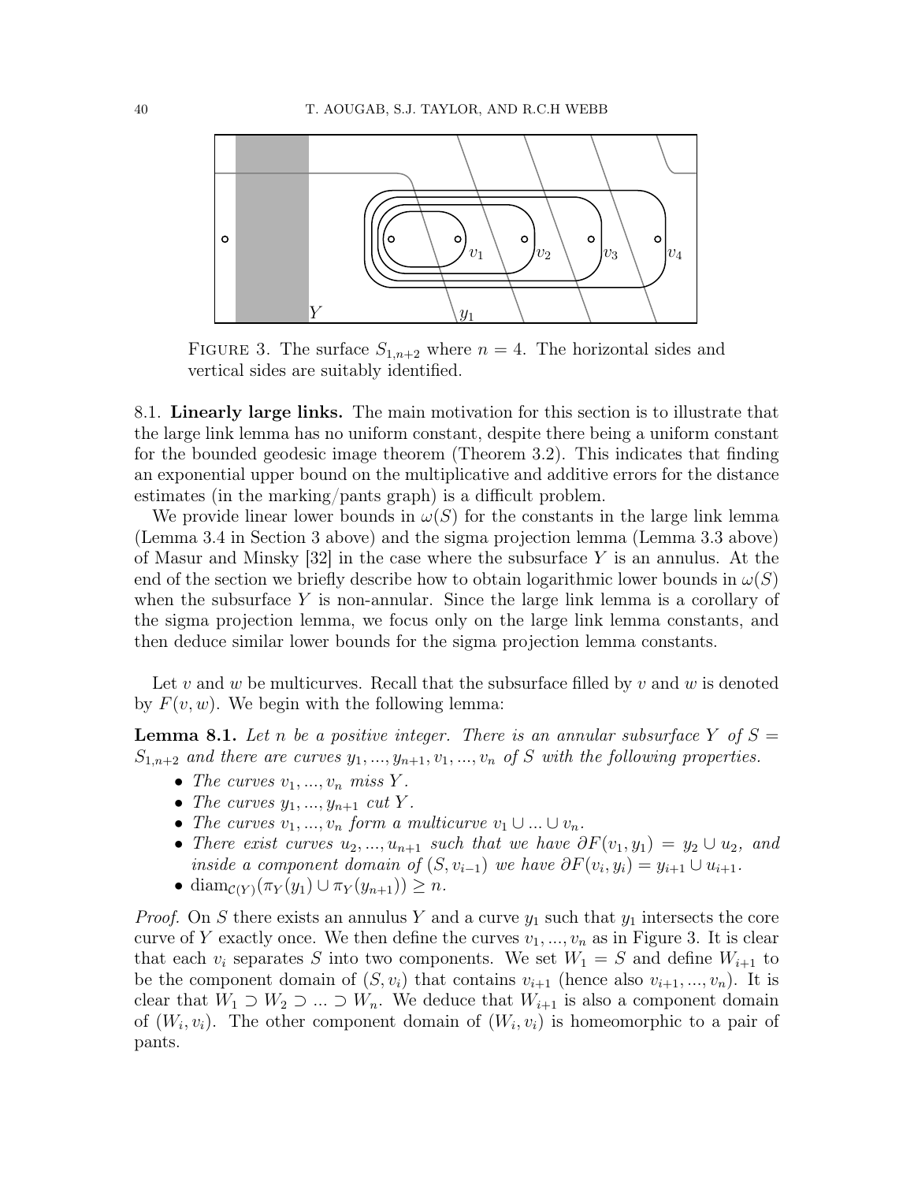FIGURE 3. The surface $S_{1,n+2}$ where $n = 4$. The horizontal sides and vertical sides are suitably identified.

### 8.1. **Linearly large links.**

The main motivation for this section is to illustrate that the large link lemma has no uniform constant, despite there being a uniform constant for the bounded geodesic image theorem (Theorem 3.2). This indicates that finding an exponential upper bound on the multiplicative and additive errors for the distance estimates (in the marking/pants graph) is a difficult problem.

We provide linear lower bounds in $\omega(S)$ for the constants in the large link lemma (Lemma 3.4 in Section 3 above) and the sigma projection lemma (Lemma 3.3 above) of Masur and Minsky [32] in the case where the subsurface $Y$ is an annulus. At the end of the section we briefly describe how to obtain logarithmic lower bounds in $\omega(S)$ when the subsurface $Y$ is non-annular. Since the large link lemma is a corollary of the sigma projection lemma, we focus only on the large link lemma constants, and then deduce similar lower bounds for the sigma projection lemma constants.

Let $v$ and $w$ be multicurves. Recall that the subsurface filled by $v$ and $w$ is denoted by $F(v, w)$. We begin with the following lemma:

**Lemma 8.1.** *Let $n$ be a positive integer. There is an annular subsurface $Y$ of $S = S_{1,n+2}$ and there are curves $y_1, ..., y_{n+1}, v_1, ..., v_n$ of $S$ with the following properties.*

- *The curves $v_1, ..., v_n$ miss $Y$.*
- *The curves $y_1, ..., y_{n+1}$ cut $Y$.*
- *The curves $v_1, ..., v_n$ form a multicurve $v_1 \cup ... \cup v_n$.*
- *There exist curves $u_2, ..., u_{n+1}$ such that we have $\partial F(v_1, y_1) = y_2 \cup u_2$, and inside a component domain of $(S, v_{i-1})$ we have $\partial F(v_i, y_i) = y_{i+1} \cup u_{i+1}$.*
- $\operatorname{diam}_{\mathcal{C}(Y)}(\pi_Y(y_1) \cup \pi_Y(y_{n+1})) \geq n$.

*Proof.* On $S$ there exists an annulus $Y$ and a curve $y_1$ such that $y_1$ intersects the core curve of $Y$ exactly once. We then define the curves $v_1, ..., v_n$ as in Figure 3. It is clear that each $v_i$ separates $S$ into two components. We set $W_1 = S$ and define $W_{i+1}$ to be the component domain of $(S, v_i)$ that contains $v_{i+1}$ (hence also $v_{i+1}, ..., v_n$). It is clear that $W_1 \supset W_2 \supset ... \supset W_n$. We deduce that $W_{i+1}$ is also a component domain of $(W_i, v_i)$. The other component domain of $(W_i, v_i)$ is homeomorphic to a pair of pants.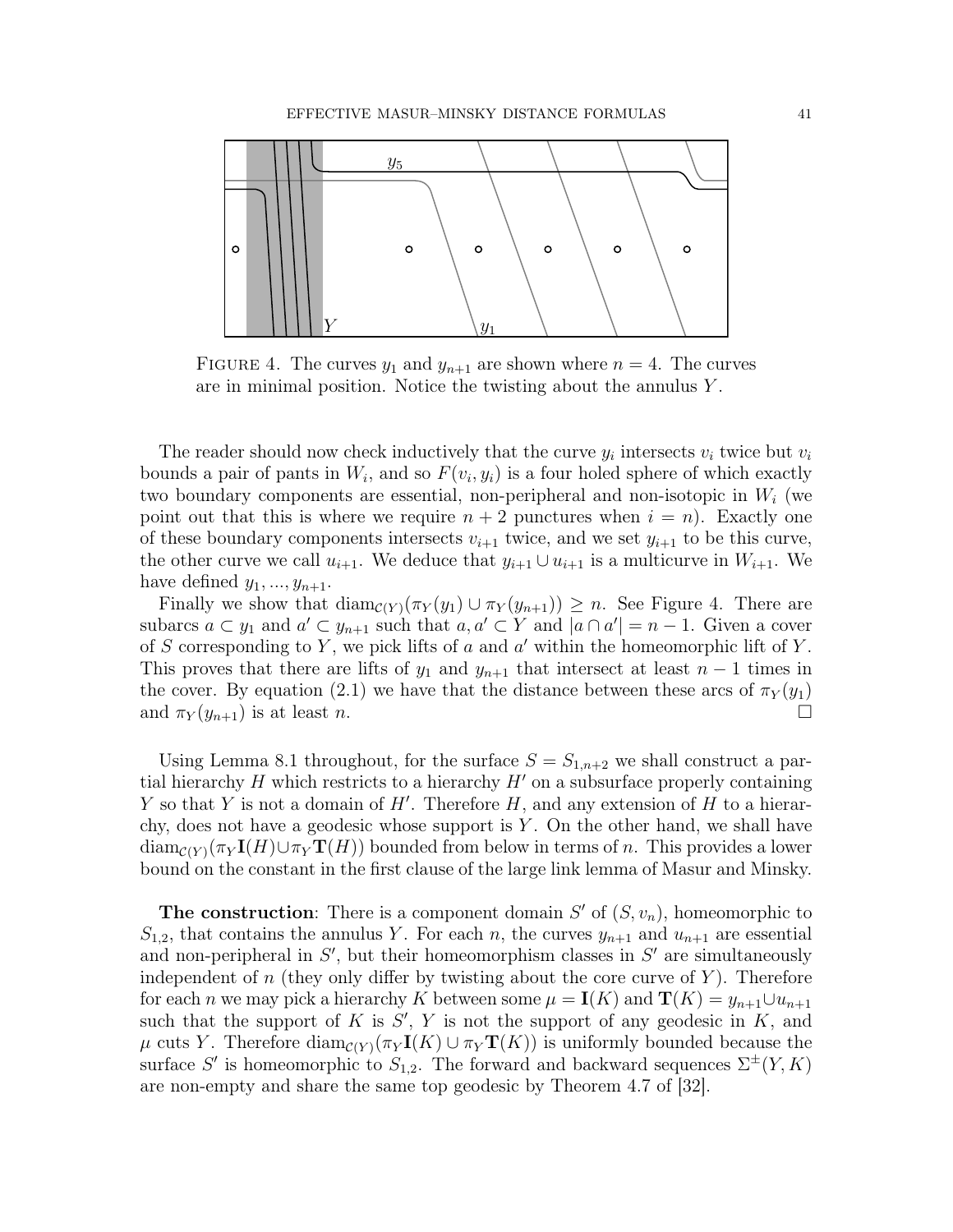FIGURE 4. The curves $y_1$ and $y_{n+1}$ are shown where $n = 4$. The curves are in minimal position. Notice the twisting about the annulus $Y$.

The reader should now check inductively that the curve $y_i$ intersects $v_i$ twice but $v_i$ bounds a pair of pants in $W_i$, and so $F(v_i, y_i)$ is a four holed sphere of which exactly two boundary components are essential, non-peripheral and non-isotopic in $W_i$ (we point out that this is where we require $n + 2$ punctures when $i = n$). Exactly one of these boundary components intersects $v_{i+1}$ twice, and we set $y_{i+1}$ to be this curve, the other curve we call $u_{i+1}$. We deduce that $y_{i+1} \cup u_{i+1}$ is a multicurve in $W_{i+1}$. We have defined $y_1, ..., y_{n+1}$.

Finally we show that $\operatorname{diam}_{\mathcal{C}(Y)}(\pi_Y(y_1) \cup \pi_Y(y_{n+1})) \geq n$. See Figure 4. There are subarcs $a \subset y_1$ and $a' \subset y_{n+1}$ such that $a, a' \subset Y$ and $|a \cap a'| = n - 1$. Given a cover of $S$ corresponding to $Y$, we pick lifts of $a$ and $a'$ within the homeomorphic lift of $Y$. This proves that there are lifts of $y_1$ and $y_{n+1}$ that intersect at least $n - 1$ times in the cover. By equation (2.1) we have that the distance between these arcs of $\pi_Y(y_1)$ and $\pi_Y(y_{n+1})$ is at least $n$. □

Using Lemma 8.1 throughout, for the surface $S = S_{1,n+2}$ we shall construct a partial hierarchy $H$ which restricts to a hierarchy $H'$ on a subsurface properly containing $Y$ so that $Y$ is not a domain of $H'$. Therefore $H$, and any extension of $H$ to a hierarchy, does not have a geodesic whose support is $Y$. On the other hand, we shall have $\operatorname{diam}_{\mathcal{C}(Y)}(\pi_Y \mathbf{I}(H) \cup \pi_Y \mathbf{T}(H))$ bounded from below in terms of $n$. This provides a lower bound on the constant in the first clause of the large link lemma of Masur and Minsky.

**The construction**: There is a component domain $S'$ of $(S, v_n)$, homeomorphic to $S_{1,2}$, that contains the annulus $Y$. For each $n$, the curves $y_{n+1}$ and $u_{n+1}$ are essential and non-peripheral in $S'$, but their homeomorphism classes in $S'$ are simultaneously independent of $n$ (they only differ by twisting about the core curve of $Y$). Therefore for each $n$ we may pick a hierarchy $K$ between some $\mu = \mathbf{I}(K)$ and $\mathbf{T}(K) = y_{n+1} \cup u_{n+1}$ such that the support of $K$ is $S'$, $Y$ is not the support of any geodesic in $K$, and $\mu$ cuts $Y$. Therefore $\operatorname{diam}_{\mathcal{C}(Y)}(\pi_Y \mathbf{I}(K) \cup \pi_Y \mathbf{T}(K))$ is uniformly bounded because the surface $S'$ is homeomorphic to $S_{1,2}$. The forward and backward sequences $\Sigma^{\pm}(Y, K)$ are non-empty and share the same top geodesic by Theorem 4.7 of [32].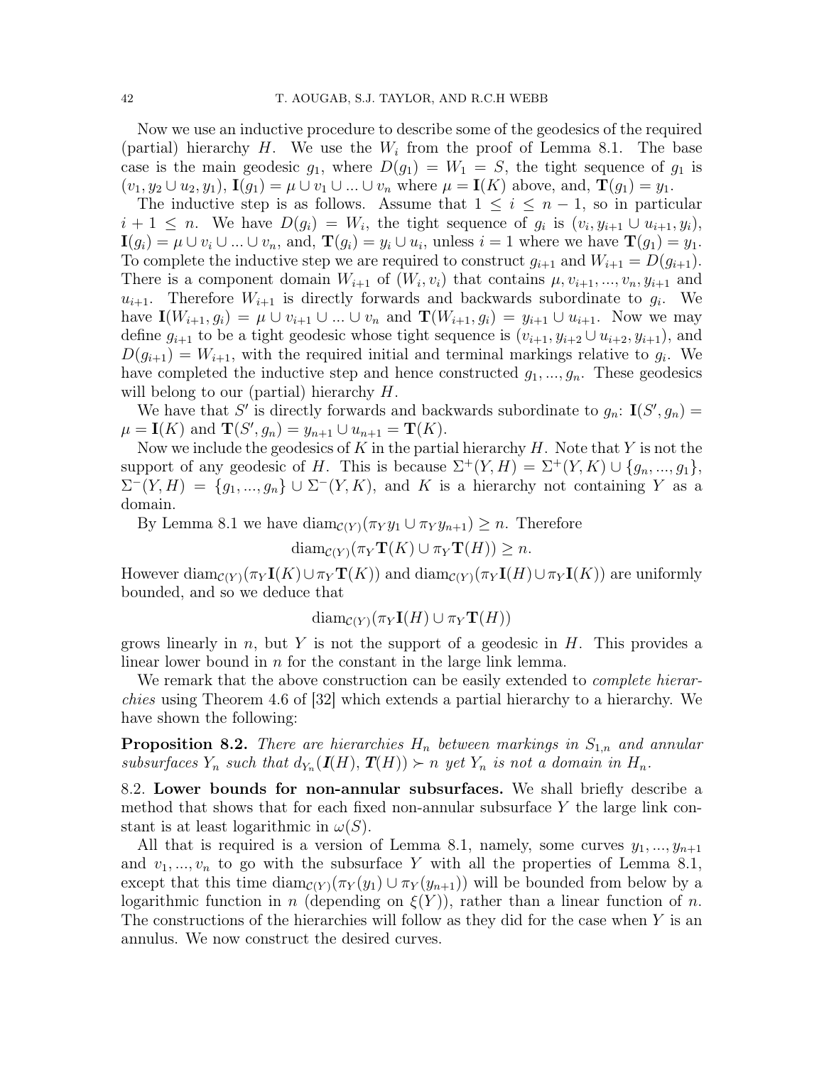Now we use an inductive procedure to describe some of the geodesics of the required (partial) hierarchy $H$. We use the $W_i$ from the proof of Lemma 8.1. The base case is the main geodesic $g_1$, where $D(g_1) = W_1 = S$, the tight sequence of $g_1$ is $(v_1, y_2 \cup u_2, y_1)$, $\mathbf{I}(g_1) = \mu \cup v_1 \cup ... \cup v_n$ where $\mu = \mathbf{I}(K)$ above, and, $\mathbf{T}(g_1) = y_1$.

The inductive step is as follows. Assume that $1 \leq i \leq n-1$, so in particular $i+1 \leq n$. We have $D(g_i) = W_i$, the tight sequence of $g_i$ is $(v_i, y_{i+1} \cup u_{i+1}, y_i)$, $\mathbf{I}(g_i) = \mu \cup v_i \cup ... \cup v_n$, and, $\mathbf{T}(g_i) = y_i \cup u_i$, unless $i = 1$ where we have $\mathbf{T}(g_1) = y_1$. To complete the inductive step we are required to construct $g_{i+1}$ and $W_{i+1} = D(g_{i+1})$. There is a component domain $W_{i+1}$ of $(W_i, v_i)$ that contains $\mu, v_{i+1}, ..., v_n, y_{i+1}$ and $u_{i+1}$. Therefore $W_{i+1}$ is directly forwards and backwards subordinate to $g_i$. We have $\mathbf{I}(W_{i+1}, g_i) = \mu \cup v_{i+1} \cup ... \cup v_n$ and $\mathbf{T}(W_{i+1}, g_i) = y_{i+1} \cup u_{i+1}$. Now we may define $g_{i+1}$ to be a tight geodesic whose tight sequence is $(v_{i+1}, y_{i+2} \cup u_{i+2}, y_{i+1})$, and $D(g_{i+1}) = W_{i+1}$, with the required initial and terminal markings relative to $g_i$. We have completed the inductive step and hence constructed $g_1, ..., g_n$. These geodesics will belong to our (partial) hierarchy $H$.

We have that $S'$ is directly forwards and backwards subordinate to $g_n$: $\mathbf{I}(S', g_n) = \mu = \mathbf{I}(K)$ and $\mathbf{T}(S', g_n) = y_{n+1} \cup u_{n+1} = \mathbf{T}(K)$.

Now we include the geodesics of $K$ in the partial hierarchy $H$. Note that $Y$ is not the support of any geodesic of $H$. This is because $\Sigma^+(Y, H) = \Sigma^+(Y, K) \cup \{g_n, ..., g_1\}$, $\Sigma^-(Y, H) = \{g_1, ..., g_n\} \cup \Sigma^-(Y, K)$, and $K$ is a hierarchy not containing $Y$ as a domain.

By Lemma 8.1 we have $\mathrm{diam}_{\mathcal{C}(Y)}(\pi_Y y_1 \cup \pi_Y y_{n+1}) \geq n$. Therefore

$$\mathrm{diam}_{\mathcal{C}(Y)}(\pi_Y \mathbf{T}(K) \cup \pi_Y \mathbf{T}(H)) \geq n.$$

However $\mathrm{diam}_{\mathcal{C}(Y)}(\pi_Y \mathbf{I}(K) \cup \pi_Y \mathbf{T}(K))$ and $\mathrm{diam}_{\mathcal{C}(Y)}(\pi_Y \mathbf{I}(H) \cup \pi_Y \mathbf{I}(K))$ are uniformly bounded, and so we deduce that

$$\mathrm{diam}_{\mathcal{C}(Y)}(\pi_Y \mathbf{I}(H) \cup \pi_Y \mathbf{T}(H))$$

grows linearly in $n$, but $Y$ is not the support of a geodesic in $H$. This provides a linear lower bound in $n$ for the constant in the large link lemma.

We remark that the above construction can be easily extended to *complete hierarchies* using Theorem 4.6 of [32] which extends a partial hierarchy to a hierarchy. We have shown the following:

**Proposition 8.2.** *There are hierarchies $H_n$ between markings in $S_{1,n}$ and annular subsurfaces $Y_n$ such that $d_{Y_n}(\boldsymbol{I}(H), \boldsymbol{T}(H)) \succ n$ yet $Y_n$ is not a domain in $H_n$.*

### 8.2. Lower bounds for non-annular subsurfaces.

We shall briefly describe a method that shows that for each fixed non-annular subsurface $Y$ the large link constant is at least logarithmic in $\omega(S)$.

All that is required is a version of Lemma 8.1, namely, some curves $y_1, ..., y_{n+1}$ and $v_1, ..., v_n$ to go with the subsurface $Y$ with all the properties of Lemma 8.1, except that this time $\mathrm{diam}_{\mathcal{C}(Y)}(\pi_Y(y_1) \cup \pi_Y(y_{n+1}))$ will be bounded from below by a logarithmic function in $n$ (depending on $\xi(Y)$), rather than a linear function of $n$. The constructions of the hierarchies will follow as they did for the case when $Y$ is an annulus. We now construct the desired curves.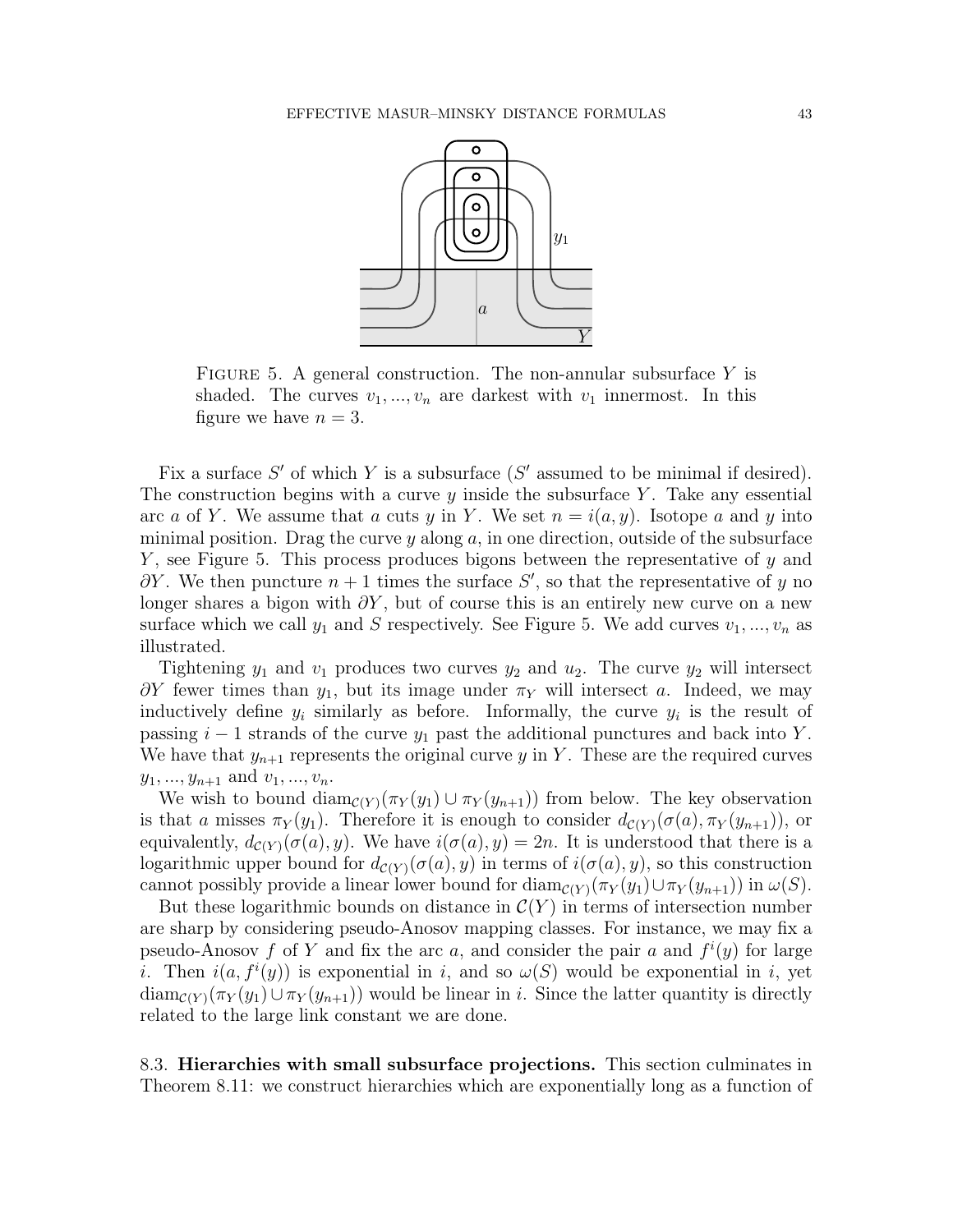FIGURE 5. A general construction. The non-annular subsurface $Y$ is shaded. The curves $v_1, ..., v_n$ are darkest with $v_1$ innermost. In this figure we have $n = 3$.

Fix a surface $S'$ of which $Y$ is a subsurface ($S'$ assumed to be minimal if desired). The construction begins with a curve $y$ inside the subsurface $Y$. Take any essential arc $a$ of $Y$. We assume that $a$ cuts $y$ in $Y$. We set $n = i(a, y)$. Isotope $a$ and $y$ into minimal position. Drag the curve $y$ along $a$, in one direction, outside of the subsurface $Y$, see Figure 5. This process produces bigons between the representative of $y$ and $\partial Y$. We then puncture $n+1$ times the surface $S'$, so that the representative of $y$ no longer shares a bigon with $\partial Y$, but of course this is an entirely new curve on a new surface which we call $y_1$ and $S$ respectively. See Figure 5. We add curves $v_1, ..., v_n$ as illustrated.

Tightening $y_1$ and $v_1$ produces two curves $y_2$ and $u_2$. The curve $y_2$ will intersect $\partial Y$ fewer times than $y_1$, but its image under $\pi_Y$ will intersect $a$. Indeed, we may inductively define $y_i$ similarly as before. Informally, the curve $y_i$ is the result of passing $i-1$ strands of the curve $y_1$ past the additional punctures and back into $Y$. We have that $y_{n+1}$ represents the original curve $y$ in $Y$. These are the required curves $y_1, ..., y_{n+1}$ and $v_1, ..., v_n$.

We wish to bound $\mathrm{diam}_{\mathcal{C}(Y)}(\pi_Y(y_1) \cup \pi_Y(y_{n+1}))$ from below. The key observation is that $a$ misses $\pi_Y(y_1)$. Therefore it is enough to consider $d_{\mathcal{C}(Y)}(\sigma(a), \pi_Y(y_{n+1}))$, or equivalently, $d_{\mathcal{C}(Y)}(\sigma(a), y)$. We have $i(\sigma(a), y) = 2n$. It is understood that there is a logarithmic upper bound for $d_{\mathcal{C}(Y)}(\sigma(a), y)$ in terms of $i(\sigma(a), y)$, so this construction cannot possibly provide a linear lower bound for $\mathrm{diam}_{\mathcal{C}(Y)}(\pi_Y(y_1) \cup \pi_Y(y_{n+1}))$ in $\omega(S)$.

But these logarithmic bounds on distance in $\mathcal{C}(Y)$ in terms of intersection number are sharp by considering pseudo-Anosov mapping classes. For instance, we may fix a pseudo-Anosov $f$ of $Y$ and fix the arc $a$, and consider the pair $a$ and $f^i(y)$ for large $i$. Then $i(a, f^i(y))$ is exponential in $i$, and so $\omega(S)$ would be exponential in $i$, yet $\mathrm{diam}_{\mathcal{C}(Y)}(\pi_Y(y_1) \cup \pi_Y(y_{n+1}))$ would be linear in $i$. Since the latter quantity is directly related to the large link constant we are done.

8.3. **Hierarchies with small subsurface projections.** This section culminates in Theorem 8.11: we construct hierarchies which are exponentially long as a function of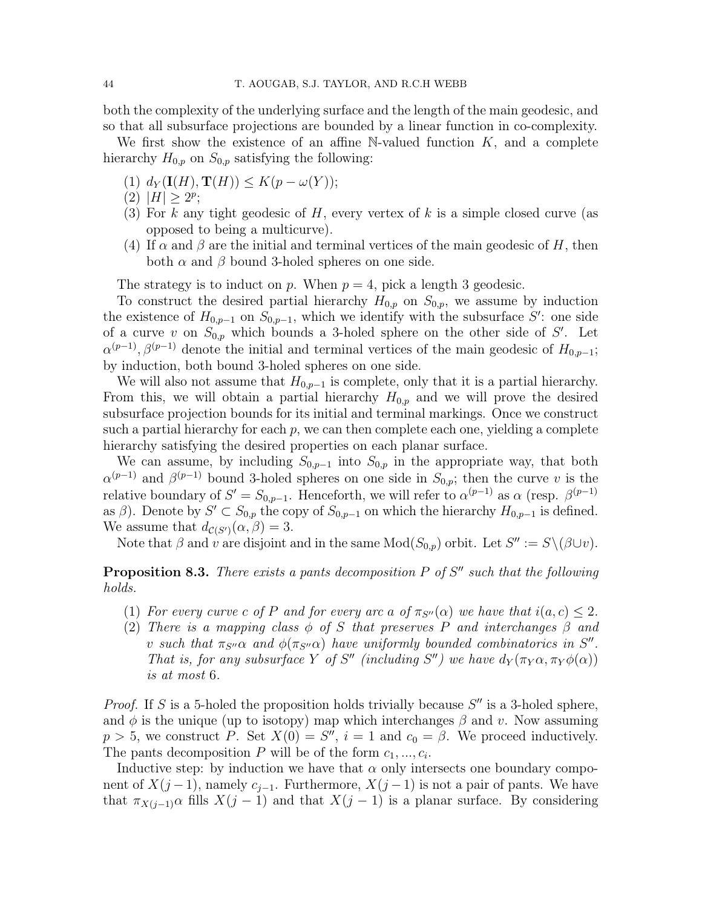both the complexity of the underlying surface and the length of the main geodesic, and so that all subsurface projections are bounded by a linear function in co-complexity.

We first show the existence of an affine $\mathbb{N}$-valued function $K$, and a complete hierarchy $H_{0,p}$ on $S_{0,p}$ satisfying the following:

1. $d_Y(\mathbf{I}(H), \mathbf{T}(H)) \leq K(p - \omega(Y))$;
2. $|H| \geq 2^p$;
3. For $k$ any tight geodesic of $H$, every vertex of $k$ is a simple closed curve (as opposed to being a multicurve).
4. If $\alpha$ and $\beta$ are the initial and terminal vertices of the main geodesic of $H$, then both $\alpha$ and $\beta$ bound 3-holed spheres on one side.

The strategy is to induct on $p$. When $p = 4$, pick a length 3 geodesic.

To construct the desired partial hierarchy $H_{0,p}$ on $S_{0,p}$, we assume by induction the existence of $H_{0,p-1}$ on $S_{0,p-1}$, which we identify with the subsurface $S'$: one side of a curve $v$ on $S_{0,p}$ which bounds a 3-holed sphere on the other side of $S'$. Let $\alpha^{(p-1)}, \beta^{(p-1)}$ denote the initial and terminal vertices of the main geodesic of $H_{0,p-1}$; by induction, both bound 3-holed spheres on one side.

We will also not assume that $H_{0,p-1}$ is complete, only that it is a partial hierarchy. From this, we will obtain a partial hierarchy $H_{0,p}$ and we will prove the desired subsurface projection bounds for its initial and terminal markings. Once we construct such a partial hierarchy for each $p$, we can then complete each one, yielding a complete hierarchy satisfying the desired properties on each planar surface.

We can assume, by including $S_{0,p-1}$ into $S_{0,p}$ in the appropriate way, that both $\alpha^{(p-1)}$ and $\beta^{(p-1)}$ bound 3-holed spheres on one side in $S_{0,p}$; then the curve $v$ is the relative boundary of $S' = S_{0,p-1}$. Henceforth, we will refer to $\alpha^{(p-1)}$ as $\alpha$ (resp. $\beta^{(p-1)}$ as $\beta$). Denote by $S' \subset S_{0,p}$ the copy of $S_{0,p-1}$ on which the hierarchy $H_{0,p-1}$ is defined. We assume that $d_{\mathcal{C}(S')}(\alpha, \beta) = 3$.

Note that $\beta$ and $v$ are disjoint and in the same $\mathrm{Mod}(S_{0,p})$ orbit. Let $S'' := S \setminus (\beta \cup v)$.

**Proposition 8.3.** *There exists a pants decomposition $P$ of $S''$ such that the following holds.*

1. *For every curve $c$ of $P$ and for every arc $a$ of $\pi_{S''}(\alpha)$ we have that $i(a, c) \leq 2$.*
2. *There is a mapping class $\phi$ of $S$ that preserves $P$ and interchanges $\beta$ and $v$ such that $\pi_{S''}\alpha$ and $\phi(\pi_{S''}\alpha)$ have uniformly bounded combinatorics in $S''$. That is, for any subsurface $Y$ of $S''$ (including $S''$) we have $d_Y(\pi_Y \alpha, \pi_Y \phi(\alpha))$ is at most 6.*

*Proof.* If $S$ is a 5-holed the proposition holds trivially because $S''$ is a 3-holed sphere, and $\phi$ is the unique (up to isotopy) map which interchanges $\beta$ and $v$. Now assuming $p > 5$, we construct $P$. Set $X(0) = S''$, $i = 1$ and $c_0 = \beta$. We proceed inductively. The pants decomposition $P$ will be of the form $c_1, ..., c_i$.

Inductive step: by induction we have that $\alpha$ only intersects one boundary component of $X(j-1)$, namely $c_{j-1}$. Furthermore, $X(j-1)$ is not a pair of pants. We have that $\pi_{X(j-1)}\alpha$ fills $X(j-1)$ and that $X(j-1)$ is a planar surface. By considering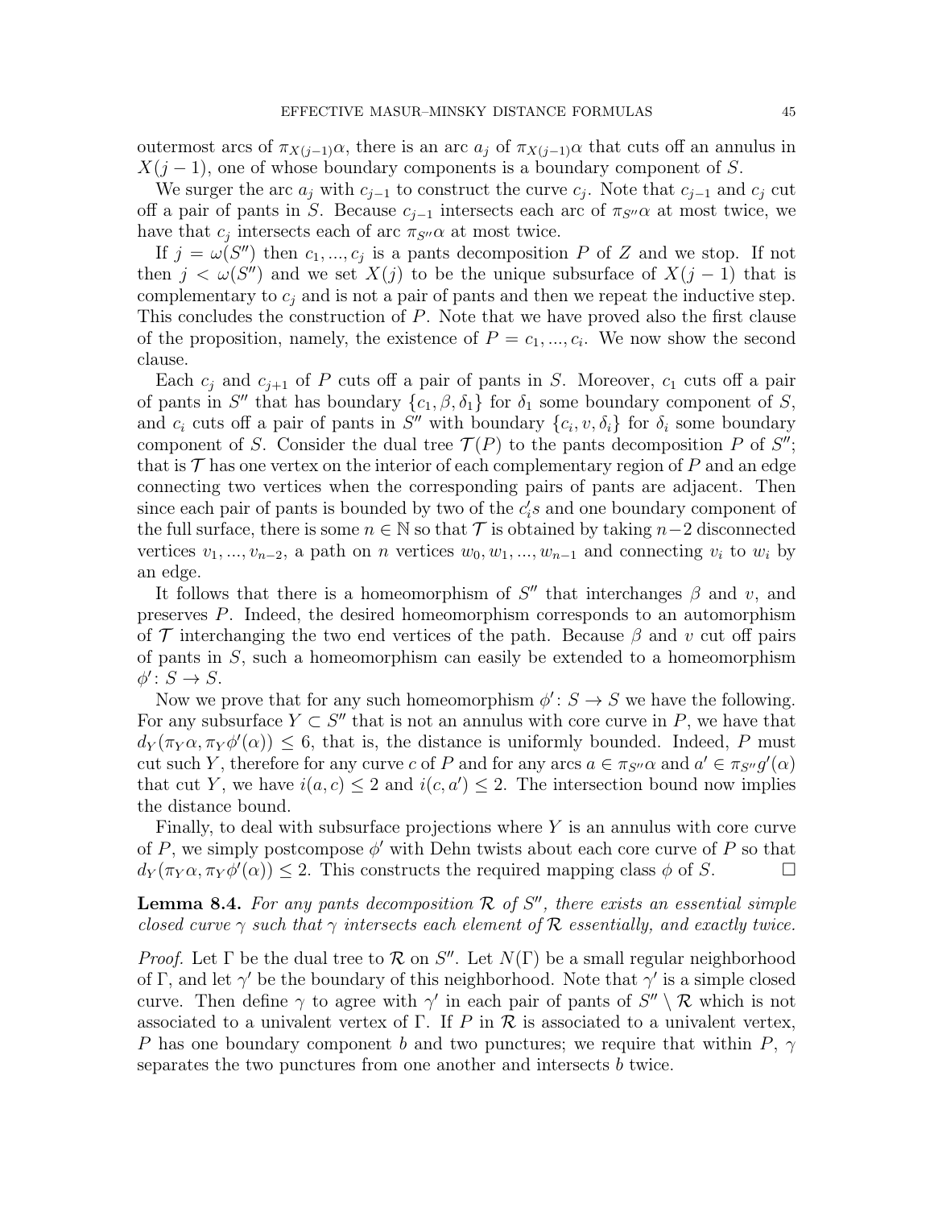outermost arcs of $\pi_{X(j-1)}\alpha$, there is an arc $a_j$ of $\pi_{X(j-1)}\alpha$ that cuts off an annulus in $X(j-1)$, one of whose boundary components is a boundary component of $S$.

We surger the arc $a_j$ with $c_{j-1}$ to construct the curve $c_j$. Note that $c_{j-1}$ and $c_j$ cut off a pair of pants in $S$. Because $c_{j-1}$ intersects each arc of $\pi_{S''}\alpha$ at most twice, we have that $c_j$ intersects each of arc $\pi_{S''}\alpha$ at most twice.

If $j = \omega(S'')$ then $c_1, ..., c_j$ is a pants decomposition $P$ of $Z$ and we stop. If not then $j < \omega(S'')$ and we set $X(j)$ to be the unique subsurface of $X(j-1)$ that is complementary to $c_j$ and is not a pair of pants and then we repeat the inductive step. This concludes the construction of $P$. Note that we have proved also the first clause of the proposition, namely, the existence of $P = c_1, ..., c_i$. We now show the second clause.

Each $c_j$ and $c_{j+1}$ of $P$ cuts off a pair of pants in $S$. Moreover, $c_1$ cuts off a pair of pants in $S''$ that has boundary $\{c_1, \beta, \delta_1\}$ for $\delta_1$ some boundary component of $S$, and $c_i$ cuts off a pair of pants in $S''$ with boundary $\{c_i, v, \delta_i\}$ for $\delta_i$ some boundary component of $S$. Consider the dual tree $\mathcal{T}(P)$ to the pants decomposition $P$ of $S''$; that is $\mathcal{T}$ has one vertex on the interior of each complementary region of $P$ and an edge connecting two vertices when the corresponding pairs of pants are adjacent. Then since each pair of pants is bounded by two of the $c_i's$ and one boundary component of the full surface, there is some $n \in \mathbb{N}$ so that $\mathcal{T}$ is obtained by taking $n-2$ disconnected vertices $v_1, ..., v_{n-2}$, a path on $n$ vertices $w_0, w_1, ..., w_{n-1}$ and connecting $v_i$ to $w_i$ by an edge.

It follows that there is a homeomorphism of $S''$ that interchanges $\beta$ and $v$, and preserves $P$. Indeed, the desired homeomorphism corresponds to an automorphism of $\mathcal{T}$ interchanging the two end vertices of the path. Because $\beta$ and $v$ cut off pairs of pants in $S$, such a homeomorphism can easily be extended to a homeomorphism $\phi' \colon S \to S$.

Now we prove that for any such homeomorphism $\phi' \colon S \to S$ we have the following. For any subsurface $Y \subset S''$ that is not an annulus with core curve in $P$, we have that $d_Y(\pi_Y\alpha, \pi_Y\phi'(\alpha)) \leq 6$, that is, the distance is uniformly bounded. Indeed, $P$ must cut such $Y$, therefore for any curve $c$ of $P$ and for any arcs $a \in \pi_{S''}\alpha$ and $a' \in \pi_{S''}g'(\alpha)$ that cut $Y$, we have $i(a, c) \leq 2$ and $i(c, a') \leq 2$. The intersection bound now implies the distance bound.

Finally, to deal with subsurface projections where $Y$ is an annulus with core curve of $P$, we simply postcompose $\phi'$ with Dehn twists about each core curve of $P$ so that $d_Y(\pi_Y\alpha, \pi_Y\phi'(\alpha)) \leq 2$. This constructs the required mapping class $\phi$ of $S$. $\square$

**Lemma 8.4.** *For any pants decomposition $\mathcal{R}$ of $S''$, there exists an essential simple closed curve $\gamma$ such that $\gamma$ intersects each element of $\mathcal{R}$ essentially, and exactly twice.*

*Proof.* Let $\Gamma$ be the dual tree to $\mathcal{R}$ on $S''$. Let $N(\Gamma)$ be a small regular neighborhood of $\Gamma$, and let $\gamma'$ be the boundary of this neighborhood. Note that $\gamma'$ is a simple closed curve. Then define $\gamma$ to agree with $\gamma'$ in each pair of pants of $S'' \setminus \mathcal{R}$ which is not associated to a univalent vertex of $\Gamma$. If $P$ in $\mathcal{R}$ is associated to a univalent vertex, $P$ has one boundary component $b$ and two punctures; we require that within $P$, $\gamma$ separates the two punctures from one another and intersects $b$ twice.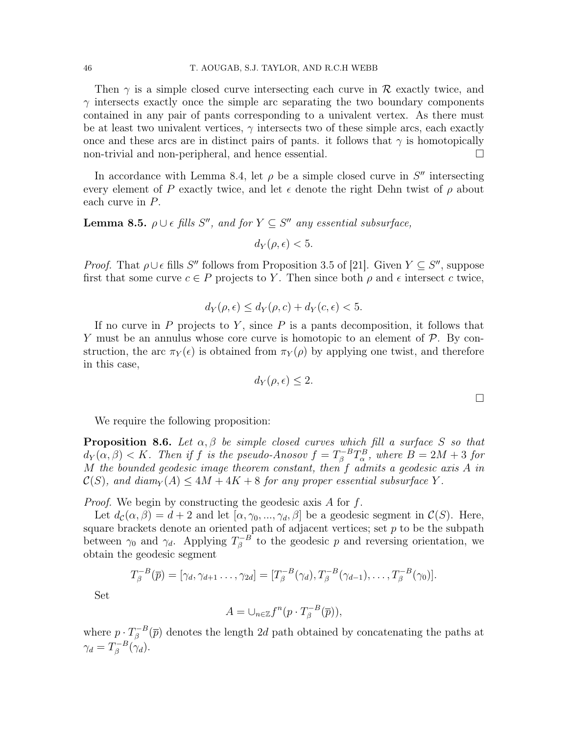Then $\gamma$ is a simple closed curve intersecting each curve in $\mathcal{R}$ exactly twice, and $\gamma$ intersects exactly once the simple arc separating the two boundary components contained in any pair of pants corresponding to a univalent vertex. As there must be at least two univalent vertices, $\gamma$ intersects two of these simple arcs, each exactly once and these arcs are in distinct pairs of pants. it follows that $\gamma$ is homotopically non-trivial and non-peripheral, and hence essential. $\square$

In accordance with Lemma 8.4, let $\rho$ be a simple closed curve in $S''$ intersecting every element of $P$ exactly twice, and let $\epsilon$ denote the right Dehn twist of $\rho$ about each curve in $P$.

**Lemma 8.5.** *$\rho \cup \epsilon$ fills $S''$, and for $Y \subseteq S''$ any essential subsurface,*

$$d_Y(\rho, \epsilon) < 5.$$

*Proof.* That $\rho \cup \epsilon$ fills $S''$ follows from Proposition 3.5 of [21]. Given $Y \subseteq S''$, suppose first that some curve $c \in P$ projects to $Y$. Then since both $\rho$ and $\epsilon$ intersect $c$ twice,

$$d_Y(\rho, \epsilon) \leq d_Y(\rho, c) + d_Y(c, \epsilon) < 5.$$

If no curve in $P$ projects to $Y$, since $P$ is a pants decomposition, it follows that $Y$ must be an annulus whose core curve is homotopic to an element of $\mathcal{P}$. By construction, the arc $\pi_Y(\epsilon)$ is obtained from $\pi_Y(\rho)$ by applying one twist, and therefore in this case,

$$d_Y(\rho, \epsilon) \leq 2.$$

$\square$

We require the following proposition:

**Proposition 8.6.** *Let $\alpha, \beta$ be simple closed curves which fill a surface $S$ so that $d_Y(\alpha, \beta) < K$. Then if $f$ is the pseudo-Anosov $f = T_\beta^{-B} T_\alpha^B$, where $B = 2M + 3$ for $M$ the bounded geodesic image theorem constant, then $f$ admits a geodesic axis $A$ in $\mathcal{C}(S)$, and $diam_Y(A) \leq 4M + 4K + 8$ for any proper essential subsurface $Y$.*

*Proof.* We begin by constructing the geodesic axis $A$ for $f$.

Let $d_{\mathcal{C}}(\alpha, \beta) = d + 2$ and let $[\alpha, \gamma_0, ..., \gamma_d, \beta]$ be a geodesic segment in $\mathcal{C}(S)$. Here, square brackets denote an oriented path of adjacent vertices; set $p$ to be the subpath between $\gamma_0$ and $\gamma_d$. Applying $T_\beta^{-B}$ to the geodesic $p$ and reversing orientation, we obtain the geodesic segment

$$T_\beta^{-B}(\overline{p}) = [\gamma_d, \gamma_{d+1} \ldots, \gamma_{2d}] = [T_\beta^{-B}(\gamma_d), T_\beta^{-B}(\gamma_{d-1}), \ldots, T_\beta^{-B}(\gamma_0)].$$

Set

$$A = \cup_{n \in \mathbb{Z}} f^n(p \cdot T_\beta^{-B}(\overline{p})),$$

where $p \cdot T_\beta^{-B}(\overline{p})$ denotes the length $2d$ path obtained by concatenating the paths at $\gamma_d = T_\beta^{-B}(\gamma_d)$.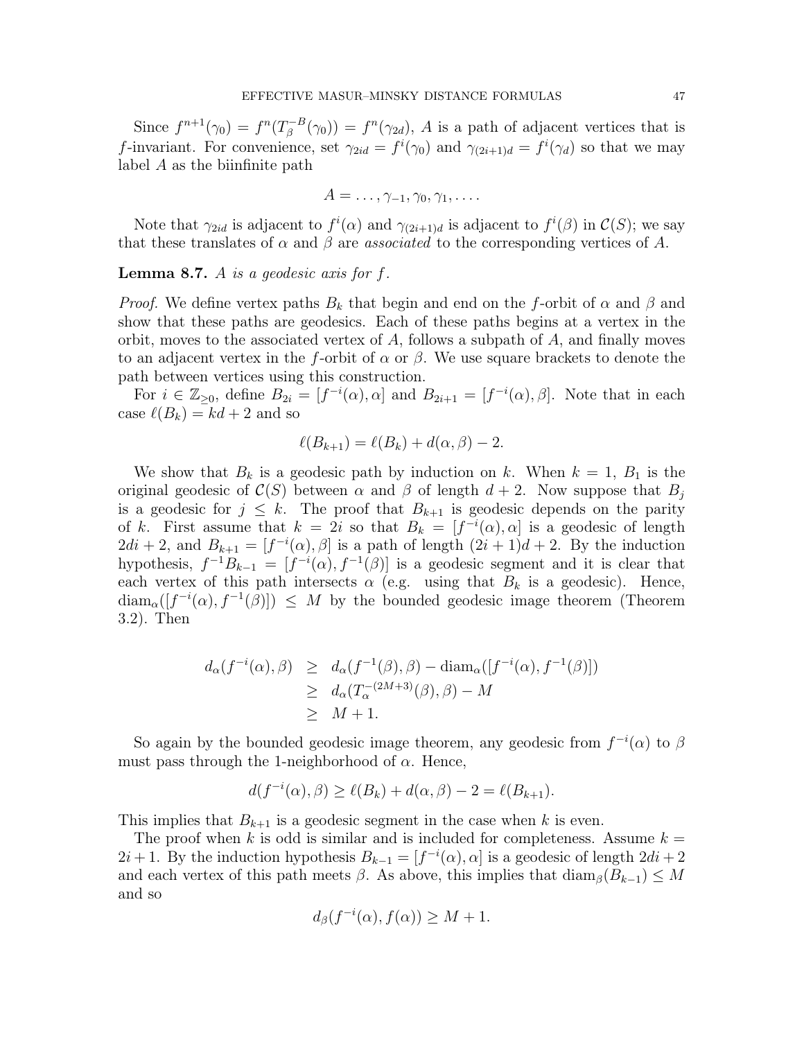Since $f^{n+1}(\gamma_0) = f^n(T_\beta^{-B}(\gamma_0)) = f^n(\gamma_{2d})$, $A$ is a path of adjacent vertices that is $f$-invariant. For convenience, set $\gamma_{2id} = f^i(\gamma_0)$ and $\gamma_{(2i+1)d} = f^i(\gamma_d)$ so that we may label $A$ as the biinfinite path

$$A = \ldots, \gamma_{-1}, \gamma_0, \gamma_1, \ldots.$$

Note that $\gamma_{2id}$ is adjacent to $f^i(\alpha)$ and $\gamma_{(2i+1)d}$ is adjacent to $f^i(\beta)$ in $\mathcal{C}(S)$; we say that these translates of $\alpha$ and $\beta$ are *associated* to the corresponding vertices of $A$.

**Lemma 8.7.** *$A$ is a geodesic axis for $f$.*

*Proof.* We define vertex paths $B_k$ that begin and end on the $f$-orbit of $\alpha$ and $\beta$ and show that these paths are geodesics. Each of these paths begins at a vertex in the orbit, moves to the associated vertex of $A$, follows a subpath of $A$, and finally moves to an adjacent vertex in the $f$-orbit of $\alpha$ or $\beta$. We use square brackets to denote the path between vertices using this construction.

For $i \in \mathbb{Z}_{\geq 0}$, define $B_{2i} = [f^{-i}(\alpha), \alpha]$ and $B_{2i+1} = [f^{-i}(\alpha), \beta]$. Note that in each case $\ell(B_k) = kd + 2$ and so

$$\ell(B_{k+1}) = \ell(B_k) + d(\alpha, \beta) - 2.$$

We show that $B_k$ is a geodesic path by induction on $k$. When $k = 1$, $B_1$ is the original geodesic of $\mathcal{C}(S)$ between $\alpha$ and $\beta$ of length $d + 2$. Now suppose that $B_j$ is a geodesic for $j \leq k$. The proof that $B_{k+1}$ is geodesic depends on the parity of $k$. First assume that $k = 2i$ so that $B_k = [f^{-i}(\alpha), \alpha]$ is a geodesic of length $2di + 2$, and $B_{k+1} = [f^{-i}(\alpha), \beta]$ is a path of length $(2i+1)d + 2$. By the induction hypothesis, $f^{-1}B_{k-1} = [f^{-i}(\alpha), f^{-1}(\beta)]$ is a geodesic segment and it is clear that each vertex of this path intersects $\alpha$ (e.g. using that $B_k$ is a geodesic). Hence, $\mathrm{diam}_\alpha([f^{-i}(\alpha), f^{-1}(\beta)]) \leq M$ by the bounded geodesic image theorem (Theorem 3.2). Then

$$\begin{aligned}
d_\alpha(f^{-i}(\alpha), \beta) &\geq d_\alpha(f^{-1}(\beta), \beta) - \mathrm{diam}_\alpha([f^{-i}(\alpha), f^{-1}(\beta)]) \\
&\geq d_\alpha(T_\alpha^{-(2M+3)}(\beta), \beta) - M \\
&\geq M + 1.
\end{aligned}$$

So again by the bounded geodesic image theorem, any geodesic from $f^{-i}(\alpha)$ to $\beta$ must pass through the 1-neighborhood of $\alpha$. Hence,

$$d(f^{-i}(\alpha), \beta) \geq \ell(B_k) + d(\alpha, \beta) - 2 = \ell(B_{k+1}).$$

This implies that $B_{k+1}$ is a geodesic segment in the case when $k$ is even.

The proof when $k$ is odd is similar and is included for completeness. Assume $k = 2i + 1$. By the induction hypothesis $B_{k-1} = [f^{-i}(\alpha), \alpha]$ is a geodesic of length $2di + 2$ and each vertex of this path meets $\beta$. As above, this implies that $\mathrm{diam}_\beta(B_{k-1}) \leq M$ and so

$$d_\beta(f^{-i}(\alpha), f(\alpha)) \geq M + 1.$$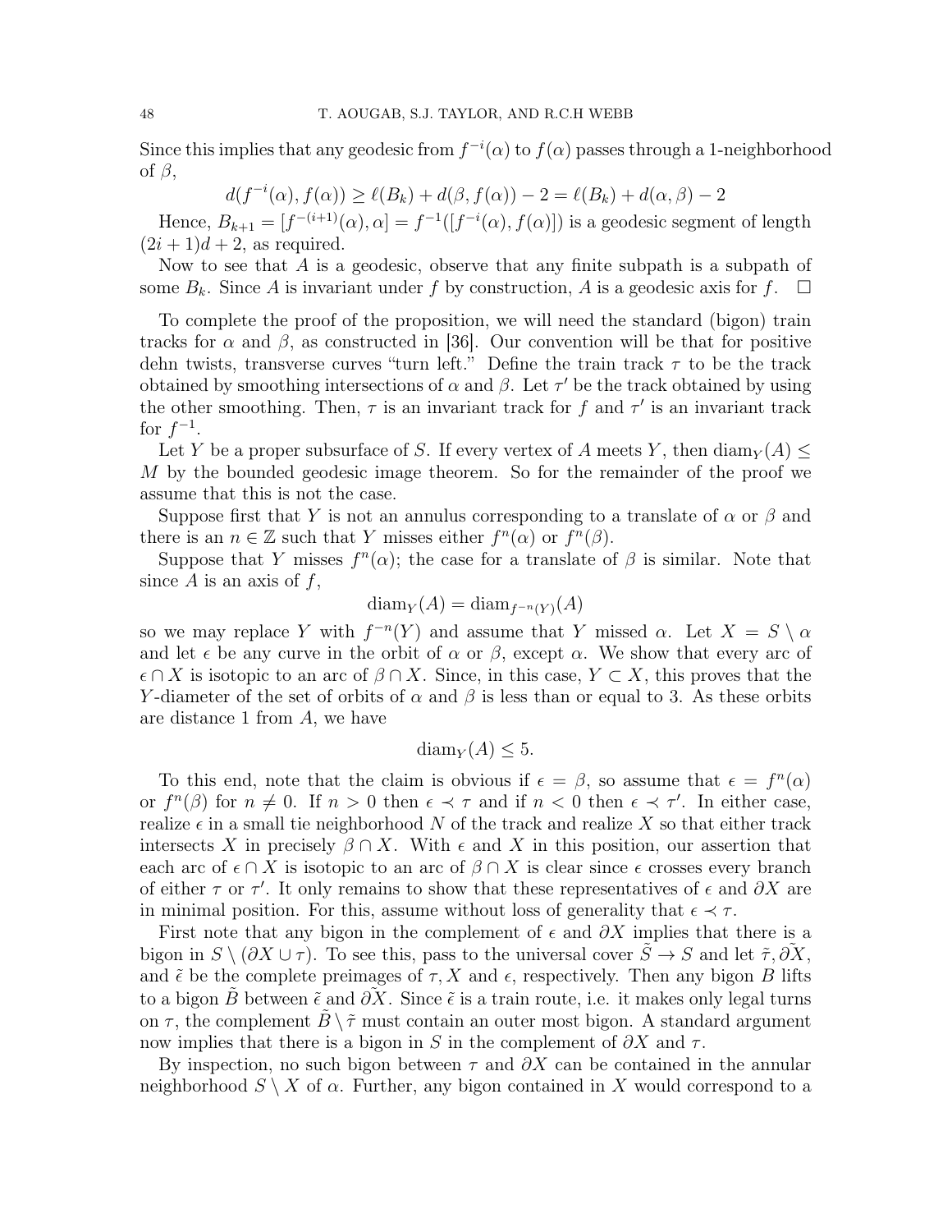Since this implies that any geodesic from $f^{-i}(\alpha)$ to $f(\alpha)$ passes through a 1-neighborhood of $\beta$,

$$d(f^{-i}(\alpha), f(\alpha)) \geq \ell(B_k) + d(\beta, f(\alpha)) - 2 = \ell(B_k) + d(\alpha, \beta) - 2$$

Hence, $B_{k+1} = [f^{-(i+1)}(\alpha), \alpha] = f^{-1}([f^{-i}(\alpha), f(\alpha)])$ is a geodesic segment of length $(2i+1)d + 2$, as required.

Now to see that $A$ is a geodesic, observe that any finite subpath is a subpath of some $B_k$. Since $A$ is invariant under $f$ by construction, $A$ is a geodesic axis for $f$. $\square$

To complete the proof of the proposition, we will need the standard (bigon) train tracks for $\alpha$ and $\beta$, as constructed in [36]. Our convention will be that for positive dehn twists, transverse curves "turn left." Define the train track $\tau$ to be the track obtained by smoothing intersections of $\alpha$ and $\beta$. Let $\tau'$ be the track obtained by using the other smoothing. Then, $\tau$ is an invariant track for $f$ and $\tau'$ is an invariant track for $f^{-1}$.

Let $Y$ be a proper subsurface of $S$. If every vertex of $A$ meets $Y$, then $\text{diam}_Y(A) \leq M$ by the bounded geodesic image theorem. So for the remainder of the proof we assume that this is not the case.

Suppose first that $Y$ is not an annulus corresponding to a translate of $\alpha$ or $\beta$ and there is an $n \in \mathbb{Z}$ such that $Y$ misses either $f^n(\alpha)$ or $f^n(\beta)$.

Suppose that $Y$ misses $f^n(\alpha)$; the case for a translate of $\beta$ is similar. Note that since $A$ is an axis of $f$,

$$\text{diam}_Y(A) = \text{diam}_{f^{-n}(Y)}(A)$$

so we may replace $Y$ with $f^{-n}(Y)$ and assume that $Y$ missed $\alpha$. Let $X = S \setminus \alpha$ and let $\epsilon$ be any curve in the orbit of $\alpha$ or $\beta$, except $\alpha$. We show that every arc of $\epsilon \cap X$ is isotopic to an arc of $\beta \cap X$. Since, in this case, $Y \subset X$, this proves that the $Y$-diameter of the set of orbits of $\alpha$ and $\beta$ is less than or equal to 3. As these orbits are distance 1 from $A$, we have

$$\text{diam}_Y(A) \leq 5.$$

To this end, note that the claim is obvious if $\epsilon = \beta$, so assume that $\epsilon = f^n(\alpha)$ or $f^n(\beta)$ for $n \neq 0$. If $n > 0$ then $\epsilon \prec \tau$ and if $n < 0$ then $\epsilon \prec \tau'$. In either case, realize $\epsilon$ in a small tie neighborhood $N$ of the track and realize $X$ so that either track intersects $X$ in precisely $\beta \cap X$. With $\epsilon$ and $X$ in this position, our assertion that each arc of $\epsilon \cap X$ is isotopic to an arc of $\beta \cap X$ is clear since $\epsilon$ crosses every branch of either $\tau$ or $\tau'$. It only remains to show that these representatives of $\epsilon$ and $\partial X$ are in minimal position. For this, assume without loss of generality that $\epsilon \prec \tau$.

First note that any bigon in the complement of $\epsilon$ and $\partial X$ implies that there is a bigon in $S \setminus (\partial X \cup \tau)$. To see this, pass to the universal cover $\tilde{S} \to S$ and let $\tilde{\tau}, \tilde{\partial X}$, and $\tilde{\epsilon}$ be the complete preimages of $\tau, X$ and $\epsilon$, respectively. Then any bigon $B$ lifts to a bigon $\tilde{B}$ between $\tilde{\epsilon}$ and $\tilde{\partial X}$. Since $\tilde{\epsilon}$ is a train route, i.e. it makes only legal turns on $\tau$, the complement $\tilde{B} \setminus \tilde{\tau}$ must contain an outer most bigon. A standard argument now implies that there is a bigon in $S$ in the complement of $\partial X$ and $\tau$.

By inspection, no such bigon between $\tau$ and $\partial X$ can be contained in the annular neighborhood $S \setminus X$ of $\alpha$. Further, any bigon contained in $X$ would correspond to a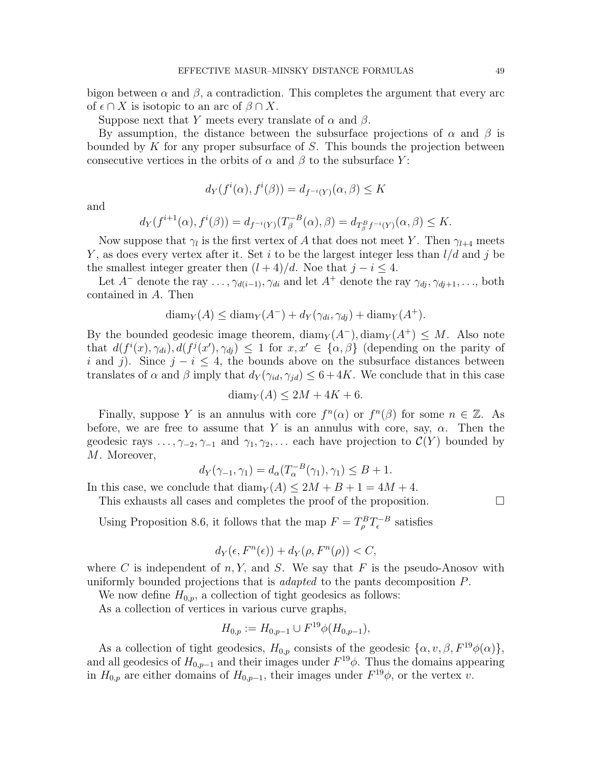bigon between $\alpha$ and $\beta$, a contradiction. This completes the argument that every arc of $\epsilon \cap X$ is isotopic to an arc of $\beta \cap X$.

Suppose next that $Y$ meets every translate of $\alpha$ and $\beta$.

By assumption, the distance between the subsurface projections of $\alpha$ and $\beta$ is bounded by $K$ for any proper subsurface of $S$. This bounds the projection between consecutive vertices in the orbits of $\alpha$ and $\beta$ to the subsurface $Y$:

$$d_Y(f^i(\alpha), f^i(\beta)) = d_{f^{-i}(Y)}(\alpha, \beta) \leq K$$

and

$$d_Y(f^{i+1}(\alpha), f^i(\beta)) = d_{f^{-i}(Y)}(T_\beta^{-B}(\alpha), \beta) = d_{T_\beta^B f^{-i}(Y)}(\alpha, \beta) \leq K.$$

Now suppose that $\gamma_l$ is the first vertex of $A$ that does not meet $Y$. Then $\gamma_{l+4}$ meets $Y$, as does every vertex after it. Set $i$ to be the largest integer less than $l/d$ and $j$ be the smallest integer greater then $(l+4)/d$. Noe that $j - i \leq 4$.

Let $A^-$ denote the ray $\ldots, \gamma_{d(i-1)}, \gamma_{di}$ and let $A^+$ denote the ray $\gamma_{dj}, \gamma_{dj+1}, \ldots$, both contained in $A$. Then

$$\mathrm{diam}_Y(A) \leq \mathrm{diam}_Y(A^-) + d_Y(\gamma_{di}, \gamma_{dj}) + \mathrm{diam}_Y(A^+).$$

By the bounded geodesic image theorem, $\mathrm{diam}_Y(A^-), \mathrm{diam}_Y(A^+) \leq M$. Also note that $d(f^i(x), \gamma_{di}), d(f^j(x'), \gamma_{dj}) \leq 1$ for $x, x' \in \{\alpha, \beta\}$ (depending on the parity of $i$ and $j$). Since $j - i \leq 4$, the bounds above on the subsurface distances between translates of $\alpha$ and $\beta$ imply that $d_Y(\gamma_{id}, \gamma_{jd}) \leq 6 + 4K$. We conclude that in this case

$$\mathrm{diam}_Y(A) \leq 2M + 4K + 6.$$

Finally, suppose $Y$ is an annulus with core $f^n(\alpha)$ or $f^n(\beta)$ for some $n \in \mathbb{Z}$. As before, we are free to assume that $Y$ is an annulus with core, say, $\alpha$. Then the geodesic rays $\ldots, \gamma_{-2}, \gamma_{-1}$ and $\gamma_1, \gamma_2, \ldots$ each have projection to $\mathcal{C}(Y)$ bounded by $M$. Moreover,

$$d_Y(\gamma_{-1}, \gamma_1) = d_\alpha(T_\alpha^{-B}(\gamma_1), \gamma_1) \leq B + 1.$$

In this case, we conclude that $\mathrm{diam}_Y(A) \leq 2M + B + 1 = 4M + 4$.

This exhausts all cases and completes the proof of the proposition. $\square$

Using Proposition 8.6, it follows that the map $F = T_\rho^B T_\epsilon^{-B}$ satisfies

$$d_Y(\epsilon, F^n(\epsilon)) + d_Y(\rho, F^n(\rho)) < C,$$

where $C$ is independent of $n, Y$, and $S$. We say that $F$ is the pseudo-Anosov with uniformly bounded projections that is *adapted* to the pants decomposition $P$.

We now define $H_{0,p}$, a collection of tight geodesics as follows:

As a collection of vertices in various curve graphs,

$$H_{0,p} := H_{0,p-1} \cup F^{19}\phi(H_{0,p-1}),$$

As a collection of tight geodesics, $H_{0,p}$ consists of the geodesic $\{\alpha, v, \beta, F^{19}\phi(\alpha)\}$, and all geodesics of $H_{0,p-1}$ and their images under $F^{19}\phi$. Thus the domains appearing in $H_{0,p}$ are either domains of $H_{0,p-1}$, their images under $F^{19}\phi$, or the vertex $v$.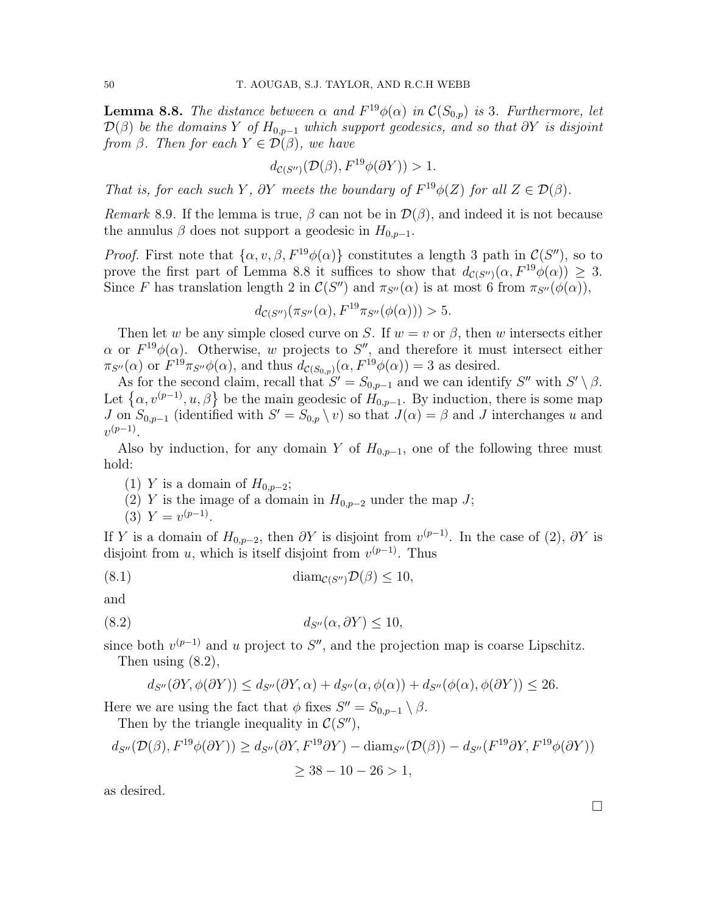**Lemma 8.8.** *The distance between $\alpha$ and $F^{19}\phi(\alpha)$ in $\mathcal{C}(S_{0,p})$ is 3. Furthermore, let $\mathcal{D}(\beta)$ be the domains $Y$ of $H_{0,p-1}$ which support geodesics, and so that $\partial Y$ is disjoint from $\beta$. Then for each $Y \in \mathcal{D}(\beta)$, we have*

$$d_{\mathcal{C}(S'')}(\mathcal{D}(\beta), F^{19}\phi(\partial Y)) > 1.$$

*That is, for each such $Y$, $\partial Y$ meets the boundary of $F^{19}\phi(Z)$ for all $Z \in \mathcal{D}(\beta)$.*

*Remark* 8.9. If the lemma is true, $\beta$ can not be in $\mathcal{D}(\beta)$, and indeed it is not because the annulus $\beta$ does not support a geodesic in $H_{0,p-1}$.

*Proof.* First note that $\{\alpha, v, \beta, F^{19}\phi(\alpha)\}$ constitutes a length 3 path in $\mathcal{C}(S'')$, so to prove the first part of Lemma 8.8 it suffices to show that $d_{\mathcal{C}(S'')}(\alpha, F^{19}\phi(\alpha)) \geq 3$. Since $F$ has translation length 2 in $\mathcal{C}(S'')$ and $\pi_{S''}(\alpha)$ is at most 6 from $\pi_{S''}(\phi(\alpha))$,

$$d_{\mathcal{C}(S'')}(\pi_{S''}(\alpha), F^{19}\pi_{S''}(\phi(\alpha))) > 5.$$

Then let $w$ be any simple closed curve on $S$. If $w = v$ or $\beta$, then $w$ intersects either $\alpha$ or $F^{19}\phi(\alpha)$. Otherwise, $w$ projects to $S''$, and therefore it must intersect either $\pi_{S''}(\alpha)$ or $F^{19}\pi_{S''}\phi(\alpha)$, and thus $d_{\mathcal{C}(S_{0,p})}(\alpha, F^{19}\phi(\alpha)) = 3$ as desired.

As for the second claim, recall that $S' = S_{0,p-1}$ and we can identify $S''$ with $S' \setminus \beta$. Let $\{\alpha, v^{(p-1)}, u, \beta\}$ be the main geodesic of $H_{0,p-1}$. By induction, there is some map $J$ on $S_{0,p-1}$ (identified with $S' = S_{0,p} \setminus v$) so that $J(\alpha) = \beta$ and $J$ interchanges $u$ and $v^{(p-1)}$.

Also by induction, for any domain $Y$ of $H_{0,p-1}$, one of the following three must hold:

(1) $Y$ is a domain of $H_{0,p-2}$;
(2) $Y$ is the image of a domain in $H_{0,p-2}$ under the map $J$;
(3) $Y = v^{(p-1)}$.

If $Y$ is a domain of $H_{0,p-2}$, then $\partial Y$ is disjoint from $v^{(p-1)}$. In the case of (2), $\partial Y$ is disjoint from $u$, which is itself disjoint from $v^{(p-1)}$. Thus

$$\operatorname{diam}_{\mathcal{C}(S'')}\mathcal{D}(\beta) \leq 10, \tag{8.1}$$

and

$$d_{S''}(\alpha, \partial Y) \leq 10, \tag{8.2}$$

since both $v^{(p-1)}$ and $u$ project to $S''$, and the projection map is coarse Lipschitz.

Then using (8.2),

$$d_{S''}(\partial Y, \phi(\partial Y)) \leq d_{S''}(\partial Y, \alpha) + d_{S''}(\alpha, \phi(\alpha)) + d_{S''}(\phi(\alpha), \phi(\partial Y)) \leq 26.$$

Here we are using the fact that $\phi$ fixes $S'' = S_{0,p-1} \setminus \beta$.

Then by the triangle inequality in $\mathcal{C}(S'')$,

$$\begin{aligned} d_{S''}(\mathcal{D}(\beta), F^{19}\phi(\partial Y)) &\geq d_{S''}(\partial Y, F^{19}\partial Y) - \operatorname{diam}_{S''}(\mathcal{D}(\beta)) - d_{S''}(F^{19}\partial Y, F^{19}\phi(\partial Y)) \\ &\geq 38 - 10 - 26 > 1, \end{aligned}$$

as desired.

$\square$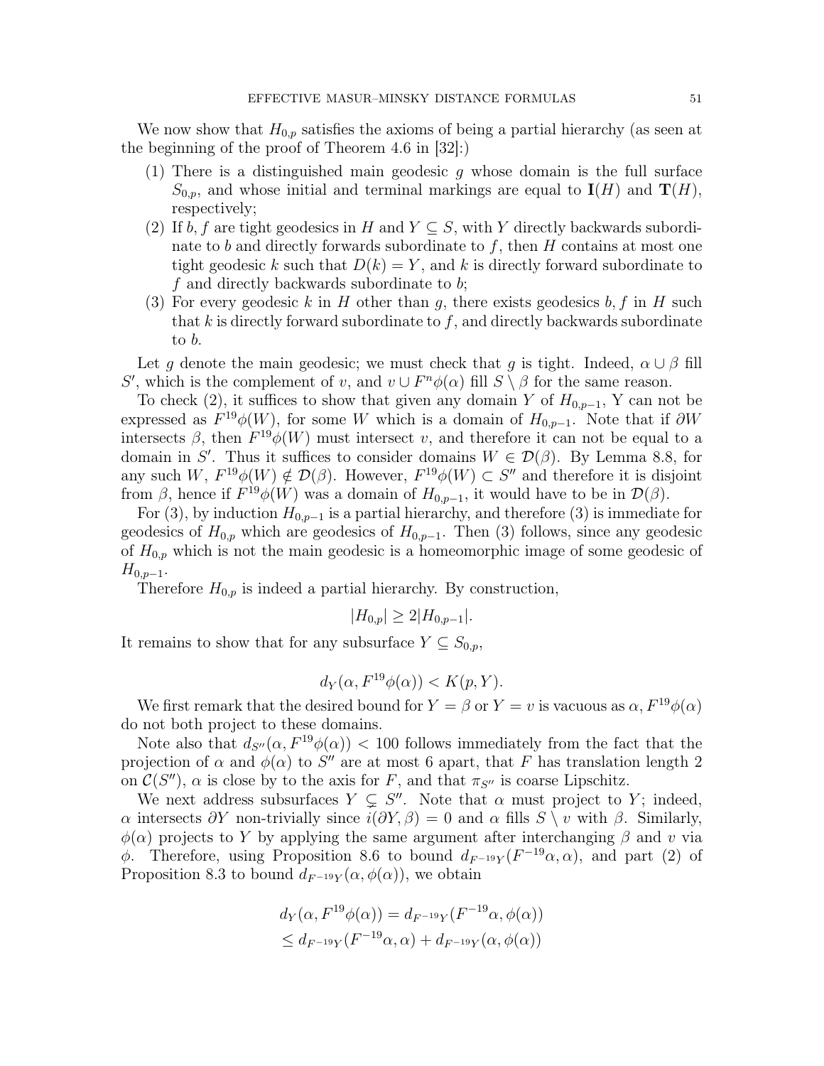We now show that $H_{0,p}$ satisfies the axioms of being a partial hierarchy (as seen at the beginning of the proof of Theorem 4.6 in [32]:)

1. There is a distinguished main geodesic $g$ whose domain is the full surface $S_{0,p}$, and whose initial and terminal markings are equal to $\mathbf{I}(H)$ and $\mathbf{T}(H)$, respectively;
2. If $b, f$ are tight geodesics in $H$ and $Y \subseteq S$, with $Y$ directly backwards subordinate to $b$ and directly forwards subordinate to $f$, then $H$ contains at most one tight geodesic $k$ such that $D(k) = Y$, and $k$ is directly forward subordinate to $f$ and directly backwards subordinate to $b$;
3. For every geodesic $k$ in $H$ other than $g$, there exists geodesics $b, f$ in $H$ such that $k$ is directly forward subordinate to $f$, and directly backwards subordinate to $b$.

Let $g$ denote the main geodesic; we must check that $g$ is tight. Indeed, $\alpha \cup \beta$ fill $S'$, which is the complement of $v$, and $v \cup F^n\phi(\alpha)$ fill $S \setminus \beta$ for the same reason.

To check (2), it suffices to show that given any domain $Y$ of $H_{0,p-1}$, Y can not be expressed as $F^{19}\phi(W)$, for some $W$ which is a domain of $H_{0,p-1}$. Note that if $\partial W$ intersects $\beta$, then $F^{19}\phi(W)$ must intersect $v$, and therefore it can not be equal to a domain in $S'$. Thus it suffices to consider domains $W \in \mathcal{D}(\beta)$. By Lemma 8.8, for any such $W$, $F^{19}\phi(W) \notin \mathcal{D}(\beta)$. However, $F^{19}\phi(W) \subset S''$ and therefore it is disjoint from $\beta$, hence if $F^{19}\phi(W)$ was a domain of $H_{0,p-1}$, it would have to be in $\mathcal{D}(\beta)$.

For (3), by induction $H_{0,p-1}$ is a partial hierarchy, and therefore (3) is immediate for geodesics of $H_{0,p}$ which are geodesics of $H_{0,p-1}$. Then (3) follows, since any geodesic of $H_{0,p}$ which is not the main geodesic is a homeomorphic image of some geodesic of $H_{0,p-1}$.

Therefore $H_{0,p}$ is indeed a partial hierarchy. By construction,

$$|H_{0,p}| \geq 2|H_{0,p-1}|.$$

It remains to show that for any subsurface $Y \subseteq S_{0,p}$,

$$d_Y(\alpha, F^{19}\phi(\alpha)) < K(p, Y).$$

We first remark that the desired bound for $Y = \beta$ or $Y = v$ is vacuous as $\alpha, F^{19}\phi(\alpha)$ do not both project to these domains.

Note also that $d_{S''}(\alpha, F^{19}\phi(\alpha)) < 100$ follows immediately from the fact that the projection of $\alpha$ and $\phi(\alpha)$ to $S''$ are at most 6 apart, that $F$ has translation length 2 on $\mathcal{C}(S'')$, $\alpha$ is close by to the axis for $F$, and that $\pi_{S''}$ is coarse Lipschitz.

We next address subsurfaces $Y \subsetneq S''$. Note that $\alpha$ must project to $Y$; indeed, $\alpha$ intersects $\partial Y$ non-trivially since $i(\partial Y, \beta) = 0$ and $\alpha$ fills $S \setminus v$ with $\beta$. Similarly, $\phi(\alpha)$ projects to $Y$ by applying the same argument after interchanging $\beta$ and $v$ via $\phi$. Therefore, using Proposition 8.6 to bound $d_{F^{-19}Y}(F^{-19}\alpha, \alpha)$, and part (2) of Proposition 8.3 to bound $d_{F^{-19}Y}(\alpha, \phi(\alpha))$, we obtain

$$\begin{aligned} d_Y(\alpha, F^{19}\phi(\alpha)) &= d_{F^{-19}Y}(F^{-19}\alpha, \phi(\alpha)) \\ &\leq d_{F^{-19}Y}(F^{-19}\alpha, \alpha) + d_{F^{-19}Y}(\alpha, \phi(\alpha)) \end{aligned}$$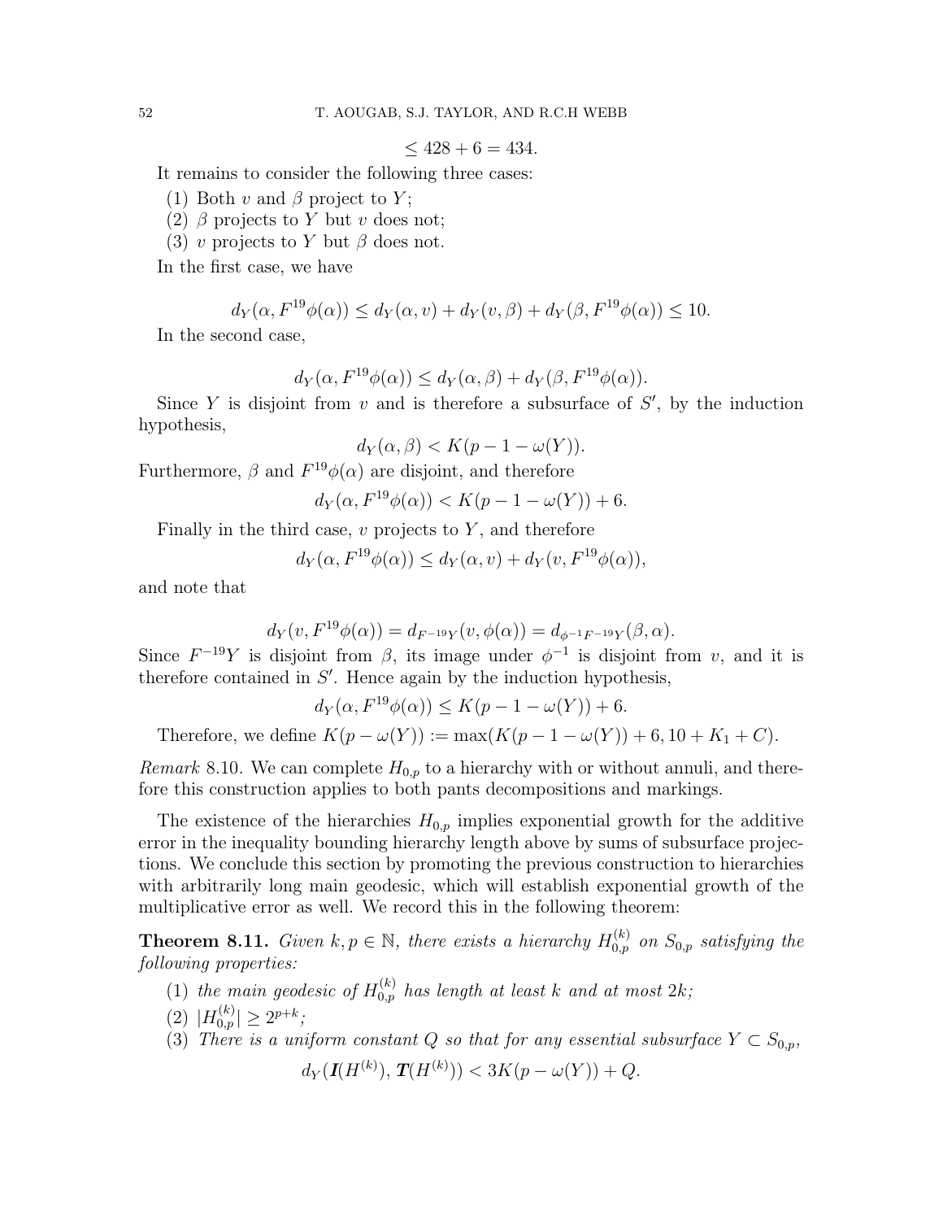$$\leq 428 + 6 = 434.$$

It remains to consider the following three cases:

1. Both $v$ and $\beta$ project to $Y$;
2. $\beta$ projects to $Y$ but $v$ does not;
3. $v$ projects to $Y$ but $\beta$ does not.

In the first case, we have

$$d_Y(\alpha, F^{19}\phi(\alpha)) \leq d_Y(\alpha, v) + d_Y(v, \beta) + d_Y(\beta, F^{19}\phi(\alpha)) \leq 10.$$

In the second case,

$$d_Y(\alpha, F^{19}\phi(\alpha)) \leq d_Y(\alpha, \beta) + d_Y(\beta, F^{19}\phi(\alpha)).$$

Since $Y$ is disjoint from $v$ and is therefore a subsurface of $S'$, by the induction hypothesis,

$$d_Y(\alpha, \beta) < K(p - 1 - \omega(Y)).$$

Furthermore, $\beta$ and $F^{19}\phi(\alpha)$ are disjoint, and therefore

$$d_Y(\alpha, F^{19}\phi(\alpha)) < K(p - 1 - \omega(Y)) + 6.$$

Finally in the third case, $v$ projects to $Y$, and therefore

$$d_Y(\alpha, F^{19}\phi(\alpha)) \leq d_Y(\alpha, v) + d_Y(v, F^{19}\phi(\alpha)),$$

and note that

$$d_Y(v, F^{19}\phi(\alpha)) = d_{F^{-19}Y}(v, \phi(\alpha)) = d_{\phi^{-1}F^{-19}Y}(\beta, \alpha).$$

Since $F^{-19}Y$ is disjoint from $\beta$, its image under $\phi^{-1}$ is disjoint from $v$, and it is therefore contained in $S'$. Hence again by the induction hypothesis,

$$d_Y(\alpha, F^{19}\phi(\alpha)) \leq K(p - 1 - \omega(Y)) + 6.$$

Therefore, we define $K(p - \omega(Y)) := \max(K(p - 1 - \omega(Y)) + 6, 10 + K_1 + C)$.

*Remark* 8.10. We can complete $H_{0,p}$ to a hierarchy with or without annuli, and therefore this construction applies to both pants decompositions and markings.

The existence of the hierarchies $H_{0,p}$ implies exponential growth for the additive error in the inequality bounding hierarchy length above by sums of subsurface projections. We conclude this section by promoting the previous construction to hierarchies with arbitrarily long main geodesic, which will establish exponential growth of the multiplicative error as well. We record this in the following theorem:

**Theorem 8.11.** *Given $k, p \in \mathbb{N}$, there exists a hierarchy $H_{0,p}^{(k)}$ on $S_{0,p}$ satisfying the following properties:*

1. *the main geodesic of $H_{0,p}^{(k)}$ has length at least $k$ and at most $2k$;*
2. *$|H_{0,p}^{(k)}| \geq 2^{p+k}$;*
3. *There is a uniform constant $Q$ so that for any essential subsurface $Y \subset S_{0,p}$,*

$$d_Y(\boldsymbol{I}(H^{(k)}), \boldsymbol{T}(H^{(k)})) < 3K(p - \omega(Y)) + Q.$$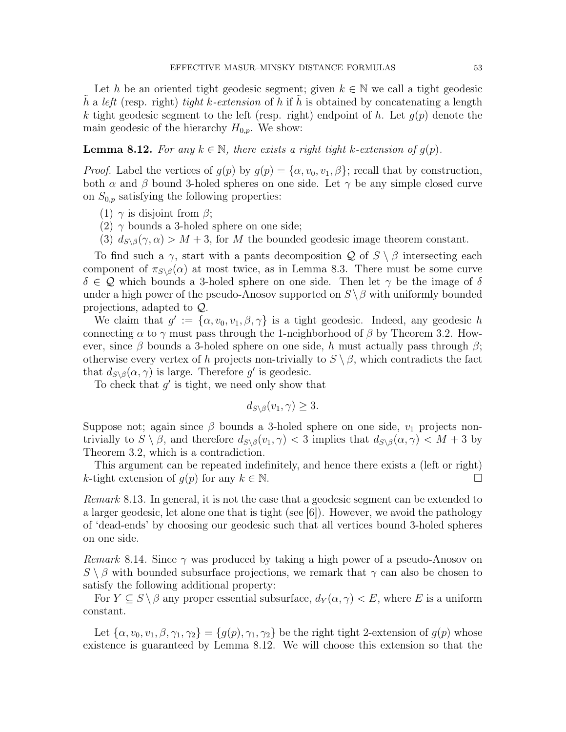Let $h$ be an oriented tight geodesic segment; given $k \in \mathbb{N}$ we call a tight geodesic $\tilde{h}$ a *left* (resp. right) *tight $k$-extension* of $h$ if $\tilde{h}$ is obtained by concatenating a length $k$ tight geodesic segment to the left (resp. right) endpoint of $h$. Let $g(p)$ denote the main geodesic of the hierarchy $H_{0,p}$. We show:

**Lemma 8.12.** *For any $k \in \mathbb{N}$, there exists a right tight $k$-extension of $g(p)$.*

*Proof.* Label the vertices of $g(p)$ by $g(p) = \{\alpha, v_0, v_1, \beta\}$; recall that by construction, both $\alpha$ and $\beta$ bound 3-holed spheres on one side. Let $\gamma$ be any simple closed curve on $S_{0,p}$ satisfying the following properties:

1. $\gamma$ is disjoint from $\beta$;
2. $\gamma$ bounds a 3-holed sphere on one side;
3. $d_{S \setminus \beta}(\gamma, \alpha) > M + 3$, for $M$ the bounded geodesic image theorem constant.

To find such a $\gamma$, start with a pants decomposition $\mathcal{Q}$ of $S \setminus \beta$ intersecting each component of $\pi_{S \setminus \beta}(\alpha)$ at most twice, as in Lemma 8.3. There must be some curve $\delta \in \mathcal{Q}$ which bounds a 3-holed sphere on one side. Then let $\gamma$ be the image of $\delta$ under a high power of the pseudo-Anosov supported on $S \setminus \beta$ with uniformly bounded projections, adapted to $\mathcal{Q}$.

We claim that $g' := \{\alpha, v_0, v_1, \beta, \gamma\}$ is a tight geodesic. Indeed, any geodesic $h$ connecting $\alpha$ to $\gamma$ must pass through the 1-neighborhood of $\beta$ by Theorem 3.2. However, since $\beta$ bounds a 3-holed sphere on one side, $h$ must actually pass through $\beta$; otherwise every vertex of $h$ projects non-trivially to $S \setminus \beta$, which contradicts the fact that $d_{S \setminus \beta}(\alpha, \gamma)$ is large. Therefore $g'$ is geodesic.

To check that $g'$ is tight, we need only show that

$$d_{S \setminus \beta}(v_1, \gamma) \geq 3.$$

Suppose not; again since $\beta$ bounds a 3-holed sphere on one side, $v_1$ projects non-trivially to $S \setminus \beta$, and therefore $d_{S \setminus \beta}(v_1, \gamma) < 3$ implies that $d_{S \setminus \beta}(\alpha, \gamma) < M + 3$ by Theorem 3.2, which is a contradiction.

This argument can be repeated indefinitely, and hence there exists a (left or right) $k$-tight extension of $g(p)$ for any $k \in \mathbb{N}$. $\square$

*Remark* 8.13. In general, it is not the case that a geodesic segment can be extended to a larger geodesic, let alone one that is tight (see [6]). However, we avoid the pathology of 'dead-ends' by choosing our geodesic such that all vertices bound 3-holed spheres on one side.

*Remark* 8.14. Since $\gamma$ was produced by taking a high power of a pseudo-Anosov on $S \setminus \beta$ with bounded subsurface projections, we remark that $\gamma$ can also be chosen to satisfy the following additional property:

For $Y \subseteq S \setminus \beta$ any proper essential subsurface, $d_Y(\alpha, \gamma) < E$, where $E$ is a uniform constant.

Let $\{\alpha, v_0, v_1, \beta, \gamma_1, \gamma_2\} = \{g(p), \gamma_1, \gamma_2\}$ be the right tight 2-extension of $g(p)$ whose existence is guaranteed by Lemma 8.12. We will choose this extension so that the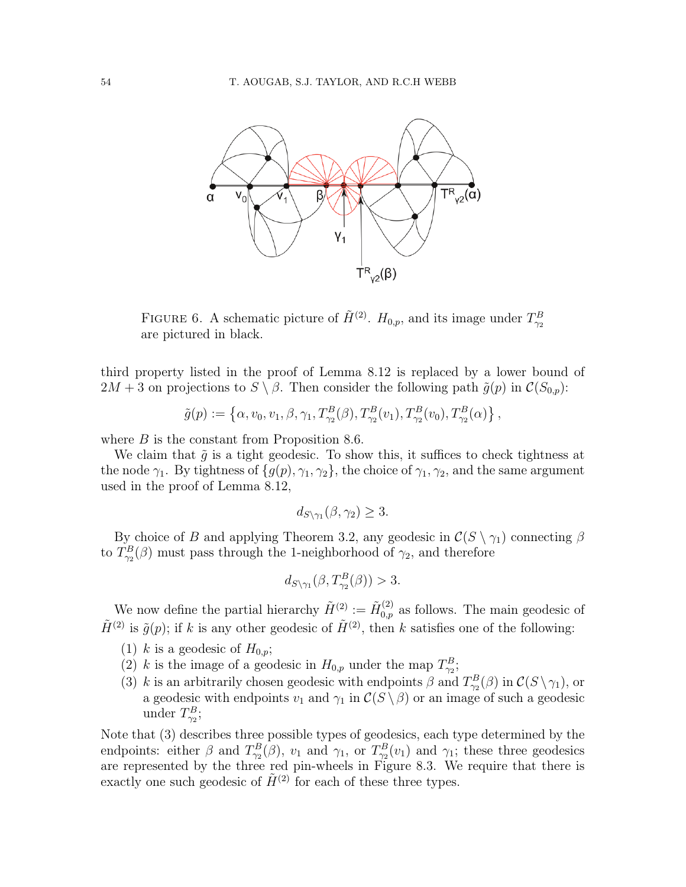FIGURE 6. A schematic picture of $\tilde{H}^{(2)}$. $H_{0,p}$, and its image under $T^B_{\gamma_2}$ are pictured in black.

third property listed in the proof of Lemma 8.12 is replaced by a lower bound of $2M + 3$ on projections to $S \setminus \beta$. Then consider the following path $\tilde{g}(p)$ in $\mathcal{C}(S_{0,p})$:

$$\tilde{g}(p) := \left\{\alpha, v_0, v_1, \beta, \gamma_1, T^B_{\gamma_2}(\beta), T^B_{\gamma_2}(v_1), T^B_{\gamma_2}(v_0), T^B_{\gamma_2}(\alpha)\right\},$$

where $B$ is the constant from Proposition 8.6.

We claim that $\tilde{g}$ is a tight geodesic. To show this, it suffices to check tightness at the node $\gamma_1$. By tightness of $\{g(p), \gamma_1, \gamma_2\}$, the choice of $\gamma_1, \gamma_2$, and the same argument used in the proof of Lemma 8.12,

$$d_{S\setminus\gamma_1}(\beta, \gamma_2) \geq 3.$$

By choice of $B$ and applying Theorem 3.2, any geodesic in $\mathcal{C}(S \setminus \gamma_1)$ connecting $\beta$ to $T^B_{\gamma_2}(\beta)$ must pass through the 1-neighborhood of $\gamma_2$, and therefore

$$d_{S\setminus\gamma_1}(\beta, T^B_{\gamma_2}(\beta)) > 3.$$

We now define the partial hierarchy $\tilde{H}^{(2)} := \tilde{H}^{(2)}_{0,p}$ as follows. The main geodesic of $\tilde{H}^{(2)}$ is $\tilde{g}(p)$; if $k$ is any other geodesic of $\tilde{H}^{(2)}$, then $k$ satisfies one of the following:

1. $k$ is a geodesic of $H_{0,p}$;
2. $k$ is the image of a geodesic in $H_{0,p}$ under the map $T^B_{\gamma_2}$;
3. $k$ is an arbitrarily chosen geodesic with endpoints $\beta$ and $T^B_{\gamma_2}(\beta)$ in $\mathcal{C}(S\setminus\gamma_1)$, or a geodesic with endpoints $v_1$ and $\gamma_1$ in $\mathcal{C}(S \setminus \beta)$ or an image of such a geodesic under $T^B_{\gamma_2}$;

Note that (3) describes three possible types of geodesics, each type determined by the endpoints: either $\beta$ and $T^B_{\gamma_2}(\beta)$, $v_1$ and $\gamma_1$, or $T^B_{\gamma_2}(v_1)$ and $\gamma_1$; these three geodesics are represented by the three red pin-wheels in Figure 8.3. We require that there is exactly one such geodesic of $\tilde{H}^{(2)}$ for each of these three types.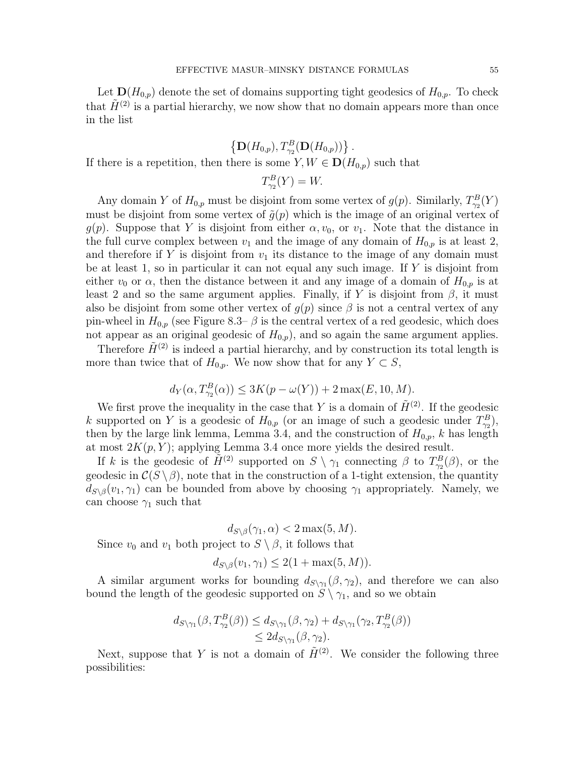Let $\mathbf{D}(H_{0,p})$ denote the set of domains supporting tight geodesics of $H_{0,p}$. To check that $\tilde{H}^{(2)}$ is a partial hierarchy, we now show that no domain appears more than once in the list

$$\left\{\mathbf{D}(H_{0,p}), T^B_{\gamma_2}(\mathbf{D}(H_{0,p}))\right\}.$$

If there is a repetition, then there is some $Y, W \in \mathbf{D}(H_{0,p})$ such that

$$T^B_{\gamma_2}(Y) = W.$$

Any domain $Y$ of $H_{0,p}$ must be disjoint from some vertex of $g(p)$. Similarly, $T^B_{\gamma_2}(Y)$ must be disjoint from some vertex of $\tilde{g}(p)$ which is the image of an original vertex of $g(p)$. Suppose that $Y$ is disjoint from either $\alpha, v_0$, or $v_1$. Note that the distance in the full curve complex between $v_1$ and the image of any domain of $H_{0,p}$ is at least 2, and therefore if $Y$ is disjoint from $v_1$ its distance to the image of any domain must be at least 1, so in particular it can not equal any such image. If $Y$ is disjoint from either $v_0$ or $\alpha$, then the distance between it and any image of a domain of $H_{0,p}$ is at least 2 and so the same argument applies. Finally, if $Y$ is disjoint from $\beta$, it must also be disjoint from some other vertex of $g(p)$ since $\beta$ is not a central vertex of any pin-wheel in $H_{0,p}$ (see Figure 8.3– $\beta$ is the central vertex of a red geodesic, which does not appear as an original geodesic of $H_{0,p}$), and so again the same argument applies.

Therefore $\tilde{H}^{(2)}$ is indeed a partial hierarchy, and by construction its total length is more than twice that of $H_{0,p}$. We now show that for any $Y \subset S$,

$$d_Y(\alpha, T^B_{\gamma_2}(\alpha)) \leq 3K(p - \omega(Y)) + 2\max(E, 10, M).$$

We first prove the inequality in the case that $Y$ is a domain of $\tilde{H}^{(2)}$. If the geodesic $k$ supported on $Y$ is a geodesic of $H_{0,p}$ (or an image of such a geodesic under $T^B_{\gamma_2}$), then by the large link lemma, Lemma 3.4, and the construction of $H_{0,p}$, $k$ has length at most $2K(p, Y)$; applying Lemma 3.4 once more yields the desired result.

If $k$ is the geodesic of $\tilde{H}^{(2)}$ supported on $S \setminus \gamma_1$ connecting $\beta$ to $T^B_{\gamma_2}(\beta)$, or the geodesic in $\mathcal{C}(S \setminus \beta)$, note that in the construction of a 1-tight extension, the quantity $d_{S\setminus\beta}(v_1, \gamma_1)$ can be bounded from above by choosing $\gamma_1$ appropriately. Namely, we can choose $\gamma_1$ such that

$$d_{S\setminus\beta}(\gamma_1, \alpha) < 2\max(5, M).$$

Since $v_0$ and $v_1$ both project to $S \setminus \beta$, it follows that

$$d_{S\setminus\beta}(v_1, \gamma_1) \leq 2(1 + \max(5, M)).$$

A similar argument works for bounding $d_{S\setminus\gamma_1}(\beta, \gamma_2)$, and therefore we can also bound the length of the geodesic supported on $S \setminus \gamma_1$, and so we obtain

$$\begin{aligned} d_{S\setminus\gamma_1}(\beta, T^B_{\gamma_2}(\beta)) &\leq d_{S\setminus\gamma_1}(\beta, \gamma_2) + d_{S\setminus\gamma_1}(\gamma_2, T^B_{\gamma_2}(\beta)) \\ &\leq 2d_{S\setminus\gamma_1}(\beta, \gamma_2). \end{aligned}$$

Next, suppose that $Y$ is not a domain of $\tilde{H}^{(2)}$. We consider the following three possibilities: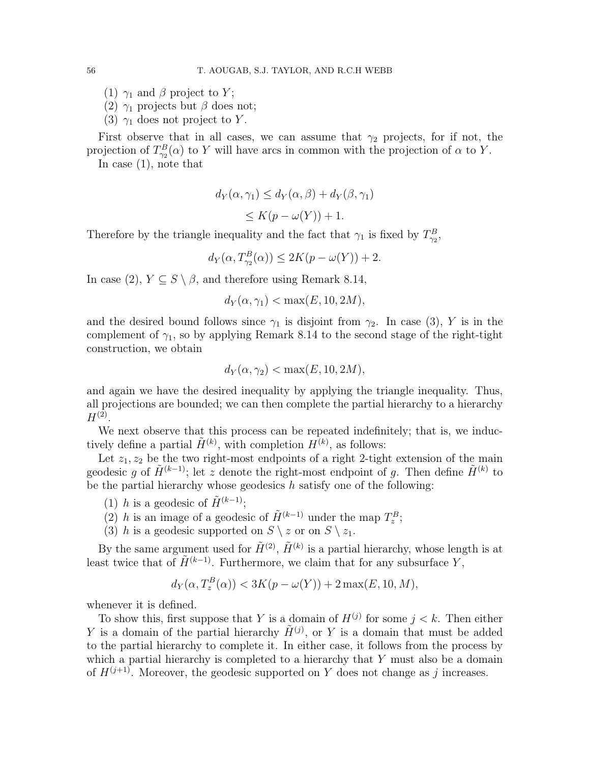(1) $\gamma_1$ and $\beta$ project to $Y$;
(2) $\gamma_1$ projects but $\beta$ does not;
(3) $\gamma_1$ does not project to $Y$.

First observe that in all cases, we can assume that $\gamma_2$ projects, for if not, the projection of $T^B_{\gamma_2}(\alpha)$ to $Y$ will have arcs in common with the projection of $\alpha$ to $Y$.

In case (1), note that

$$
\begin{aligned}
d_Y(\alpha, \gamma_1) &\leq d_Y(\alpha, \beta) + d_Y(\beta, \gamma_1) \\
&\leq K(p - \omega(Y)) + 1.
\end{aligned}
$$

Therefore by the triangle inequality and the fact that $\gamma_1$ is fixed by $T^B_{\gamma_2}$,

$$
d_Y(\alpha, T^B_{\gamma_2}(\alpha)) \leq 2K(p - \omega(Y)) + 2.
$$

In case (2), $Y \subseteq S \setminus \beta$, and therefore using Remark 8.14,

$$
d_Y(\alpha, \gamma_1) < \max(E, 10, 2M),
$$

and the desired bound follows since $\gamma_1$ is disjoint from $\gamma_2$. In case (3), $Y$ is in the complement of $\gamma_1$, so by applying Remark 8.14 to the second stage of the right-tight construction, we obtain

$$
d_Y(\alpha, \gamma_2) < \max(E, 10, 2M),
$$

and again we have the desired inequality by applying the triangle inequality. Thus, all projections are bounded; we can then complete the partial hierarchy to a hierarchy $H^{(2)}$.

We next observe that this process can be repeated indefinitely; that is, we inductively define a partial $\tilde{H}^{(k)}$, with completion $H^{(k)}$, as follows:

Let $z_1, z_2$ be the two right-most endpoints of a right 2-tight extension of the main geodesic $g$ of $\tilde{H}^{(k-1)}$; let $z$ denote the right-most endpoint of $g$. Then define $\tilde{H}^{(k)}$ to be the partial hierarchy whose geodesics $h$ satisfy one of the following:

(1) $h$ is a geodesic of $\tilde{H}^{(k-1)}$;
(2) $h$ is an image of a geodesic of $\tilde{H}^{(k-1)}$ under the map $T^B_z$;
(3) $h$ is a geodesic supported on $S \setminus z$ or on $S \setminus z_1$.

By the same argument used for $\tilde{H}^{(2)}$, $\tilde{H}^{(k)}$ is a partial hierarchy, whose length is at least twice that of $\tilde{H}^{(k-1)}$. Furthermore, we claim that for any subsurface $Y$,

$$
d_Y(\alpha, T^B_z(\alpha)) < 3K(p - \omega(Y)) + 2\max(E, 10, M),
$$

whenever it is defined.

To show this, first suppose that $Y$ is a domain of $H^{(j)}$ for some $j < k$. Then either $Y$ is a domain of the partial hierarchy $\tilde{H}^{(j)}$, or $Y$ is a domain that must be added to the partial hierarchy to complete it. In either case, it follows from the process by which a partial hierarchy is completed to a hierarchy that $Y$ must also be a domain of $H^{(j+1)}$. Moreover, the geodesic supported on $Y$ does not change as $j$ increases.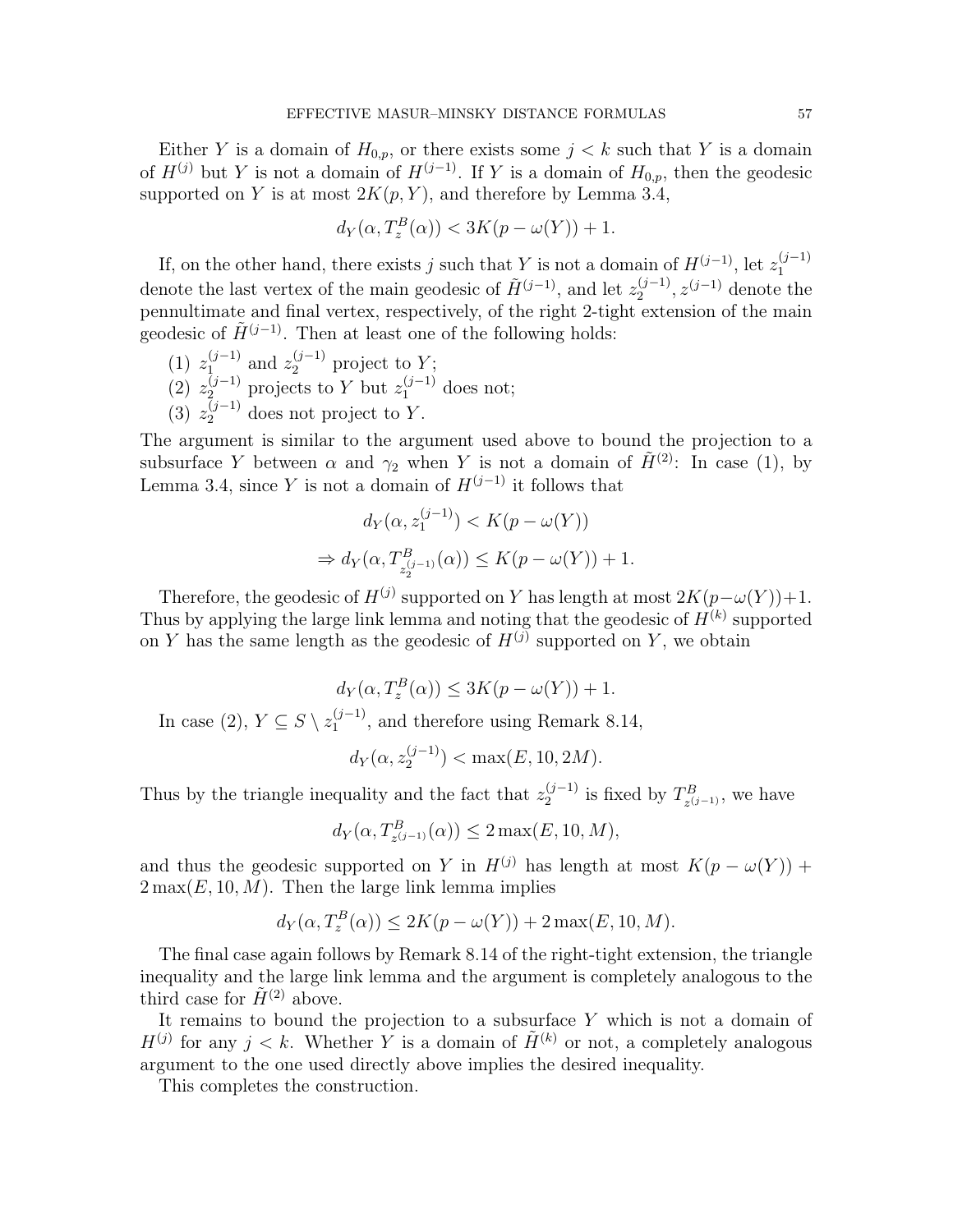Either $Y$ is a domain of $H_{0,p}$, or there exists some $j < k$ such that $Y$ is a domain of $H^{(j)}$ but $Y$ is not a domain of $H^{(j-1)}$. If $Y$ is a domain of $H_{0,p}$, then the geodesic supported on $Y$ is at most $2K(p,Y)$, and therefore by Lemma 3.4,

$$d_Y(\alpha, T_z^B(\alpha)) < 3K(p - \omega(Y)) + 1.$$

If, on the other hand, there exists $j$ such that $Y$ is not a domain of $H^{(j-1)}$, let $z_1^{(j-1)}$ denote the last vertex of the main geodesic of $\tilde{H}^{(j-1)}$, and let $z_2^{(j-1)}, z^{(j-1)}$ denote the pennultimate and final vertex, respectively, of the right 2-tight extension of the main geodesic of $\tilde{H}^{(j-1)}$. Then at least one of the following holds:

(1) $z_1^{(j-1)}$ and $z_2^{(j-1)}$ project to $Y$;
(2) $z_2^{(j-1)}$ projects to $Y$ but $z_1^{(j-1)}$ does not;
(3) $z_2^{(j-1)}$ does not project to $Y$.

The argument is similar to the argument used above to bound the projection to a subsurface $Y$ between $\alpha$ and $\gamma_2$ when $Y$ is not a domain of $\tilde{H}^{(2)}$: In case (1), by Lemma 3.4, since $Y$ is not a domain of $H^{(j-1)}$ it follows that

$$d_Y(\alpha, z_1^{(j-1)}) < K(p - \omega(Y))$$
$$\Rightarrow d_Y(\alpha, T^B_{z_2^{(j-1)}}(\alpha)) \leq K(p - \omega(Y)) + 1.$$

Therefore, the geodesic of $H^{(j)}$ supported on $Y$ has length at most $2K(p-\omega(Y))+1$. Thus by applying the large link lemma and noting that the geodesic of $H^{(k)}$ supported on $Y$ has the same length as the geodesic of $H^{(j)}$ supported on $Y$, we obtain

$$d_Y(\alpha, T_z^B(\alpha)) \leq 3K(p - \omega(Y)) + 1.$$

In case (2), $Y \subseteq S \setminus z_1^{(j-1)}$, and therefore using Remark 8.14,

$$d_Y(\alpha, z_2^{(j-1)}) < \max(E, 10, 2M).$$

Thus by the triangle inequality and the fact that $z_2^{(j-1)}$ is fixed by $T^B_{z^{(j-1)}}$, we have

$$d_Y(\alpha, T^B_{z^{(j-1)}}(\alpha)) \leq 2\max(E, 10, M),$$

and thus the geodesic supported on $Y$ in $H^{(j)}$ has length at most $K(p - \omega(Y)) + 2\max(E, 10, M)$. Then the large link lemma implies

$$d_Y(\alpha, T_z^B(\alpha)) \leq 2K(p - \omega(Y)) + 2\max(E, 10, M).$$

The final case again follows by Remark 8.14 of the right-tight extension, the triangle inequality and the large link lemma and the argument is completely analogous to the third case for $\tilde{H}^{(2)}$ above.

It remains to bound the projection to a subsurface $Y$ which is not a domain of $H^{(j)}$ for any $j < k$. Whether $Y$ is a domain of $\tilde{H}^{(k)}$ or not, a completely analogous argument to the one used directly above implies the desired inequality.

This completes the construction.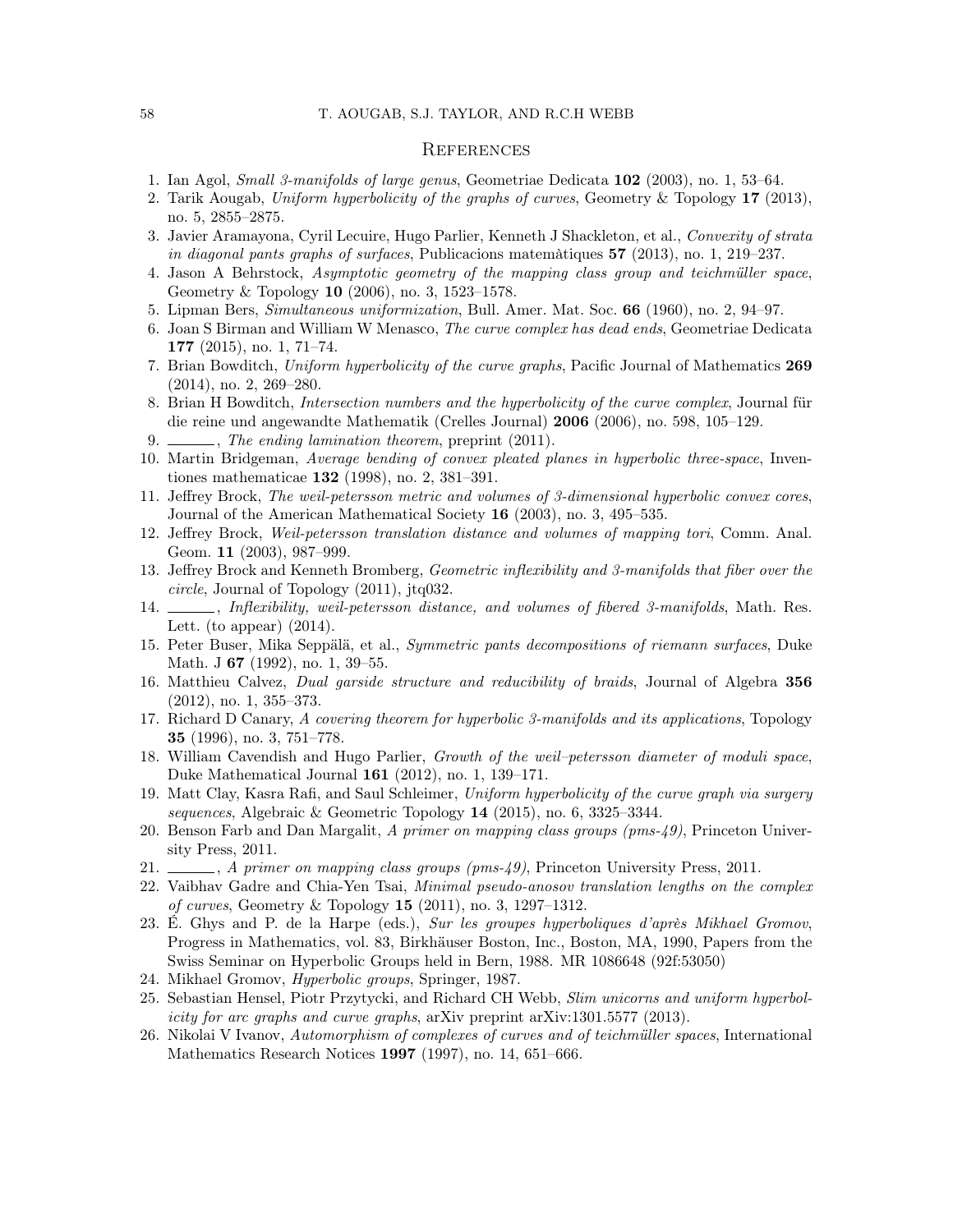## References

1. Ian Agol, *Small 3-manifolds of large genus*, Geometriae Dedicata **102** (2003), no. 1, 53–64.
2. Tarik Aougab, *Uniform hyperbolicity of the graphs of curves*, Geometry & Topology **17** (2013), no. 5, 2855–2875.
3. Javier Aramayona, Cyril Lecuire, Hugo Parlier, Kenneth J Shackleton, et al., *Convexity of strata in diagonal pants graphs of surfaces*, Publicacions matemàtiques **57** (2013), no. 1, 219–237.
4. Jason A Behrstock, *Asymptotic geometry of the mapping class group and teichmüller space*, Geometry & Topology **10** (2006), no. 3, 1523–1578.
5. Lipman Bers, *Simultaneous uniformization*, Bull. Amer. Mat. Soc. **66** (1960), no. 2, 94–97.
6. Joan S Birman and William W Menasco, *The curve complex has dead ends*, Geometriae Dedicata **177** (2015), no. 1, 71–74.
7. Brian Bowditch, *Uniform hyperbolicity of the curve graphs*, Pacific Journal of Mathematics **269** (2014), no. 2, 269–280.
8. Brian H Bowditch, *Intersection numbers and the hyperbolicity of the curve complex*, Journal für die reine und angewandte Mathematik (Crelles Journal) **2006** (2006), no. 598, 105–129.
9. ______, *The ending lamination theorem*, preprint (2011).
10. Martin Bridgeman, *Average bending of convex pleated planes in hyperbolic three-space*, Inventiones mathematicae **132** (1998), no. 2, 381–391.
11. Jeffrey Brock, *The weil-petersson metric and volumes of 3-dimensional hyperbolic convex cores*, Journal of the American Mathematical Society **16** (2003), no. 3, 495–535.
12. Jeffrey Brock, *Weil-petersson translation distance and volumes of mapping tori*, Comm. Anal. Geom. **11** (2003), 987–999.
13. Jeffrey Brock and Kenneth Bromberg, *Geometric inflexibility and 3-manifolds that fiber over the circle*, Journal of Topology (2011), jtq032.
14. ______, *Inflexibility, weil-petersson distance, and volumes of fibered 3-manifolds*, Math. Res. Lett. (to appear) (2014).
15. Peter Buser, Mika Seppälä, et al., *Symmetric pants decompositions of riemann surfaces*, Duke Math. J **67** (1992), no. 1, 39–55.
16. Matthieu Calvez, *Dual garside structure and reducibility of braids*, Journal of Algebra **356** (2012), no. 1, 355–373.
17. Richard D Canary, *A covering theorem for hyperbolic 3-manifolds and its applications*, Topology **35** (1996), no. 3, 751–778.
18. William Cavendish and Hugo Parlier, *Growth of the weil–petersson diameter of moduli space*, Duke Mathematical Journal **161** (2012), no. 1, 139–171.
19. Matt Clay, Kasra Rafi, and Saul Schleimer, *Uniform hyperbolicity of the curve graph via surgery sequences*, Algebraic & Geometric Topology **14** (2015), no. 6, 3325–3344.
20. Benson Farb and Dan Margalit, *A primer on mapping class groups (pms-49)*, Princeton University Press, 2011.
21. ______, *A primer on mapping class groups (pms-49)*, Princeton University Press, 2011.
22. Vaibhav Gadre and Chia-Yen Tsai, *Minimal pseudo-anosov translation lengths on the complex of curves*, Geometry & Topology **15** (2011), no. 3, 1297–1312.
23. É. Ghys and P. de la Harpe (eds.), *Sur les groupes hyperboliques d'après Mikhael Gromov*, Progress in Mathematics, vol. 83, Birkhäuser Boston, Inc., Boston, MA, 1990, Papers from the Swiss Seminar on Hyperbolic Groups held in Bern, 1988. MR 1086648 (92f:53050)
24. Mikhael Gromov, *Hyperbolic groups*, Springer, 1987.
25. Sebastian Hensel, Piotr Przytycki, and Richard CH Webb, *Slim unicorns and uniform hyperbolicity for arc graphs and curve graphs*, arXiv preprint arXiv:1301.5577 (2013).
26. Nikolai V Ivanov, *Automorphism of complexes of curves and of teichmüller spaces*, International Mathematics Research Notices **1997** (1997), no. 14, 651–666.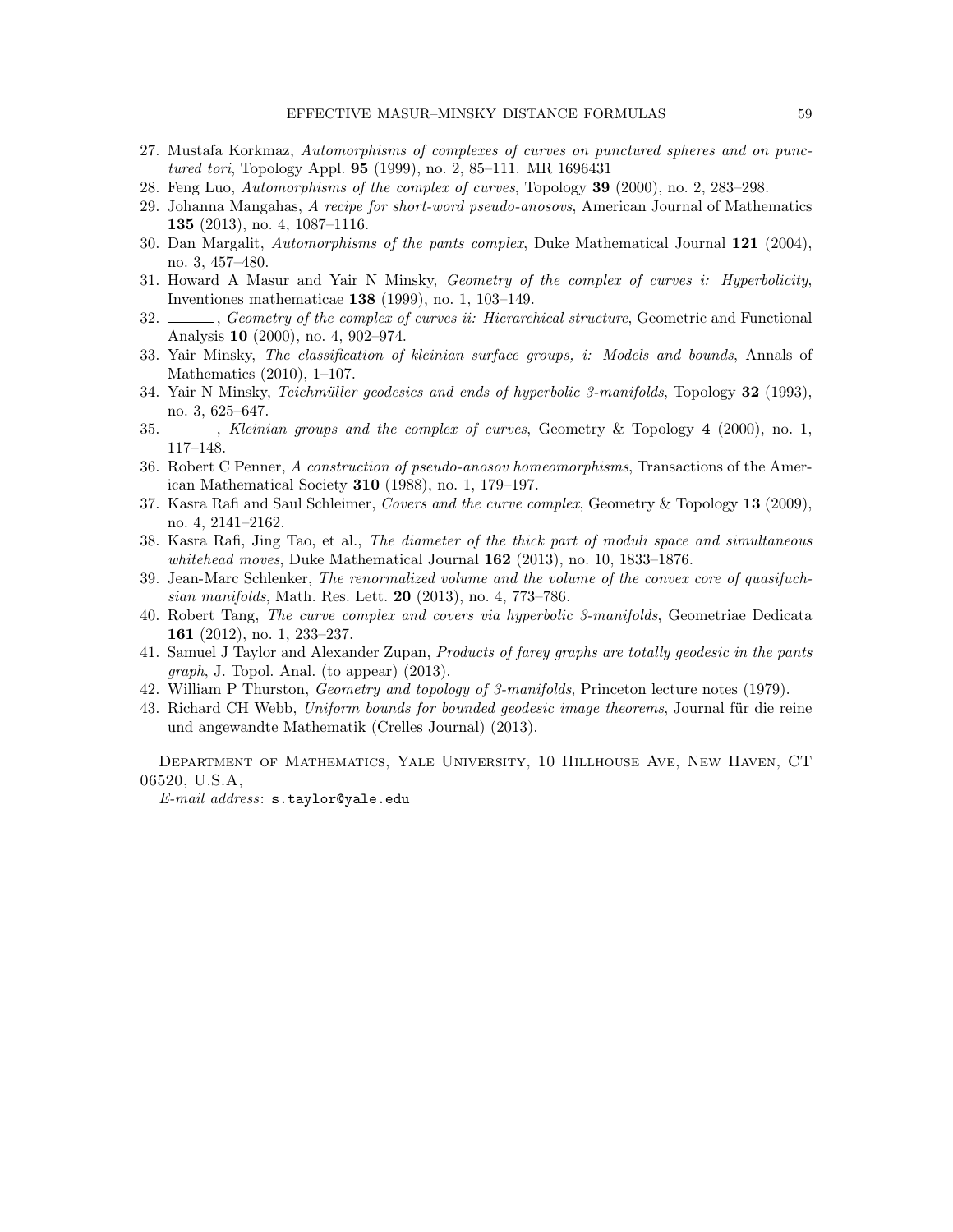27. Mustafa Korkmaz, *Automorphisms of complexes of curves on punctured spheres and on punctured tori*, Topology Appl. **95** (1999), no. 2, 85–111. MR 1696431
28. Feng Luo, *Automorphisms of the complex of curves*, Topology **39** (2000), no. 2, 283–298.
29. Johanna Mangahas, *A recipe for short-word pseudo-anosovs*, American Journal of Mathematics **135** (2013), no. 4, 1087–1116.
30. Dan Margalit, *Automorphisms of the pants complex*, Duke Mathematical Journal **121** (2004), no. 3, 457–480.
31. Howard A Masur and Yair N Minsky, *Geometry of the complex of curves i: Hyperbolicity*, Inventiones mathematicae **138** (1999), no. 1, 103–149.
32. ______, *Geometry of the complex of curves ii: Hierarchical structure*, Geometric and Functional Analysis **10** (2000), no. 4, 902–974.
33. Yair Minsky, *The classification of kleinian surface groups, i: Models and bounds*, Annals of Mathematics (2010), 1–107.
34. Yair N Minsky, *Teichmüller geodesics and ends of hyperbolic 3-manifolds*, Topology **32** (1993), no. 3, 625–647.
35. ______, *Kleinian groups and the complex of curves*, Geometry & Topology **4** (2000), no. 1, 117–148.
36. Robert C Penner, *A construction of pseudo-anosov homeomorphisms*, Transactions of the American Mathematical Society **310** (1988), no. 1, 179–197.
37. Kasra Rafi and Saul Schleimer, *Covers and the curve complex*, Geometry & Topology **13** (2009), no. 4, 2141–2162.
38. Kasra Rafi, Jing Tao, et al., *The diameter of the thick part of moduli space and simultaneous whitehead moves*, Duke Mathematical Journal **162** (2013), no. 10, 1833–1876.
39. Jean-Marc Schlenker, *The renormalized volume and the volume of the convex core of quasifuchsian manifolds*, Math. Res. Lett. **20** (2013), no. 4, 773–786.
40. Robert Tang, *The curve complex and covers via hyperbolic 3-manifolds*, Geometriae Dedicata **161** (2012), no. 1, 233–237.
41. Samuel J Taylor and Alexander Zupan, *Products of farey graphs are totally geodesic in the pants graph*, J. Topol. Anal. (to appear) (2013).
42. William P Thurston, *Geometry and topology of 3-manifolds*, Princeton lecture notes (1979).
43. Richard CH Webb, *Uniform bounds for bounded geodesic image theorems*, Journal für die reine und angewandte Mathematik (Crelles Journal) (2013).

Department of Mathematics, Yale University, 10 Hillhouse Ave, New Haven, CT 06520, U.S.A,

*E-mail address*: s.taylor@yale.edu